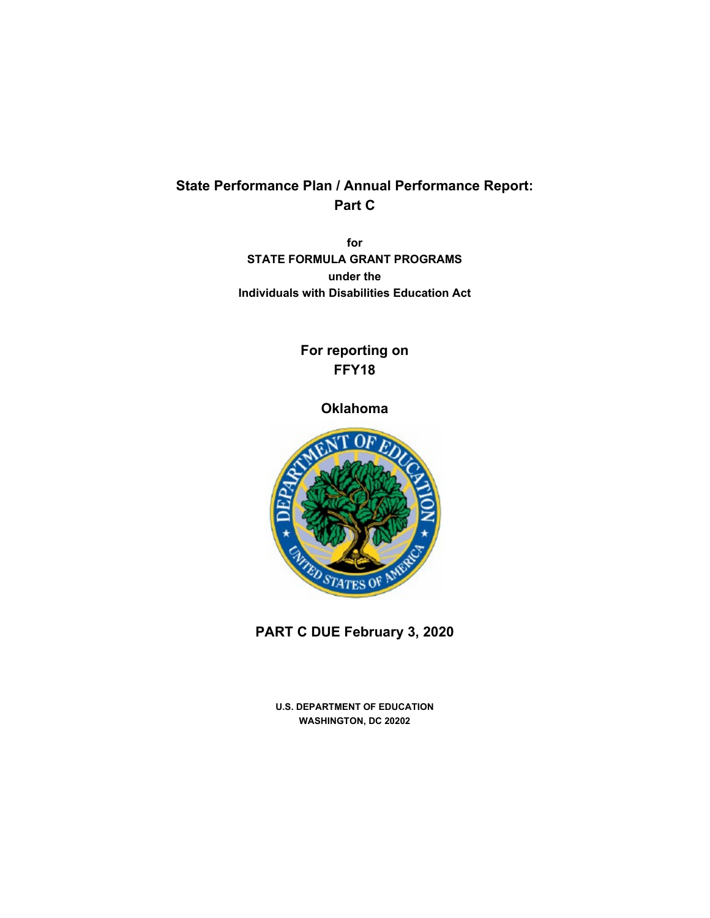# State Performance Plan / Annual Performance Report: Part C

**for**

**STATE FORMULA GRANT PROGRAMS**

**under the**

**Individuals with Disabilities Education Act**

## For reporting on FFY18

## Oklahoma

## PART C DUE February 3, 2020

**U.S. DEPARTMENT OF EDUCATION**
**WASHINGTON, DC 20202**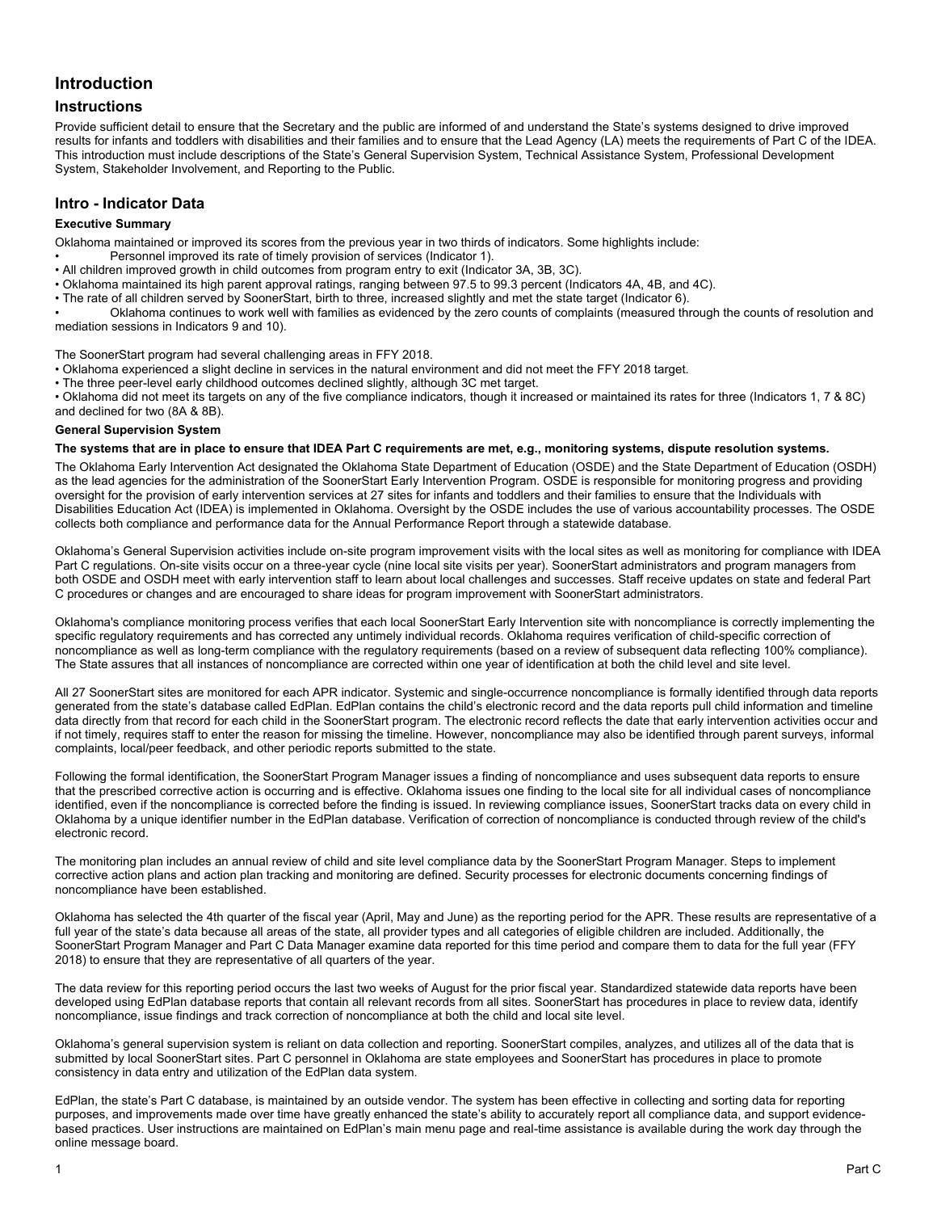# Introduction

## Instructions

Provide sufficient detail to ensure that the Secretary and the public are informed of and understand the State's systems designed to drive improved results for infants and toddlers with disabilities and their families and to ensure that the Lead Agency (LA) meets the requirements of Part C of the IDEA. This introduction must include descriptions of the State's General Supervision System, Technical Assistance System, Professional Development System, Stakeholder Involvement, and Reporting to the Public.

## Intro - Indicator Data

**Executive Summary**

Oklahoma maintained or improved its scores from the previous year in two thirds of indicators. Some highlights include:

- Personnel improved its rate of timely provision of services (Indicator 1).
- All children improved growth in child outcomes from program entry to exit (Indicator 3A, 3B, 3C).
- Oklahoma maintained its high parent approval ratings, ranging between 97.5 to 99.3 percent (Indicators 4A, 4B, and 4C).
- The rate of all children served by SoonerStart, birth to three, increased slightly and met the state target (Indicator 6).
- Oklahoma continues to work well with families as evidenced by the zero counts of complaints (measured through the counts of resolution and mediation sessions in Indicators 9 and 10).

The SoonerStart program had several challenging areas in FFY 2018.

- Oklahoma experienced a slight decline in services in the natural environment and did not meet the FFY 2018 target.
- The three peer-level early childhood outcomes declined slightly, although 3C met target.
- Oklahoma did not meet its targets on any of the five compliance indicators, though it increased or maintained its rates for three (Indicators 1, 7 & 8C) and declined for two (8A & 8B).

**General Supervision System**

**The systems that are in place to ensure that IDEA Part C requirements are met, e.g., monitoring systems, dispute resolution systems.**

The Oklahoma Early Intervention Act designated the Oklahoma State Department of Education (OSDE) and the State Department of Education (OSDH) as the lead agencies for the administration of the SoonerStart Early Intervention Program. OSDE is responsible for monitoring progress and providing oversight for the provision of early intervention services at 27 sites for infants and toddlers and their families to ensure that the Individuals with Disabilities Education Act (IDEA) is implemented in Oklahoma. Oversight by the OSDE includes the use of various accountability processes. The OSDE collects both compliance and performance data for the Annual Performance Report through a statewide database.

Oklahoma's General Supervision activities include on-site program improvement visits with the local sites as well as monitoring for compliance with IDEA Part C regulations. On-site visits occur on a three-year cycle (nine local site visits per year). SoonerStart administrators and program managers from both OSDE and OSDH meet with early intervention staff to learn about local challenges and successes. Staff receive updates on state and federal Part C procedures or changes and are encouraged to share ideas for program improvement with SoonerStart administrators.

Oklahoma's compliance monitoring process verifies that each local SoonerStart Early Intervention site with noncompliance is correctly implementing the specific regulatory requirements and has corrected any untimely individual records. Oklahoma requires verification of child-specific correction of noncompliance as well as long-term compliance with the regulatory requirements (based on a review of subsequent data reflecting 100% compliance). The State assures that all instances of noncompliance are corrected within one year of identification at both the child level and site level.

All 27 SoonerStart sites are monitored for each APR indicator. Systemic and single-occurrence noncompliance is formally identified through data reports generated from the state's database called EdPlan. EdPlan contains the child's electronic record and the data reports pull child information and timeline data directly from that record for each child in the SoonerStart program. The electronic record reflects the date that early intervention activities occur and if not timely, requires staff to enter the reason for missing the timeline. However, noncompliance may also be identified through parent surveys, informal complaints, local/peer feedback, and other periodic reports submitted to the state.

Following the formal identification, the SoonerStart Program Manager issues a finding of noncompliance and uses subsequent data reports to ensure that the prescribed corrective action is occurring and is effective. Oklahoma issues one finding to the local site for all individual cases of noncompliance identified, even if the noncompliance is corrected before the finding is issued. In reviewing compliance issues, SoonerStart tracks data on every child in Oklahoma by a unique identifier number in the EdPlan database. Verification of correction of noncompliance is conducted through review of the child's electronic record.

The monitoring plan includes an annual review of child and site level compliance data by the SoonerStart Program Manager. Steps to implement corrective action plans and action plan tracking and monitoring are defined. Security processes for electronic documents concerning findings of noncompliance have been established.

Oklahoma has selected the 4th quarter of the fiscal year (April, May and June) as the reporting period for the APR. These results are representative of a full year of the state's data because all areas of the state, all provider types and all categories of eligible children are included. Additionally, the SoonerStart Program Manager and Part C Data Manager examine data reported for this time period and compare them to data for the full year (FFY 2018) to ensure that they are representative of all quarters of the year.

The data review for this reporting period occurs the last two weeks of August for the prior fiscal year. Standardized statewide data reports have been developed using EdPlan database reports that contain all relevant records from all sites. SoonerStart has procedures in place to review data, identify noncompliance, issue findings and track correction of noncompliance at both the child and local site level.

Oklahoma's general supervision system is reliant on data collection and reporting. SoonerStart compiles, analyzes, and utilizes all of the data that is submitted by local SoonerStart sites. Part C personnel in Oklahoma are state employees and SoonerStart has procedures in place to promote consistency in data entry and utilization of the EdPlan data system.

EdPlan, the state's Part C database, is maintained by an outside vendor. The system has been effective in collecting and sorting data for reporting purposes, and improvements made over time have greatly enhanced the state's ability to accurately report all compliance data, and support evidence-based practices. User instructions are maintained on EdPlan's main menu page and real-time assistance is available during the work day through the online message board.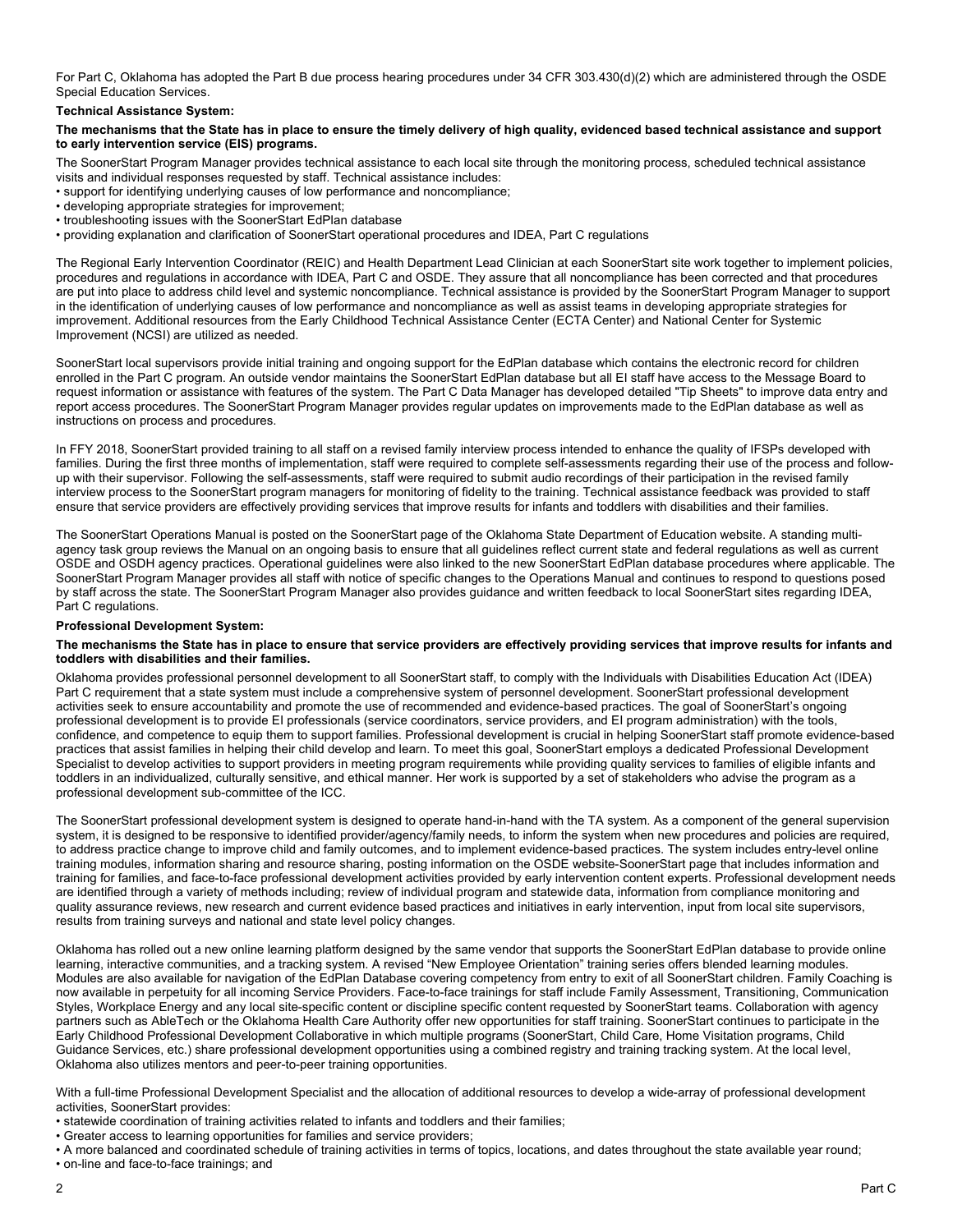For Part C, Oklahoma has adopted the Part B due process hearing procedures under 34 CFR 303.430(d)(2) which are administered through the OSDE Special Education Services.

**Technical Assistance System:**

**The mechanisms that the State has in place to ensure the timely delivery of high quality, evidenced based technical assistance and support to early intervention service (EIS) programs.**

The SoonerStart Program Manager provides technical assistance to each local site through the monitoring process, scheduled technical assistance visits and individual responses requested by staff. Technical assistance includes:

- support for identifying underlying causes of low performance and noncompliance;
- developing appropriate strategies for improvement;
- troubleshooting issues with the SoonerStart EdPlan database
- providing explanation and clarification of SoonerStart operational procedures and IDEA, Part C regulations

The Regional Early Intervention Coordinator (REIC) and Health Department Lead Clinician at each SoonerStart site work together to implement policies, procedures and regulations in accordance with IDEA, Part C and OSDE. They assure that all noncompliance has been corrected and that procedures are put into place to address child level and systemic noncompliance. Technical assistance is provided by the SoonerStart Program Manager to support in the identification of underlying causes of low performance and noncompliance as well as assist teams in developing appropriate strategies for improvement. Additional resources from the Early Childhood Technical Assistance Center (ECTA Center) and National Center for Systemic Improvement (NCSI) are utilized as needed.

SoonerStart local supervisors provide initial training and ongoing support for the EdPlan database which contains the electronic record for children enrolled in the Part C program. An outside vendor maintains the SoonerStart EdPlan database but all EI staff have access to the Message Board to request information or assistance with features of the system. The Part C Data Manager has developed detailed "Tip Sheets" to improve data entry and report access procedures. The SoonerStart Program Manager provides regular updates on improvements made to the EdPlan database as well as instructions on process and procedures.

In FFY 2018, SoonerStart provided training to all staff on a revised family interview process intended to enhance the quality of IFSPs developed with families. During the first three months of implementation, staff were required to complete self-assessments regarding their use of the process and follow-up with their supervisor. Following the self-assessments, staff were required to submit audio recordings of their participation in the revised family interview process to the SoonerStart program managers for monitoring of fidelity to the training. Technical assistance feedback was provided to staff ensure that service providers are effectively providing services that improve results for infants and toddlers with disabilities and their families.

The SoonerStart Operations Manual is posted on the SoonerStart page of the Oklahoma State Department of Education website. A standing multi-agency task group reviews the Manual on an ongoing basis to ensure that all guidelines reflect current state and federal regulations as well as current OSDE and OSDH agency practices. Operational guidelines were also linked to the new SoonerStart EdPlan database procedures where applicable. The SoonerStart Program Manager provides all staff with notice of specific changes to the Operations Manual and continues to respond to questions posed by staff across the state. The SoonerStart Program Manager also provides guidance and written feedback to local SoonerStart sites regarding IDEA, Part C regulations.

**Professional Development System:**

**The mechanisms the State has in place to ensure that service providers are effectively providing services that improve results for infants and toddlers with disabilities and their families.**

Oklahoma provides professional personnel development to all SoonerStart staff, to comply with the Individuals with Disabilities Education Act (IDEA) Part C requirement that a state system must include a comprehensive system of personnel development. SoonerStart professional development activities seek to ensure accountability and promote the use of recommended and evidence-based practices. The goal of SoonerStart's ongoing professional development is to provide EI professionals (service coordinators, service providers, and EI program administration) with the tools, confidence, and competence to equip them to support families. Professional development is crucial in helping SoonerStart staff promote evidence-based practices that assist families in helping their child develop and learn. To meet this goal, SoonerStart employs a dedicated Professional Development Specialist to develop activities to support providers in meeting program requirements while providing quality services to families of eligible infants and toddlers in an individualized, culturally sensitive, and ethical manner. Her work is supported by a set of stakeholders who advise the program as a professional development sub-committee of the ICC.

The SoonerStart professional development system is designed to operate hand-in-hand with the TA system. As a component of the general supervision system, it is designed to be responsive to identified provider/agency/family needs, to inform the system when new procedures and policies are required, to address practice change to improve child and family outcomes, and to implement evidence-based practices. The system includes entry-level online training modules, information sharing and resource sharing, posting information on the OSDE website-SoonerStart page that includes information and training for families, and face-to-face professional development activities provided by early intervention content experts. Professional development needs are identified through a variety of methods including; review of individual program and statewide data, information from compliance monitoring and quality assurance reviews, new research and current evidence based practices and initiatives in early intervention, input from local site supervisors, results from training surveys and national and state level policy changes.

Oklahoma has rolled out a new online learning platform designed by the same vendor that supports the SoonerStart EdPlan database to provide online learning, interactive communities, and a tracking system. A revised "New Employee Orientation" training series offers blended learning modules. Modules are also available for navigation of the EdPlan Database covering competency from entry to exit of all SoonerStart children. Family Coaching is now available in perpetuity for all incoming Service Providers. Face-to-face trainings for staff include Family Assessment, Transitioning, Communication Styles, Workplace Energy and any local site-specific content or discipline specific content requested by SoonerStart teams. Collaboration with agency partners such as AbleTech or the Oklahoma Health Care Authority offer new opportunities for staff training. SoonerStart continues to participate in the Early Childhood Professional Development Collaborative in which multiple programs (SoonerStart, Child Care, Home Visitation programs, Child Guidance Services, etc.) share professional development opportunities using a combined registry and training tracking system. At the local level, Oklahoma also utilizes mentors and peer-to-peer training opportunities.

With a full-time Professional Development Specialist and the allocation of additional resources to develop a wide-array of professional development activities, SoonerStart provides:

- statewide coordination of training activities related to infants and toddlers and their families;
- Greater access to learning opportunities for families and service providers;
- A more balanced and coordinated schedule of training activities in terms of topics, locations, and dates throughout the state available year round;
- on-line and face-to-face trainings; and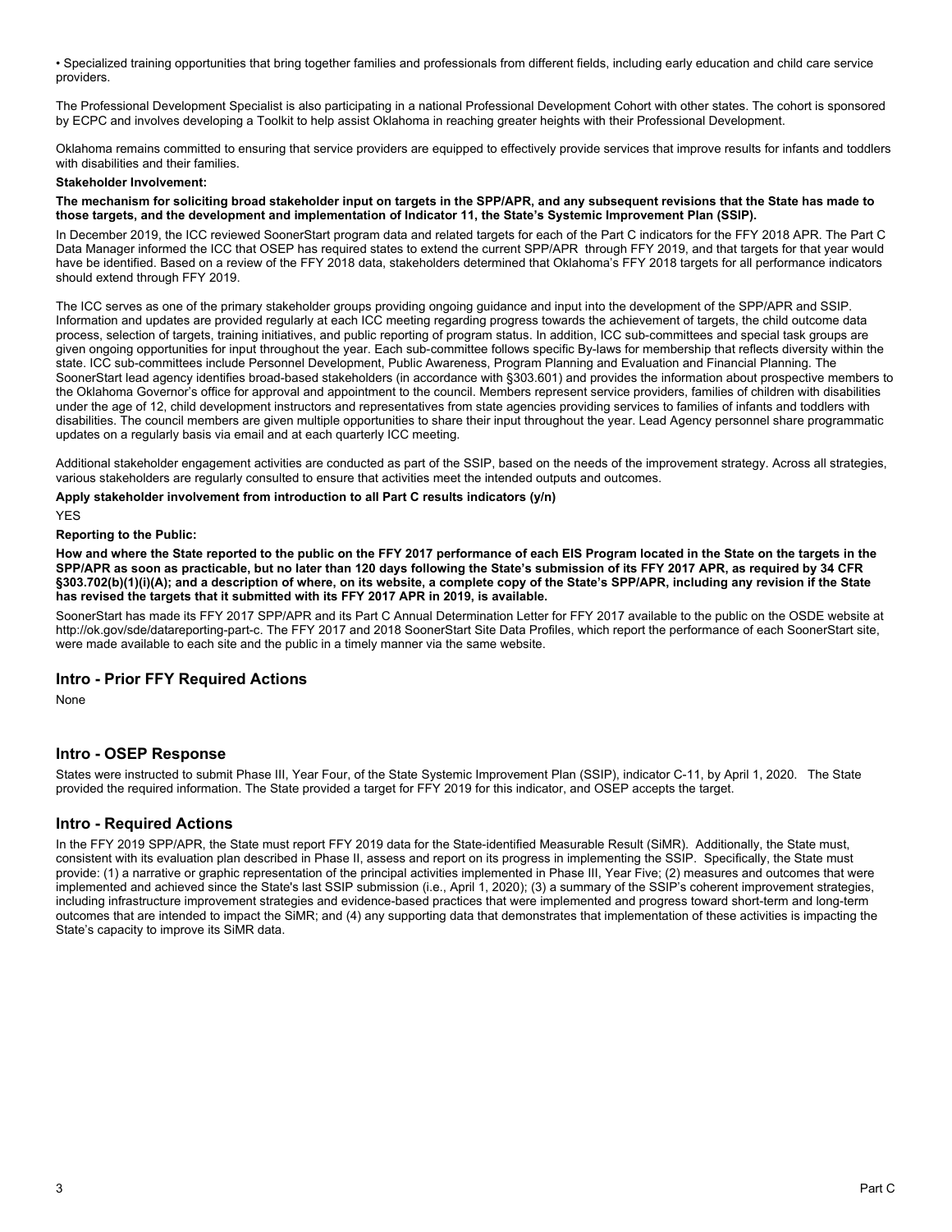• Specialized training opportunities that bring together families and professionals from different fields, including early education and child care service providers.

The Professional Development Specialist is also participating in a national Professional Development Cohort with other states. The cohort is sponsored by ECPC and involves developing a Toolkit to help assist Oklahoma in reaching greater heights with their Professional Development.

Oklahoma remains committed to ensuring that service providers are equipped to effectively provide services that improve results for infants and toddlers with disabilities and their families.

**Stakeholder Involvement:**

**The mechanism for soliciting broad stakeholder input on targets in the SPP/APR, and any subsequent revisions that the State has made to those targets, and the development and implementation of Indicator 11, the State's Systemic Improvement Plan (SSIP).**

In December 2019, the ICC reviewed SoonerStart program data and related targets for each of the Part C indicators for the FFY 2018 APR. The Part C Data Manager informed the ICC that OSEP has required states to extend the current SPP/APR through FFY 2019, and that targets for that year would have be identified. Based on a review of the FFY 2018 data, stakeholders determined that Oklahoma's FFY 2018 targets for all performance indicators should extend through FFY 2019.

The ICC serves as one of the primary stakeholder groups providing ongoing guidance and input into the development of the SPP/APR and SSIP. Information and updates are provided regularly at each ICC meeting regarding progress towards the achievement of targets, the child outcome data process, selection of targets, training initiatives, and public reporting of program status. In addition, ICC sub-committees and special task groups are given ongoing opportunities for input throughout the year. Each sub-committee follows specific By-laws for membership that reflects diversity within the state. ICC sub-committees include Personnel Development, Public Awareness, Program Planning and Evaluation and Financial Planning. The SoonerStart lead agency identifies broad-based stakeholders (in accordance with §303.601) and provides the information about prospective members to the Oklahoma Governor's office for approval and appointment to the council. Members represent service providers, families of children with disabilities under the age of 12, child development instructors and representatives from state agencies providing services to families of infants and toddlers with disabilities. The council members are given multiple opportunities to share their input throughout the year. Lead Agency personnel share programmatic updates on a regularly basis via email and at each quarterly ICC meeting.

Additional stakeholder engagement activities are conducted as part of the SSIP, based on the needs of the improvement strategy. Across all strategies, various stakeholders are regularly consulted to ensure that activities meet the intended outputs and outcomes.

**Apply stakeholder involvement from introduction to all Part C results indicators (y/n)**

YES

**Reporting to the Public:**

**How and where the State reported to the public on the FFY 2017 performance of each EIS Program located in the State on the targets in the SPP/APR as soon as practicable, but no later than 120 days following the State's submission of its FFY 2017 APR, as required by 34 CFR §303.702(b)(1)(i)(A); and a description of where, on its website, a complete copy of the State's SPP/APR, including any revision if the State has revised the targets that it submitted with its FFY 2017 APR in 2019, is available.**

SoonerStart has made its FFY 2017 SPP/APR and its Part C Annual Determination Letter for FFY 2017 available to the public on the OSDE website at http://ok.gov/sde/datareporting-part-c. The FFY 2017 and 2018 SoonerStart Site Data Profiles, which report the performance of each SoonerStart site, were made available to each site and the public in a timely manner via the same website.

## Intro - Prior FFY Required Actions

None

## Intro - OSEP Response

States were instructed to submit Phase III, Year Four, of the State Systemic Improvement Plan (SSIP), indicator C-11, by April 1, 2020. The State provided the required information. The State provided a target for FFY 2019 for this indicator, and OSEP accepts the target.

## Intro - Required Actions

In the FFY 2019 SPP/APR, the State must report FFY 2019 data for the State-identified Measurable Result (SiMR). Additionally, the State must, consistent with its evaluation plan described in Phase II, assess and report on its progress in implementing the SSIP. Specifically, the State must provide: (1) a narrative or graphic representation of the principal activities implemented in Phase III, Year Five; (2) measures and outcomes that were implemented and achieved since the State's last SSIP submission (i.e., April 1, 2020); (3) a summary of the SSIP's coherent improvement strategies, including infrastructure improvement strategies and evidence-based practices that were implemented and progress toward short-term and long-term outcomes that are intended to impact the SiMR; and (4) any supporting data that demonstrates that implementation of these activities is impacting the State's capacity to improve its SiMR data.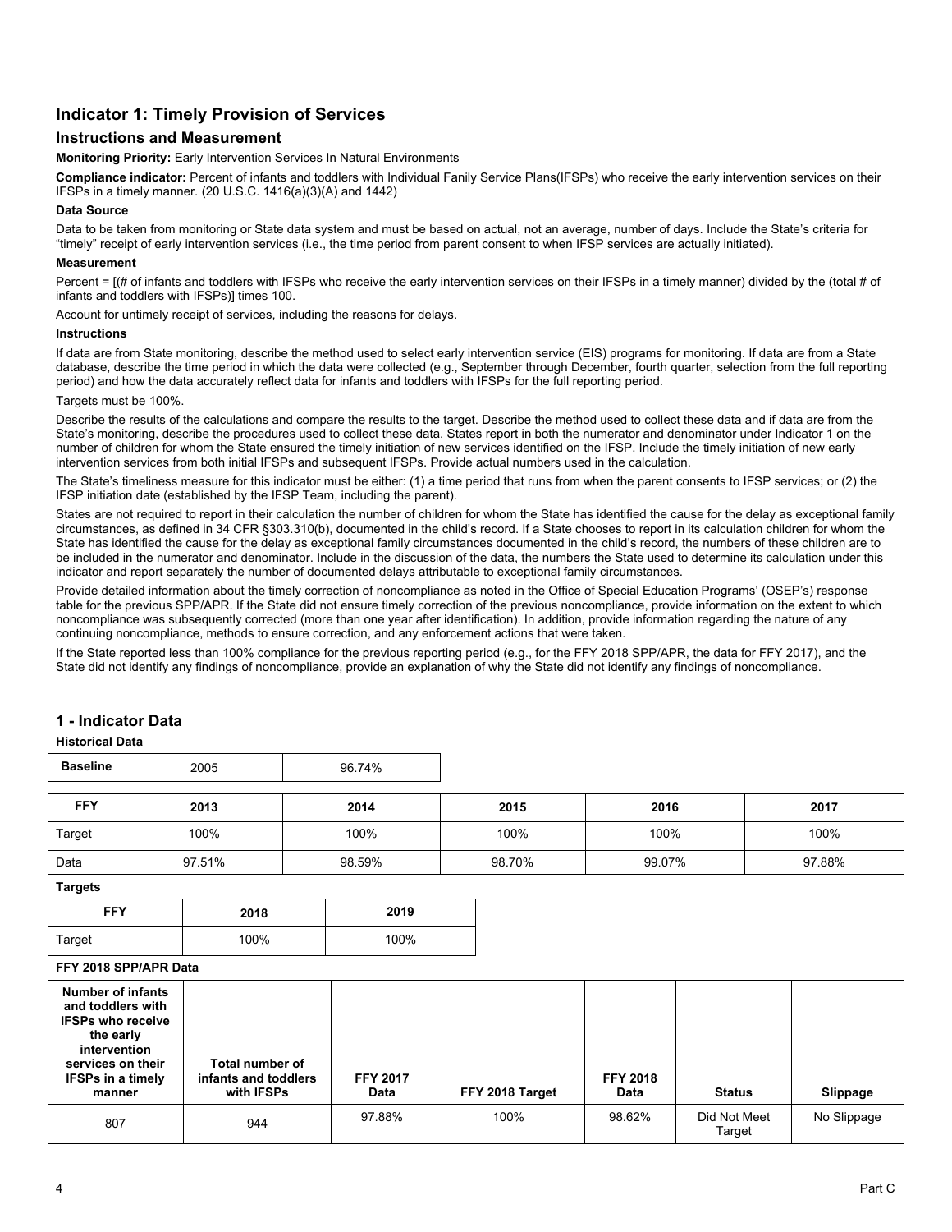## Indicator 1: Timely Provision of Services

### Instructions and Measurement

**Monitoring Priority:** Early Intervention Services In Natural Environments

**Compliance indicator:** Percent of infants and toddlers with Individual Fanily Service Plans(IFSPs) who receive the early intervention services on their IFSPs in a timely manner. (20 U.S.C. 1416(a)(3)(A) and 1442)

#### Data Source

Data to be taken from monitoring or State data system and must be based on actual, not an average, number of days. Include the State's criteria for "timely" receipt of early intervention services (i.e., the time period from parent consent to when IFSP services are actually initiated).

#### Measurement

Percent = [(# of infants and toddlers with IFSPs who receive the early intervention services on their IFSPs in a timely manner) divided by the (total # of infants and toddlers with IFSPs)] times 100.

Account for untimely receipt of services, including the reasons for delays.

#### Instructions

If data are from State monitoring, describe the method used to select early intervention service (EIS) programs for monitoring. If data are from a State database, describe the time period in which the data were collected (e.g., September through December, fourth quarter, selection from the full reporting period) and how the data accurately reflect data for infants and toddlers with IFSPs for the full reporting period.

Targets must be 100%.

Describe the results of the calculations and compare the results to the target. Describe the method used to collect these data and if data are from the State's monitoring, describe the procedures used to collect these data. States report in both the numerator and denominator under Indicator 1 on the number of children for whom the State ensured the timely initiation of new services identified on the IFSP. Include the timely initiation of new early intervention services from both initial IFSPs and subsequent IFSPs. Provide actual numbers used in the calculation.

The State's timeliness measure for this indicator must be either: (1) a time period that runs from when the parent consents to IFSP services; or (2) the IFSP initiation date (established by the IFSP Team, including the parent).

States are not required to report in their calculation the number of children for whom the State has identified the cause for the delay as exceptional family circumstances, as defined in 34 CFR §303.310(b), documented in the child's record. If a State chooses to report in its calculation children for whom the State has identified the cause for the delay as exceptional family circumstances documented in the child's record, the numbers of these children are to be included in the numerator and denominator. Include in the discussion of the data, the numbers the State used to determine its calculation under this indicator and report separately the number of documented delays attributable to exceptional family circumstances.

Provide detailed information about the timely correction of noncompliance as noted in the Office of Special Education Programs' (OSEP's) response table for the previous SPP/APR. If the State did not ensure timely correction of the previous noncompliance, provide information on the extent to which noncompliance was subsequently corrected (more than one year after identification). In addition, provide information regarding the nature of any continuing noncompliance, methods to ensure correction, and any enforcement actions that were taken.

If the State reported less than 100% compliance for the previous reporting period (e.g., for the FFY 2018 SPP/APR, the data for FFY 2017), and the State did not identify any findings of noncompliance, provide an explanation of why the State did not identify any findings of noncompliance.

## 1 - Indicator Data

**Historical Data**

| Baseline | 2005 | 96.74% |
|---|---|---|

| FFY | 2013 | 2014 | 2015 | 2016 | 2017 |
|---|---|---|---|---|---|
| Target | 100% | 100% | 100% | 100% | 100% |
| Data | 97.51% | 98.59% | 98.70% | 99.07% | 97.88% |

**Targets**

| FFY | 2018 | 2019 |
|---|---|---|
| Target | 100% | 100% |

**FFY 2018 SPP/APR Data**

| Number of infants and toddlers with IFSPs who receive the early intervention services on their IFSPs in a timely manner | Total number of infants and toddlers with IFSPs | FFY 2017 Data | FFY 2018 Target | FFY 2018 Data | Status | Slippage |
|---|---|---|---|---|---|---|
| 807 | 944 | 97.88% | 100% | 98.62% | Did Not Meet Target | No Slippage |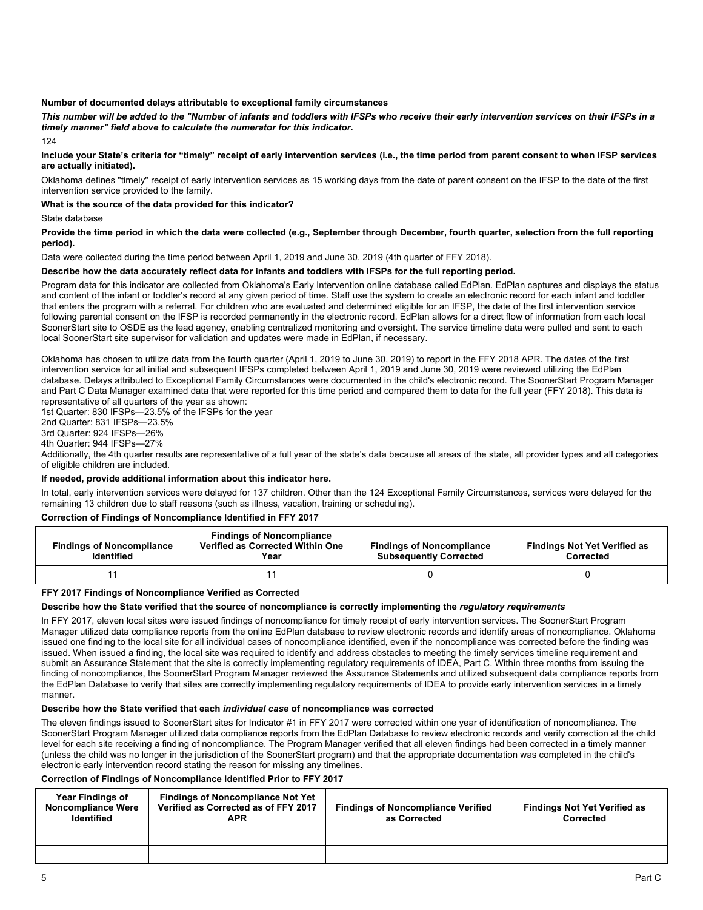**Number of documented delays attributable to exceptional family circumstances**

***This number will be added to the "Number of infants and toddlers with IFSPs who receive their early intervention services on their IFSPs in a timely manner" field above to calculate the numerator for this indicator.***

124

**Include your State's criteria for "timely" receipt of early intervention services (i.e., the time period from parent consent to when IFSP services are actually initiated).**

Oklahoma defines "timely" receipt of early intervention services as 15 working days from the date of parent consent on the IFSP to the date of the first intervention service provided to the family.

**What is the source of the data provided for this indicator?**

State database

**Provide the time period in which the data were collected (e.g., September through December, fourth quarter, selection from the full reporting period).**

Data were collected during the time period between April 1, 2019 and June 30, 2019 (4th quarter of FFY 2018).

**Describe how the data accurately reflect data for infants and toddlers with IFSPs for the full reporting period.**

Program data for this indicator are collected from Oklahoma's Early Intervention online database called EdPlan. EdPlan captures and displays the status and content of the infant or toddler's record at any given period of time. Staff use the system to create an electronic record for each infant and toddler that enters the program with a referral. For children who are evaluated and determined eligible for an IFSP, the date of the first intervention service following parental consent on the IFSP is recorded permanently in the electronic record. EdPlan allows for a direct flow of information from each local SoonerStart site to OSDE as the lead agency, enabling centralized monitoring and oversight. The service timeline data were pulled and sent to each local SoonerStart site supervisor for validation and updates were made in EdPlan, if necessary.

Oklahoma has chosen to utilize data from the fourth quarter (April 1, 2019 to June 30, 2019) to report in the FFY 2018 APR. The dates of the first intervention service for all initial and subsequent IFSPs completed between April 1, 2019 and June 30, 2019 were reviewed utilizing the EdPlan database. Delays attributed to Exceptional Family Circumstances were documented in the child's electronic record. The SoonerStart Program Manager and Part C Data Manager examined data that were reported for this time period and compared them to data for the full year (FFY 2018). This data is representative of all quarters of the year as shown:
1st Quarter: 830 IFSPs—23.5% of the IFSPs for the year
2nd Quarter: 831 IFSPs—23.5%
3rd Quarter: 924 IFSPs—26%
4th Quarter: 944 IFSPs—27%
Additionally, the 4th quarter results are representative of a full year of the state's data because all areas of the state, all provider types and all categories of eligible children are included.

**If needed, provide additional information about this indicator here.**

In total, early intervention services were delayed for 137 children. Other than the 124 Exceptional Family Circumstances, services were delayed for the remaining 13 children due to staff reasons (such as illness, vacation, training or scheduling).

**Correction of Findings of Noncompliance Identified in FFY 2017**

| Findings of Noncompliance Identified | Findings of Noncompliance Verified as Corrected Within One Year | Findings of Noncompliance Subsequently Corrected | Findings Not Yet Verified as Corrected |
|---|---|---|---|
| 11 | 11 | 0 | 0 |

**FFY 2017 Findings of Noncompliance Verified as Corrected**

**Describe how the State verified that the source of noncompliance is correctly implementing the *regulatory requirements***

In FFY 2017, eleven local sites were issued findings of noncompliance for timely receipt of early intervention services. The SoonerStart Program Manager utilized data compliance reports from the online EdPlan database to review electronic records and identify areas of noncompliance. Oklahoma issued one finding to the local site for all individual cases of noncompliance identified, even if the noncompliance was corrected before the finding was issued. When issued a finding, the local site was required to identify and address obstacles to meeting the timely services timeline requirement and submit an Assurance Statement that the site is correctly implementing regulatory requirements of IDEA, Part C. Within three months from issuing the finding of noncompliance, the SoonerStart Program Manager reviewed the Assurance Statements and utilized subsequent data compliance reports from the EdPlan Database to verify that sites are correctly implementing regulatory requirements of IDEA to provide early intervention services in a timely manner.

**Describe how the State verified that each *individual case* of noncompliance was corrected**

The eleven findings issued to SoonerStart sites for Indicator #1 in FFY 2017 were corrected within one year of identification of noncompliance. The SoonerStart Program Manager utilized data compliance reports from the EdPlan Database to review electronic records and verify correction at the child level for each site receiving a finding of noncompliance. The Program Manager verified that all eleven findings had been corrected in a timely manner (unless the child was no longer in the jurisdiction of the SoonerStart program) and that the appropriate documentation was completed in the child's electronic early intervention record stating the reason for missing any timelines.

**Correction of Findings of Noncompliance Identified Prior to FFY 2017**

| Year Findings of Noncompliance Were Identified | Findings of Noncompliance Not Yet Verified as Corrected as of FFY 2017 APR | Findings of Noncompliance Verified as Corrected | Findings Not Yet Verified as Corrected |
|---|---|---|---|
| | | | |
| | | | |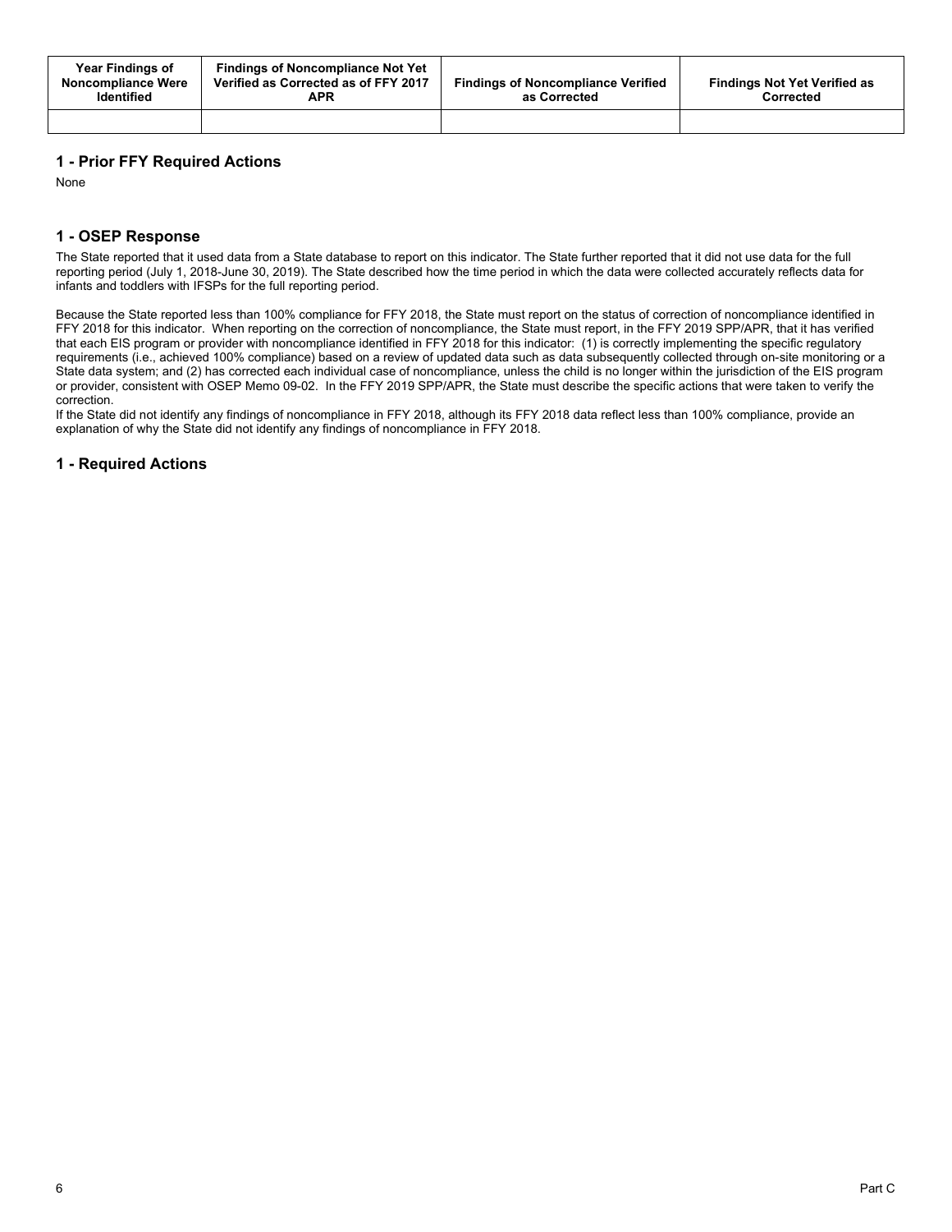| Year Findings of Noncompliance Were Identified | Findings of Noncompliance Not Yet Verified as Corrected as of FFY 2017 APR | Findings of Noncompliance Verified as Corrected | Findings Not Yet Verified as Corrected |
|---|---|---|---|
| | | | |

## 1 - Prior FFY Required Actions

None

## 1 - OSEP Response

The State reported that it used data from a State database to report on this indicator. The State further reported that it did not use data for the full reporting period (July 1, 2018-June 30, 2019). The State described how the time period in which the data were collected accurately reflects data for infants and toddlers with IFSPs for the full reporting period.

Because the State reported less than 100% compliance for FFY 2018, the State must report on the status of correction of noncompliance identified in FFY 2018 for this indicator. When reporting on the correction of noncompliance, the State must report, in the FFY 2019 SPP/APR, that it has verified that each EIS program or provider with noncompliance identified in FFY 2018 for this indicator: (1) is correctly implementing the specific regulatory requirements (i.e., achieved 100% compliance) based on a review of updated data such as data subsequently collected through on-site monitoring or a State data system; and (2) has corrected each individual case of noncompliance, unless the child is no longer within the jurisdiction of the EIS program or provider, consistent with OSEP Memo 09-02. In the FFY 2019 SPP/APR, the State must describe the specific actions that were taken to verify the correction.

If the State did not identify any findings of noncompliance in FFY 2018, although its FFY 2018 data reflect less than 100% compliance, provide an explanation of why the State did not identify any findings of noncompliance in FFY 2018.

## 1 - Required Actions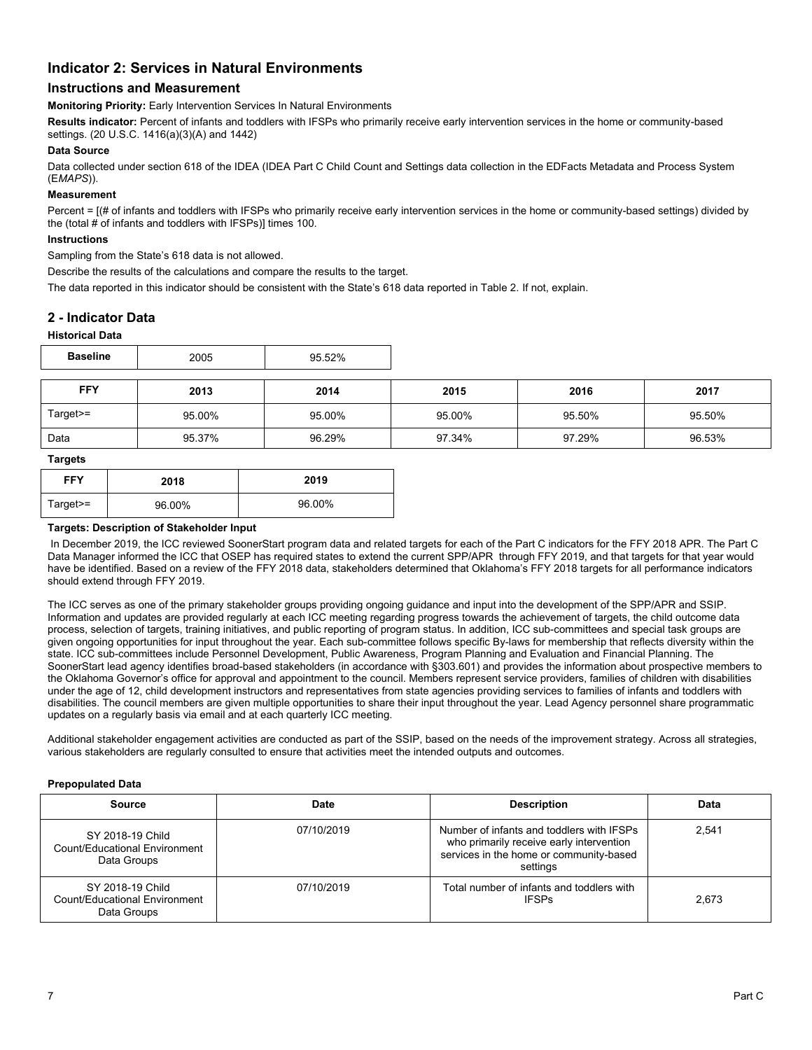## Indicator 2: Services in Natural Environments

### Instructions and Measurement

**Monitoring Priority:** Early Intervention Services In Natural Environments

**Results indicator:** Percent of infants and toddlers with IFSPs who primarily receive early intervention services in the home or community-based settings. (20 U.S.C. 1416(a)(3)(A) and 1442)

**Data Source**

Data collected under section 618 of the IDEA (IDEA Part C Child Count and Settings data collection in the EDFacts Metadata and Process System (E*MAPS*)).

**Measurement**

Percent = [(# of infants and toddlers with IFSPs who primarily receive early intervention services in the home or community-based settings) divided by the (total # of infants and toddlers with IFSPs)] times 100.

**Instructions**

Sampling from the State's 618 data is not allowed.

Describe the results of the calculations and compare the results to the target.

The data reported in this indicator should be consistent with the State's 618 data reported in Table 2. If not, explain.

### 2 - Indicator Data

**Historical Data**

| Baseline | 2005 | 95.52% |
|---|---|---|

| FFY | 2013 | 2014 | 2015 | 2016 | 2017 |
|---|---|---|---|---|---|
| Target>= | 95.00% | 95.00% | 95.00% | 95.50% | 95.50% |
| Data | 95.37% | 96.29% | 97.34% | 97.29% | 96.53% |

**Targets**

| FFY | 2018 | 2019 |
|---|---|---|
| Target>= | 96.00% | 96.00% |

**Targets: Description of Stakeholder Input**

In December 2019, the ICC reviewed SoonerStart program data and related targets for each of the Part C indicators for the FFY 2018 APR. The Part C Data Manager informed the ICC that OSEP has required states to extend the current SPP/APR through FFY 2019, and that targets for that year would have be identified. Based on a review of the FFY 2018 data, stakeholders determined that Oklahoma's FFY 2018 targets for all performance indicators should extend through FFY 2019.

The ICC serves as one of the primary stakeholder groups providing ongoing guidance and input into the development of the SPP/APR and SSIP. Information and updates are provided regularly at each ICC meeting regarding progress towards the achievement of targets, the child outcome data process, selection of targets, training initiatives, and public reporting of program status. In addition, ICC sub-committees and special task groups are given ongoing opportunities for input throughout the year. Each sub-committee follows specific By-laws for membership that reflects diversity within the state. ICC sub-committees include Personnel Development, Public Awareness, Program Planning and Evaluation and Financial Planning. The SoonerStart lead agency identifies broad-based stakeholders (in accordance with §303.601) and provides the information about prospective members to the Oklahoma Governor's office for approval and appointment to the council. Members represent service providers, families of children with disabilities under the age of 12, child development instructors and representatives from state agencies providing services to families of infants and toddlers with disabilities. The council members are given multiple opportunities to share their input throughout the year. Lead Agency personnel share programmatic updates on a regularly basis via email and at each quarterly ICC meeting.

Additional stakeholder engagement activities are conducted as part of the SSIP, based on the needs of the improvement strategy. Across all strategies, various stakeholders are regularly consulted to ensure that activities meet the intended outputs and outcomes.

**Prepopulated Data**

| Source | Date | Description | Data |
|---|---|---|---|
| SY 2018-19 Child Count/Educational Environment Data Groups | 07/10/2019 | Number of infants and toddlers with IFSPs who primarily receive early intervention services in the home or community-based settings | 2,541 |
| SY 2018-19 Child Count/Educational Environment Data Groups | 07/10/2019 | Total number of infants and toddlers with IFSPs | 2,673 |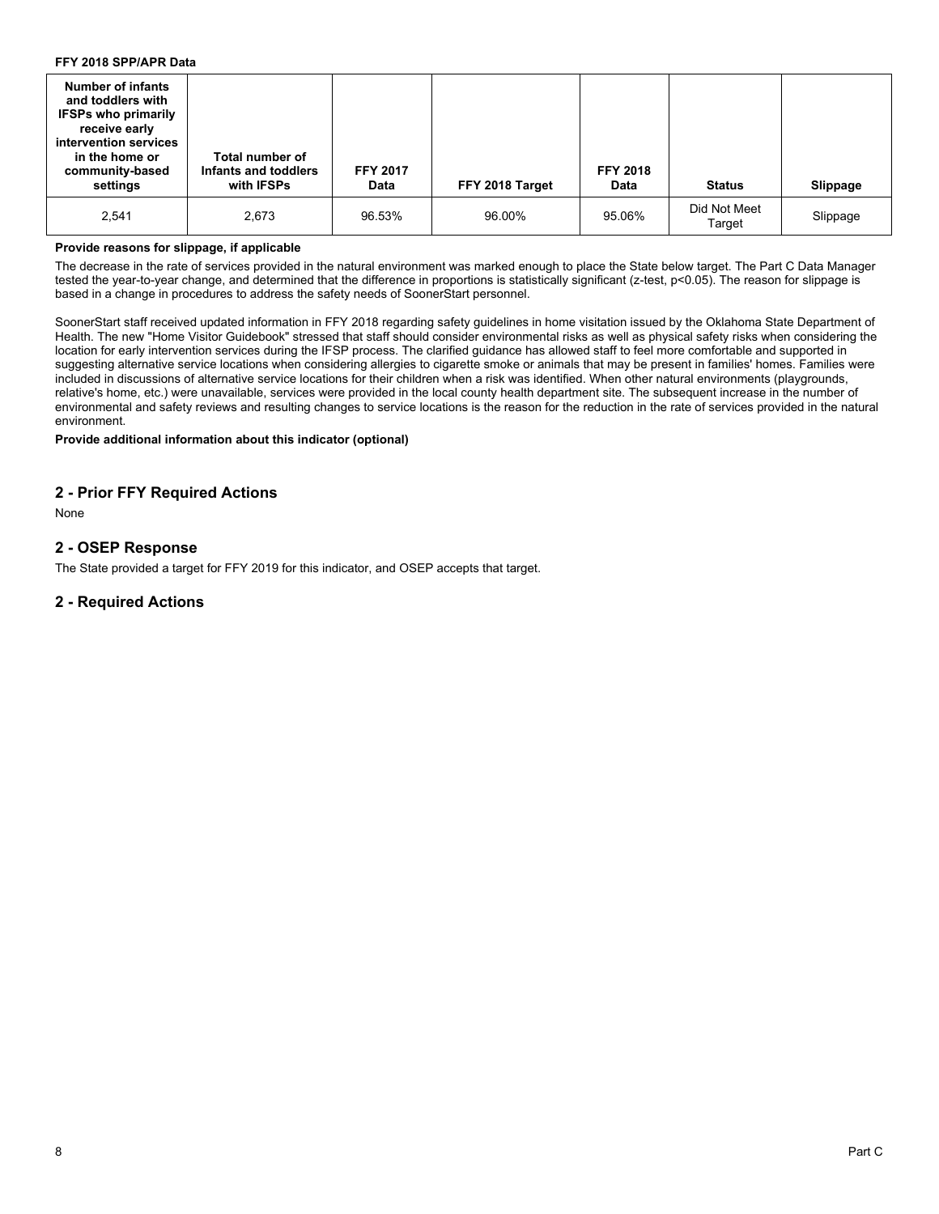**FFY 2018 SPP/APR Data**

| Number of infants and toddlers with IFSPs who primarily receive early intervention services in the home or community-based settings | Total number of Infants and toddlers with IFSPs | FFY 2017 Data | FFY 2018 Target | FFY 2018 Data | Status | Slippage |
|---|---|---|---|---|---|---|
| 2,541 | 2,673 | 96.53% | 96.00% | 95.06% | Did Not Meet Target | Slippage |

**Provide reasons for slippage, if applicable**

The decrease in the rate of services provided in the natural environment was marked enough to place the State below target. The Part C Data Manager tested the year-to-year change, and determined that the difference in proportions is statistically significant (z-test, $p<0.05$). The reason for slippage is based in a change in procedures to address the safety needs of SoonerStart personnel.

SoonerStart staff received updated information in FFY 2018 regarding safety guidelines in home visitation issued by the Oklahoma State Department of Health. The new "Home Visitor Guidebook" stressed that staff should consider environmental risks as well as physical safety risks when considering the location for early intervention services during the IFSP process. The clarified guidance has allowed staff to feel more comfortable and supported in suggesting alternative service locations when considering allergies to cigarette smoke or animals that may be present in families' homes. Families were included in discussions of alternative service locations for their children when a risk was identified. When other natural environments (playgrounds, relative's home, etc.) were unavailable, services were provided in the local county health department site. The subsequent increase in the number of environmental and safety reviews and resulting changes to service locations is the reason for the reduction in the rate of services provided in the natural environment.

**Provide additional information about this indicator (optional)**

## 2 - Prior FFY Required Actions

None

## 2 - OSEP Response

The State provided a target for FFY 2019 for this indicator, and OSEP accepts that target.

## 2 - Required Actions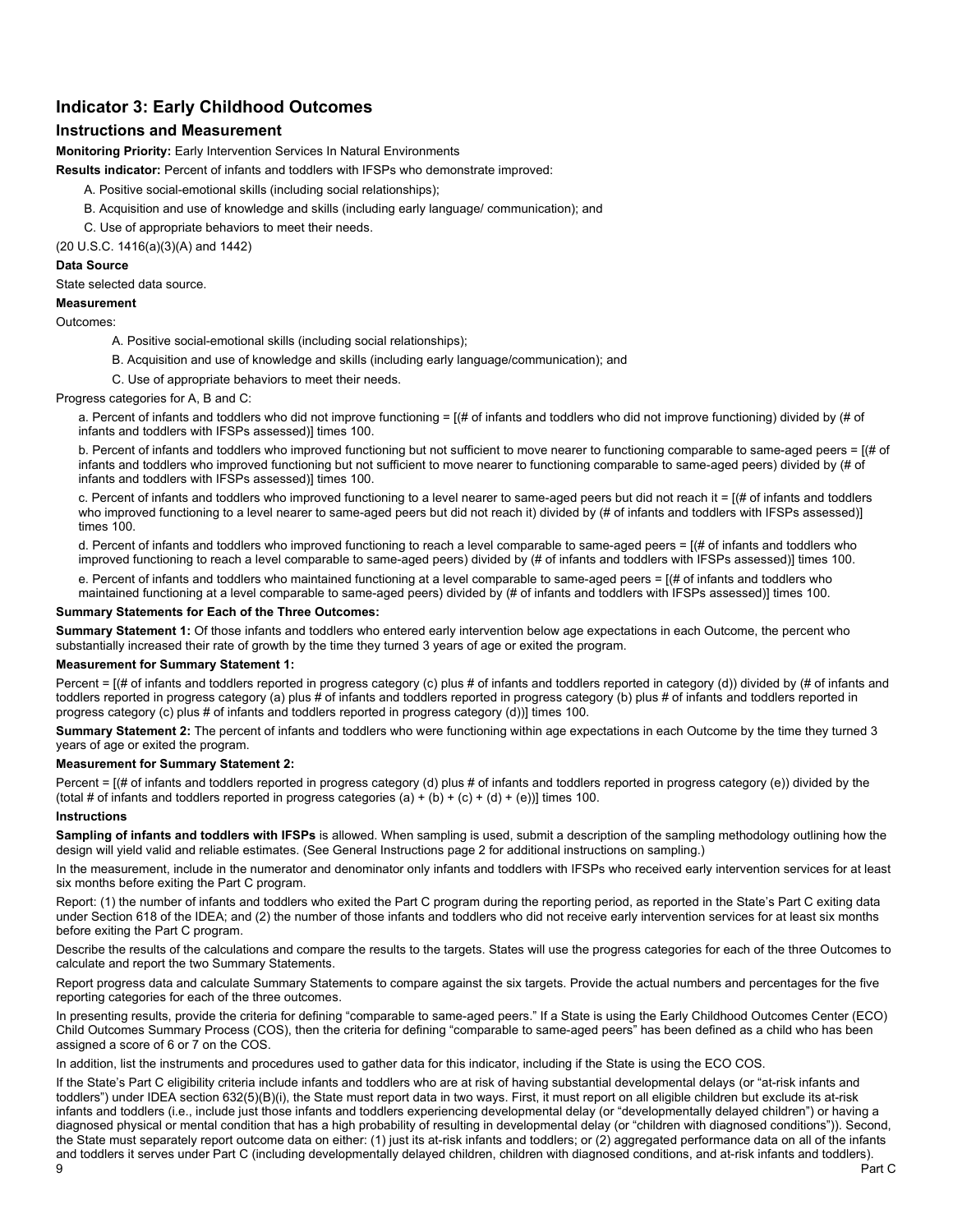## Indicator 3: Early Childhood Outcomes

### Instructions and Measurement

**Monitoring Priority:** Early Intervention Services In Natural Environments

**Results indicator:** Percent of infants and toddlers with IFSPs who demonstrate improved:

A. Positive social-emotional skills (including social relationships);

B. Acquisition and use of knowledge and skills (including early language/ communication); and

C. Use of appropriate behaviors to meet their needs.

(20 U.S.C. 1416(a)(3)(A) and 1442)

**Data Source**

State selected data source.

**Measurement**

Outcomes:

A. Positive social-emotional skills (including social relationships);

B. Acquisition and use of knowledge and skills (including early language/communication); and

C. Use of appropriate behaviors to meet their needs.

Progress categories for A, B and C:

a. Percent of infants and toddlers who did not improve functioning = [(# of infants and toddlers who did not improve functioning) divided by (# of infants and toddlers with IFSPs assessed)] times 100.

b. Percent of infants and toddlers who improved functioning but not sufficient to move nearer to functioning comparable to same-aged peers = [(# of infants and toddlers who improved functioning but not sufficient to move nearer to functioning comparable to same-aged peers) divided by (# of infants and toddlers with IFSPs assessed)] times 100.

c. Percent of infants and toddlers who improved functioning to a level nearer to same-aged peers but did not reach it = [(# of infants and toddlers who improved functioning to a level nearer to same-aged peers but did not reach it) divided by (# of infants and toddlers with IFSPs assessed)] times 100.

d. Percent of infants and toddlers who improved functioning to reach a level comparable to same-aged peers = [(# of infants and toddlers who improved functioning to reach a level comparable to same-aged peers) divided by (# of infants and toddlers with IFSPs assessed)] times 100.

e. Percent of infants and toddlers who maintained functioning at a level comparable to same-aged peers = [(# of infants and toddlers who maintained functioning at a level comparable to same-aged peers) divided by (# of infants and toddlers with IFSPs assessed)] times 100.

**Summary Statements for Each of the Three Outcomes:**

**Summary Statement 1:** Of those infants and toddlers who entered early intervention below age expectations in each Outcome, the percent who substantially increased their rate of growth by the time they turned 3 years of age or exited the program.

**Measurement for Summary Statement 1:**

Percent = [(# of infants and toddlers reported in progress category (c) plus # of infants and toddlers reported in category (d)) divided by (# of infants and toddlers reported in progress category (a) plus # of infants and toddlers reported in progress category (b) plus # of infants and toddlers reported in progress category (c) plus # of infants and toddlers reported in progress category (d))] times 100.

**Summary Statement 2:** The percent of infants and toddlers who were functioning within age expectations in each Outcome by the time they turned 3 years of age or exited the program.

**Measurement for Summary Statement 2:**

Percent = [(# of infants and toddlers reported in progress category (d) plus # of infants and toddlers reported in progress category (e)) divided by the (total # of infants and toddlers reported in progress categories (a) + (b) + (c) + (d) + (e))] times 100.

**Instructions**

**Sampling of infants and toddlers with IFSPs** is allowed. When sampling is used, submit a description of the sampling methodology outlining how the design will yield valid and reliable estimates. (See General Instructions page 2 for additional instructions on sampling.)

In the measurement, include in the numerator and denominator only infants and toddlers with IFSPs who received early intervention services for at least six months before exiting the Part C program.

Report: (1) the number of infants and toddlers who exited the Part C program during the reporting period, as reported in the State's Part C exiting data under Section 618 of the IDEA; and (2) the number of those infants and toddlers who did not receive early intervention services for at least six months before exiting the Part C program.

Describe the results of the calculations and compare the results to the targets. States will use the progress categories for each of the three Outcomes to calculate and report the two Summary Statements.

Report progress data and calculate Summary Statements to compare against the six targets. Provide the actual numbers and percentages for the five reporting categories for each of the three outcomes.

In presenting results, provide the criteria for defining "comparable to same-aged peers." If a State is using the Early Childhood Outcomes Center (ECO) Child Outcomes Summary Process (COS), then the criteria for defining "comparable to same-aged peers" has been defined as a child who has been assigned a score of 6 or 7 on the COS.

In addition, list the instruments and procedures used to gather data for this indicator, including if the State is using the ECO COS.

If the State's Part C eligibility criteria include infants and toddlers who are at risk of having substantial developmental delays (or "at-risk infants and toddlers") under IDEA section 632(5)(B)(i), the State must report data in two ways. First, it must report on all eligible children but exclude its at-risk infants and toddlers (i.e., include just those infants and toddlers experiencing developmental delay (or "developmentally delayed children") or having a diagnosed physical or mental condition that has a high probability of resulting in developmental delay (or "children with diagnosed conditions")). Second, the State must separately report outcome data on either: (1) just its at-risk infants and toddlers; or (2) aggregated performance data on all of the infants and toddlers it serves under Part C (including developmentally delayed children, children with diagnosed conditions, and at-risk infants and toddlers).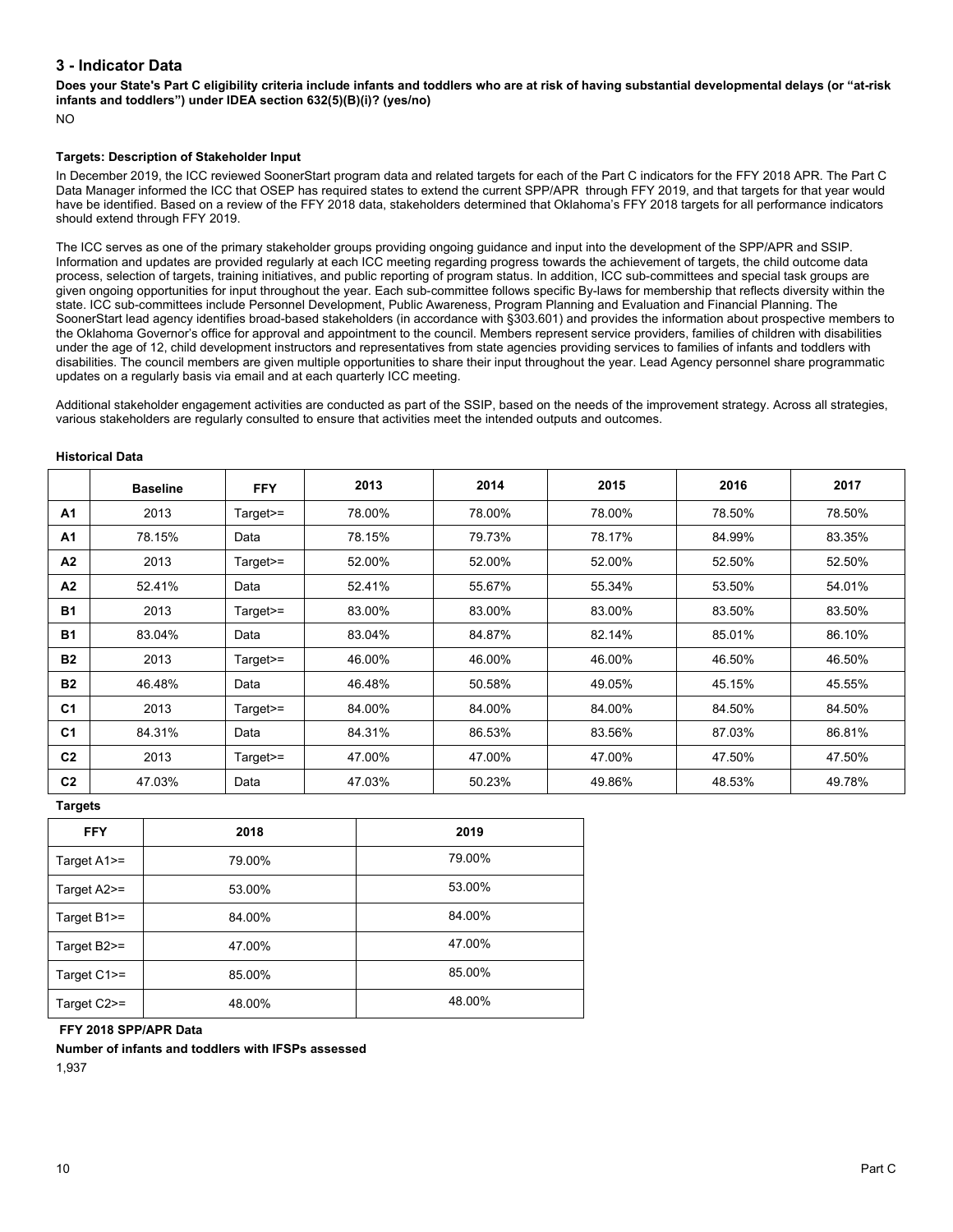## 3 - Indicator Data

**Does your State's Part C eligibility criteria include infants and toddlers who are at risk of having substantial developmental delays (or "at-risk infants and toddlers") under IDEA section 632(5)(B)(i)? (yes/no)**

NO

**Targets: Description of Stakeholder Input**

In December 2019, the ICC reviewed SoonerStart program data and related targets for each of the Part C indicators for the FFY 2018 APR. The Part C Data Manager informed the ICC that OSEP has required states to extend the current SPP/APR through FFY 2019, and that targets for that year would have be identified. Based on a review of the FFY 2018 data, stakeholders determined that Oklahoma's FFY 2018 targets for all performance indicators should extend through FFY 2019.

The ICC serves as one of the primary stakeholder groups providing ongoing guidance and input into the development of the SPP/APR and SSIP. Information and updates are provided regularly at each ICC meeting regarding progress towards the achievement of targets, the child outcome data process, selection of targets, training initiatives, and public reporting of program status. In addition, ICC sub-committees and special task groups are given ongoing opportunities for input throughout the year. Each sub-committee follows specific By-laws for membership that reflects diversity within the state. ICC sub-committees include Personnel Development, Public Awareness, Program Planning and Evaluation and Financial Planning. The SoonerStart lead agency identifies broad-based stakeholders (in accordance with §303.601) and provides the information about prospective members to the Oklahoma Governor's office for approval and appointment to the council. Members represent service providers, families of children with disabilities under the age of 12, child development instructors and representatives from state agencies providing services to families of infants and toddlers with disabilities. The council members are given multiple opportunities to share their input throughout the year. Lead Agency personnel share programmatic updates on a regularly basis via email and at each quarterly ICC meeting.

Additional stakeholder engagement activities are conducted as part of the SSIP, based on the needs of the improvement strategy. Across all strategies, various stakeholders are regularly consulted to ensure that activities meet the intended outputs and outcomes.

**Historical Data**

| | Baseline | FFY | 2013 | 2014 | 2015 | 2016 | 2017 |
|---|---|---|---|---|---|---|---|
| **A1** | 2013 | Target>= | 78.00% | 78.00% | 78.00% | 78.50% | 78.50% |
| **A1** | 78.15% | Data | 78.15% | 79.73% | 78.17% | 84.99% | 83.35% |
| **A2** | 2013 | Target>= | 52.00% | 52.00% | 52.00% | 52.50% | 52.50% |
| **A2** | 52.41% | Data | 52.41% | 55.67% | 55.34% | 53.50% | 54.01% |
| **B1** | 2013 | Target>= | 83.00% | 83.00% | 83.00% | 83.50% | 83.50% |
| **B1** | 83.04% | Data | 83.04% | 84.87% | 82.14% | 85.01% | 86.10% |
| **B2** | 2013 | Target>= | 46.00% | 46.00% | 46.00% | 46.50% | 46.50% |
| **B2** | 46.48% | Data | 46.48% | 50.58% | 49.05% | 45.15% | 45.55% |
| **C1** | 2013 | Target>= | 84.00% | 84.00% | 84.00% | 84.50% | 84.50% |
| **C1** | 84.31% | Data | 84.31% | 86.53% | 83.56% | 87.03% | 86.81% |
| **C2** | 2013 | Target>= | 47.00% | 47.00% | 47.00% | 47.50% | 47.50% |
| **C2** | 47.03% | Data | 47.03% | 50.23% | 49.86% | 48.53% | 49.78% |

**Targets**

| FFY | 2018 | 2019 |
|---|---|---|
| Target A1>= | 79.00% | 79.00% |
| Target A2>= | 53.00% | 53.00% |
| Target B1>= | 84.00% | 84.00% |
| Target B2>= | 47.00% | 47.00% |
| Target C1>= | 85.00% | 85.00% |
| Target C2>= | 48.00% | 48.00% |

**FFY 2018 SPP/APR Data**

**Number of infants and toddlers with IFSPs assessed**

1,937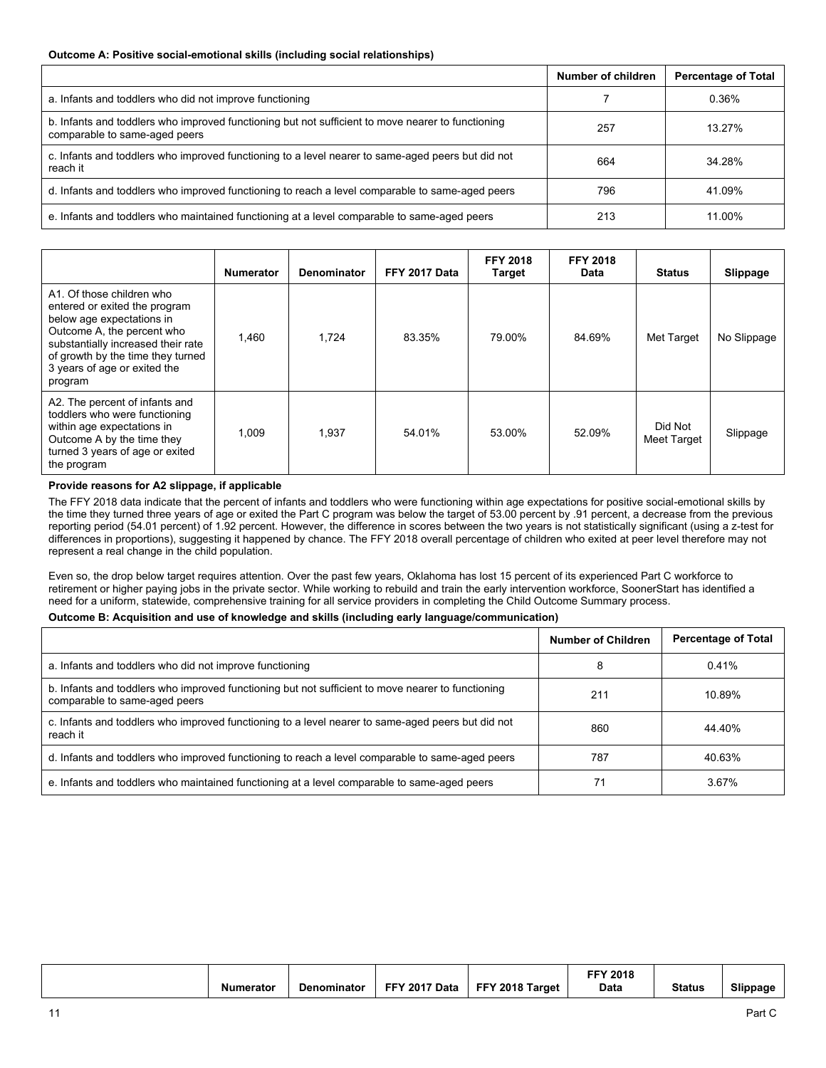**Outcome A: Positive social-emotional skills (including social relationships)**

| | Number of children | Percentage of Total |
|---|---|---|
| a. Infants and toddlers who did not improve functioning | 7 | 0.36% |
| b. Infants and toddlers who improved functioning but not sufficient to move nearer to functioning comparable to same-aged peers | 257 | 13.27% |
| c. Infants and toddlers who improved functioning to a level nearer to same-aged peers but did not reach it | 664 | 34.28% |
| d. Infants and toddlers who improved functioning to reach a level comparable to same-aged peers | 796 | 41.09% |
| e. Infants and toddlers who maintained functioning at a level comparable to same-aged peers | 213 | 11.00% |

| | Numerator | Denominator | FFY 2017 Data | FFY 2018 Target | FFY 2018 Data | Status | Slippage |
|---|---|---|---|---|---|---|---|
| A1. Of those children who entered or exited the program below age expectations in Outcome A, the percent who substantially increased their rate of growth by the time they turned 3 years of age or exited the program | 1,460 | 1,724 | 83.35% | 79.00% | 84.69% | Met Target | No Slippage |
| A2. The percent of infants and toddlers who were functioning within age expectations in Outcome A by the time they turned 3 years of age or exited the program | 1,009 | 1,937 | 54.01% | 53.00% | 52.09% | Did Not Meet Target | Slippage |

**Provide reasons for A2 slippage, if applicable**

The FFY 2018 data indicate that the percent of infants and toddlers who were functioning within age expectations for positive social-emotional skills by the time they turned three years of age or exited the Part C program was below the target of 53.00 percent by .91 percent, a decrease from the previous reporting period (54.01 percent) of 1.92 percent. However, the difference in scores between the two years is not statistically significant (using a z-test for differences in proportions), suggesting it happened by chance. The FFY 2018 overall percentage of children who exited at peer level therefore may not represent a real change in the child population.

Even so, the drop below target requires attention. Over the past few years, Oklahoma has lost 15 percent of its experienced Part C workforce to retirement or higher paying jobs in the private sector. While working to rebuild and train the early intervention workforce, SoonerStart has identified a need for a uniform, statewide, comprehensive training for all service providers in completing the Child Outcome Summary process.

**Outcome B: Acquisition and use of knowledge and skills (including early language/communication)**

| | Number of Children | Percentage of Total |
|---|---|---|
| a. Infants and toddlers who did not improve functioning | 8 | 0.41% |
| b. Infants and toddlers who improved functioning but not sufficient to move nearer to functioning comparable to same-aged peers | 211 | 10.89% |
| c. Infants and toddlers who improved functioning to a level nearer to same-aged peers but did not reach it | 860 | 44.40% |
| d. Infants and toddlers who improved functioning to reach a level comparable to same-aged peers | 787 | 40.63% |
| e. Infants and toddlers who maintained functioning at a level comparable to same-aged peers | 71 | 3.67% |

| | Numerator | Denominator | FFY 2017 Data | FFY 2018 Target | FFY 2018 Data | Status | Slippage |
|---|---|---|---|---|---|---|---|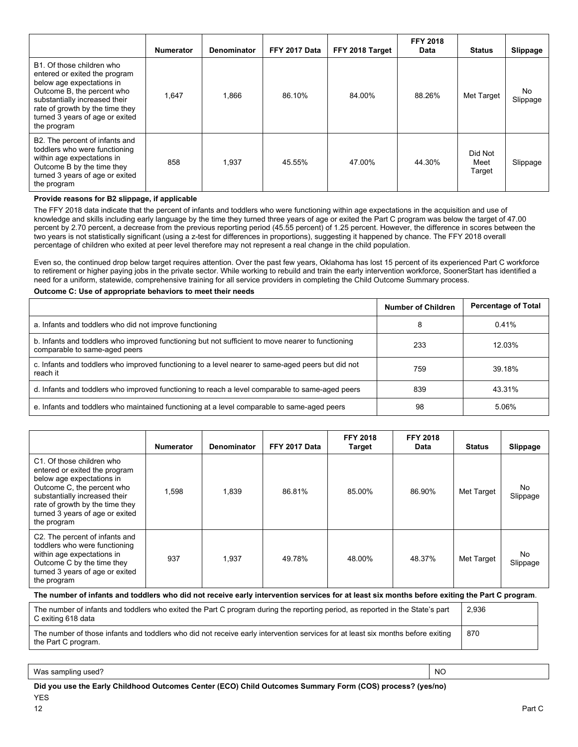| | Numerator | Denominator | FFY 2017 Data | FFY 2018 Target | FFY 2018 Data | Status | Slippage |
|---|---|---|---|---|---|---|---|
| B1. Of those children who entered or exited the program below age expectations in Outcome B, the percent who substantially increased their rate of growth by the time they turned 3 years of age or exited the program | 1,647 | 1,866 | 86.10% | 84.00% | 88.26% | Met Target | No Slippage |
| B2. The percent of infants and toddlers who were functioning within age expectations in Outcome B by the time they turned 3 years of age or exited the program | 858 | 1,937 | 45.55% | 47.00% | 44.30% | Did Not Meet Target | Slippage |

**Provide reasons for B2 slippage, if applicable**

The FFY 2018 data indicate that the percent of infants and toddlers who were functioning within age expectations in the acquisition and use of knowledge and skills including early language by the time they turned three years of age or exited the Part C program was below the target of 47.00 percent by 2.70 percent, a decrease from the previous reporting period (45.55 percent) of 1.25 percent. However, the difference in scores between the two years is not statistically significant (using a z-test for differences in proportions), suggesting it happened by chance. The FFY 2018 overall percentage of children who exited at peer level therefore may not represent a real change in the child population.

Even so, the continued drop below target requires attention. Over the past few years, Oklahoma has lost 15 percent of its experienced Part C workforce to retirement or higher paying jobs in the private sector. While working to rebuild and train the early intervention workforce, SoonerStart has identified a need for a uniform, statewide, comprehensive training for all service providers in completing the Child Outcome Summary process.

**Outcome C: Use of appropriate behaviors to meet their needs**

| | Number of Children | Percentage of Total |
|---|---|---|
| a. Infants and toddlers who did not improve functioning | 8 | 0.41% |
| b. Infants and toddlers who improved functioning but not sufficient to move nearer to functioning comparable to same-aged peers | 233 | 12.03% |
| c. Infants and toddlers who improved functioning to a level nearer to same-aged peers but did not reach it | 759 | 39.18% |
| d. Infants and toddlers who improved functioning to reach a level comparable to same-aged peers | 839 | 43.31% |
| e. Infants and toddlers who maintained functioning at a level comparable to same-aged peers | 98 | 5.06% |

| | Numerator | Denominator | FFY 2017 Data | FFY 2018 Target | FFY 2018 Data | Status | Slippage |
|---|---|---|---|---|---|---|---|
| C1. Of those children who entered or exited the program below age expectations in Outcome C, the percent who substantially increased their rate of growth by the time they turned 3 years of age or exited the program | 1,598 | 1,839 | 86.81% | 85.00% | 86.90% | Met Target | No Slippage |
| C2. The percent of infants and toddlers who were functioning within age expectations in Outcome C by the time they turned 3 years of age or exited the program | 937 | 1,937 | 49.78% | 48.00% | 48.37% | Met Target | No Slippage |

**The number of infants and toddlers who did not receive early intervention services for at least six months before exiting the Part C program**.

| | |
|---|---|
| The number of infants and toddlers who exited the Part C program during the reporting period, as reported in the State's part C exiting 618 data | 2,936 |
| The number of those infants and toddlers who did not receive early intervention services for at least six months before exiting the Part C program. | 870 |

| | |
|---|---|
| Was sampling used? | NO |

**Did you use the Early Childhood Outcomes Center (ECO) Child Outcomes Summary Form (COS) process? (yes/no)**

YES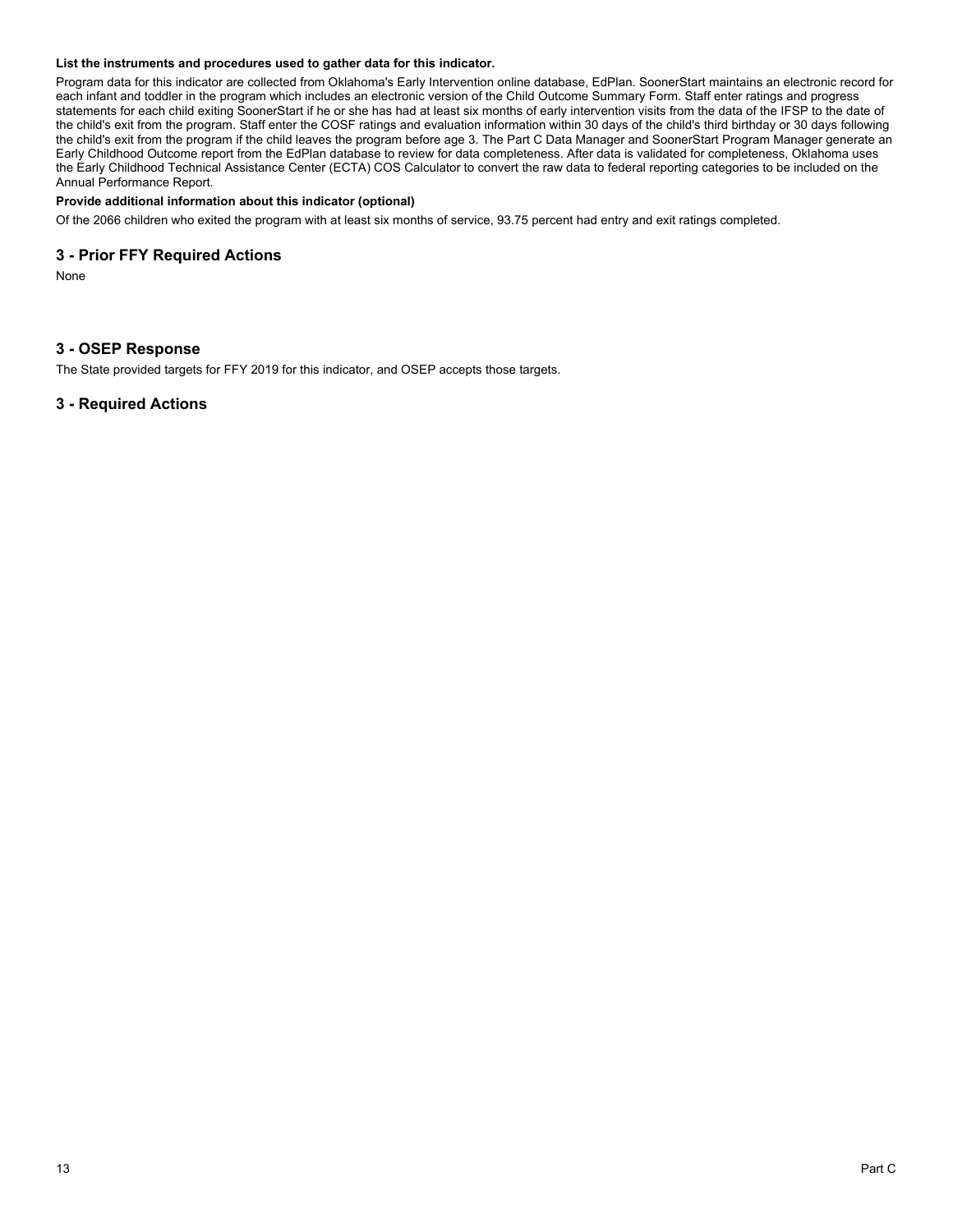**List the instruments and procedures used to gather data for this indicator.**

Program data for this indicator are collected from Oklahoma's Early Intervention online database, EdPlan. SoonerStart maintains an electronic record for each infant and toddler in the program which includes an electronic version of the Child Outcome Summary Form. Staff enter ratings and progress statements for each child exiting SoonerStart if he or she has had at least six months of early intervention visits from the data of the IFSP to the date of the child's exit from the program. Staff enter the COSF ratings and evaluation information within 30 days of the child's third birthday or 30 days following the child's exit from the program if the child leaves the program before age 3. The Part C Data Manager and SoonerStart Program Manager generate an Early Childhood Outcome report from the EdPlan database to review for data completeness. After data is validated for completeness, Oklahoma uses the Early Childhood Technical Assistance Center (ECTA) COS Calculator to convert the raw data to federal reporting categories to be included on the Annual Performance Report.

**Provide additional information about this indicator (optional)**

Of the 2066 children who exited the program with at least six months of service, 93.75 percent had entry and exit ratings completed.

## 3 - Prior FFY Required Actions

None

## 3 - OSEP Response

The State provided targets for FFY 2019 for this indicator, and OSEP accepts those targets.

## 3 - Required Actions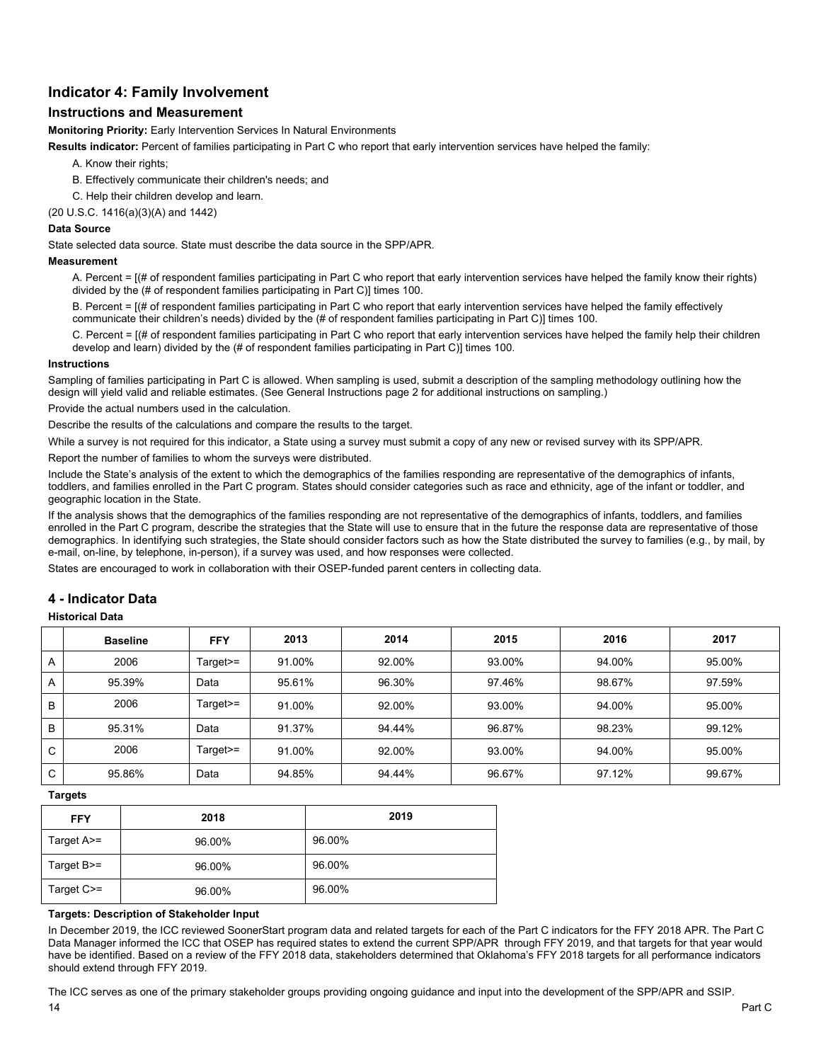## Indicator 4: Family Involvement

### Instructions and Measurement

**Monitoring Priority:** Early Intervention Services In Natural Environments

**Results indicator:** Percent of families participating in Part C who report that early intervention services have helped the family:

A. Know their rights;

B. Effectively communicate their children's needs; and

C. Help their children develop and learn.

(20 U.S.C. 1416(a)(3)(A) and 1442)

**Data Source**

State selected data source. State must describe the data source in the SPP/APR.

**Measurement**

A. Percent = [(# of respondent families participating in Part C who report that early intervention services have helped the family know their rights) divided by the (# of respondent families participating in Part C)] times 100.

B. Percent = [(# of respondent families participating in Part C who report that early intervention services have helped the family effectively communicate their children's needs) divided by the (# of respondent families participating in Part C)] times 100.

C. Percent = [(# of respondent families participating in Part C who report that early intervention services have helped the family help their children develop and learn) divided by the (# of respondent families participating in Part C)] times 100.

**Instructions**

Sampling of families participating in Part C is allowed. When sampling is used, submit a description of the sampling methodology outlining how the design will yield valid and reliable estimates. (See General Instructions page 2 for additional instructions on sampling.)

Provide the actual numbers used in the calculation.

Describe the results of the calculations and compare the results to the target.

While a survey is not required for this indicator, a State using a survey must submit a copy of any new or revised survey with its SPP/APR.

Report the number of families to whom the surveys were distributed.

Include the State's analysis of the extent to which the demographics of the families responding are representative of the demographics of infants, toddlers, and families enrolled in the Part C program. States should consider categories such as race and ethnicity, age of the infant or toddler, and geographic location in the State.

If the analysis shows that the demographics of the families responding are not representative of the demographics of infants, toddlers, and families enrolled in the Part C program, describe the strategies that the State will use to ensure that in the future the response data are representative of those demographics. In identifying such strategies, the State should consider factors such as how the State distributed the survey to families (e.g., by mail, by e-mail, on-line, by telephone, in-person), if a survey was used, and how responses were collected.

States are encouraged to work in collaboration with their OSEP-funded parent centers in collecting data.

## 4 - Indicator Data

**Historical Data**

| | Baseline | FFY | 2013 | 2014 | 2015 | 2016 | 2017 |
|---|---|---|---|---|---|---|---|
| A | 2006 | Target>= | 91.00% | 92.00% | 93.00% | 94.00% | 95.00% |
| A | 95.39% | Data | 95.61% | 96.30% | 97.46% | 98.67% | 97.59% |
| B | 2006 | Target>= | 91.00% | 92.00% | 93.00% | 94.00% | 95.00% |
| B | 95.31% | Data | 91.37% | 94.44% | 96.87% | 98.23% | 99.12% |
| C | 2006 | Target>= | 91.00% | 92.00% | 93.00% | 94.00% | 95.00% |
| C | 95.86% | Data | 94.85% | 94.44% | 96.67% | 97.12% | 99.67% |

**Targets**

| FFY | 2018 | 2019 |
|---|---|---|
| Target A>= | 96.00% | 96.00% |
| Target B>= | 96.00% | 96.00% |
| Target C>= | 96.00% | 96.00% |

**Targets: Description of Stakeholder Input**

In December 2019, the ICC reviewed SoonerStart program data and related targets for each of the Part C indicators for the FFY 2018 APR. The Part C Data Manager informed the ICC that OSEP has required states to extend the current SPP/APR through FFY 2019, and that targets for that year would have be identified. Based on a review of the FFY 2018 data, stakeholders determined that Oklahoma's FFY 2018 targets for all performance indicators should extend through FFY 2019.

The ICC serves as one of the primary stakeholder groups providing ongoing guidance and input into the development of the SPP/APR and SSIP.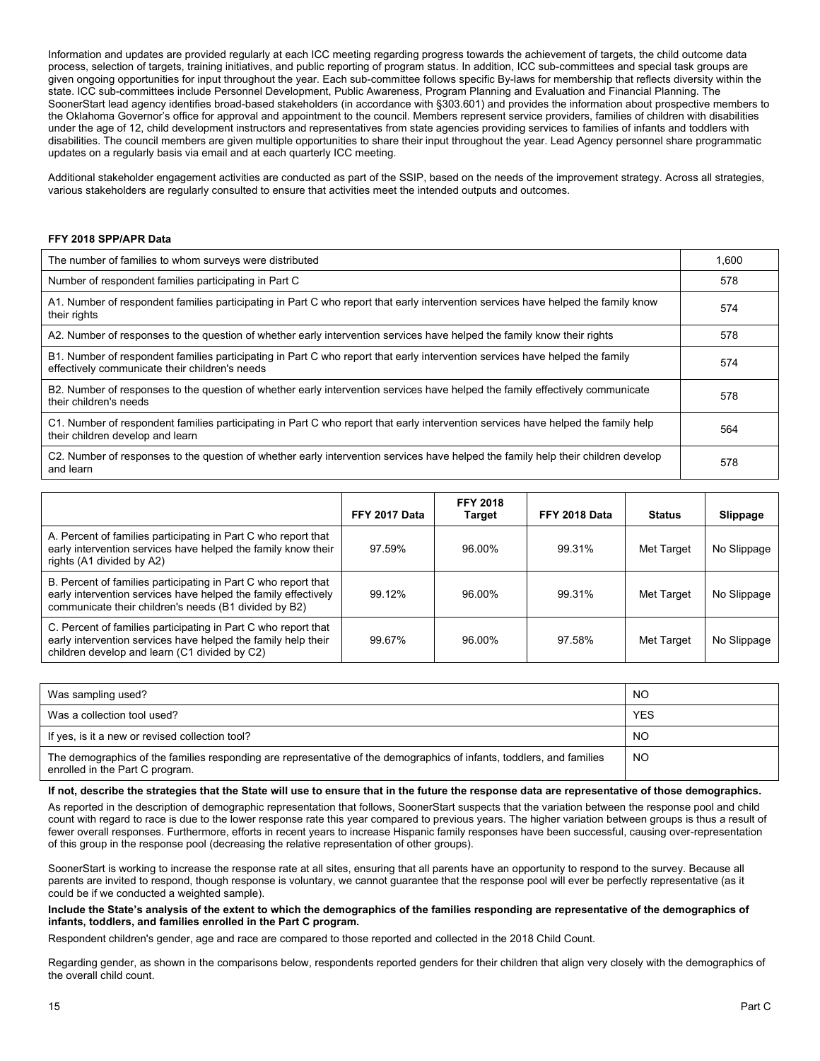Information and updates are provided regularly at each ICC meeting regarding progress towards the achievement of targets, the child outcome data process, selection of targets, training initiatives, and public reporting of program status. In addition, ICC sub-committees and special task groups are given ongoing opportunities for input throughout the year. Each sub-committee follows specific By-laws for membership that reflects diversity within the state. ICC sub-committees include Personnel Development, Public Awareness, Program Planning and Evaluation and Financial Planning. The SoonerStart lead agency identifies broad-based stakeholders (in accordance with §303.601) and provides the information about prospective members to the Oklahoma Governor's office for approval and appointment to the council. Members represent service providers, families of children with disabilities under the age of 12, child development instructors and representatives from state agencies providing services to families of infants and toddlers with disabilities. The council members are given multiple opportunities to share their input throughout the year. Lead Agency personnel share programmatic updates on a regularly basis via email and at each quarterly ICC meeting.

Additional stakeholder engagement activities are conducted as part of the SSIP, based on the needs of the improvement strategy. Across all strategies, various stakeholders are regularly consulted to ensure that activities meet the intended outputs and outcomes.

**FFY 2018 SPP/APR Data**

| | |
|---|---|
| The number of families to whom surveys were distributed | 1,600 |
| Number of respondent families participating in Part C | 578 |
| A1. Number of respondent families participating in Part C who report that early intervention services have helped the family know their rights | 574 |
| A2. Number of responses to the question of whether early intervention services have helped the family know their rights | 578 |
| B1. Number of respondent families participating in Part C who report that early intervention services have helped the family effectively communicate their children's needs | 574 |
| B2. Number of responses to the question of whether early intervention services have helped the family effectively communicate their children's needs | 578 |
| C1. Number of respondent families participating in Part C who report that early intervention services have helped the family help their children develop and learn | 564 |
| C2. Number of responses to the question of whether early intervention services have helped the family help their children develop and learn | 578 |

| | FFY 2017 Data | FFY 2018 Target | FFY 2018 Data | Status | Slippage |
|---|---|---|---|---|---|
| A. Percent of families participating in Part C who report that early intervention services have helped the family know their rights (A1 divided by A2) | 97.59% | 96.00% | 99.31% | Met Target | No Slippage |
| B. Percent of families participating in Part C who report that early intervention services have helped the family effectively communicate their children's needs (B1 divided by B2) | 99.12% | 96.00% | 99.31% | Met Target | No Slippage |
| C. Percent of families participating in Part C who report that early intervention services have helped the family help their children develop and learn (C1 divided by C2) | 99.67% | 96.00% | 97.58% | Met Target | No Slippage |

| | |
|---|---|
| Was sampling used? | NO |
| Was a collection tool used? | YES |
| If yes, is it a new or revised collection tool? | NO |
| The demographics of the families responding are representative of the demographics of infants, toddlers, and families enrolled in the Part C program. | NO |

**If not, describe the strategies that the State will use to ensure that in the future the response data are representative of those demographics.**

As reported in the description of demographic representation that follows, SoonerStart suspects that the variation between the response pool and child count with regard to race is due to the lower response rate this year compared to previous years. The higher variation between groups is thus a result of fewer overall responses. Furthermore, efforts in recent years to increase Hispanic family responses have been successful, causing over-representation of this group in the response pool (decreasing the relative representation of other groups).

SoonerStart is working to increase the response rate at all sites, ensuring that all parents have an opportunity to respond to the survey. Because all parents are invited to respond, though response is voluntary, we cannot guarantee that the response pool will ever be perfectly representative (as it could be if we conducted a weighted sample).

**Include the State's analysis of the extent to which the demographics of the families responding are representative of the demographics of infants, toddlers, and families enrolled in the Part C program.**

Respondent children's gender, age and race are compared to those reported and collected in the 2018 Child Count.

Regarding gender, as shown in the comparisons below, respondents reported genders for their children that align very closely with the demographics of the overall child count.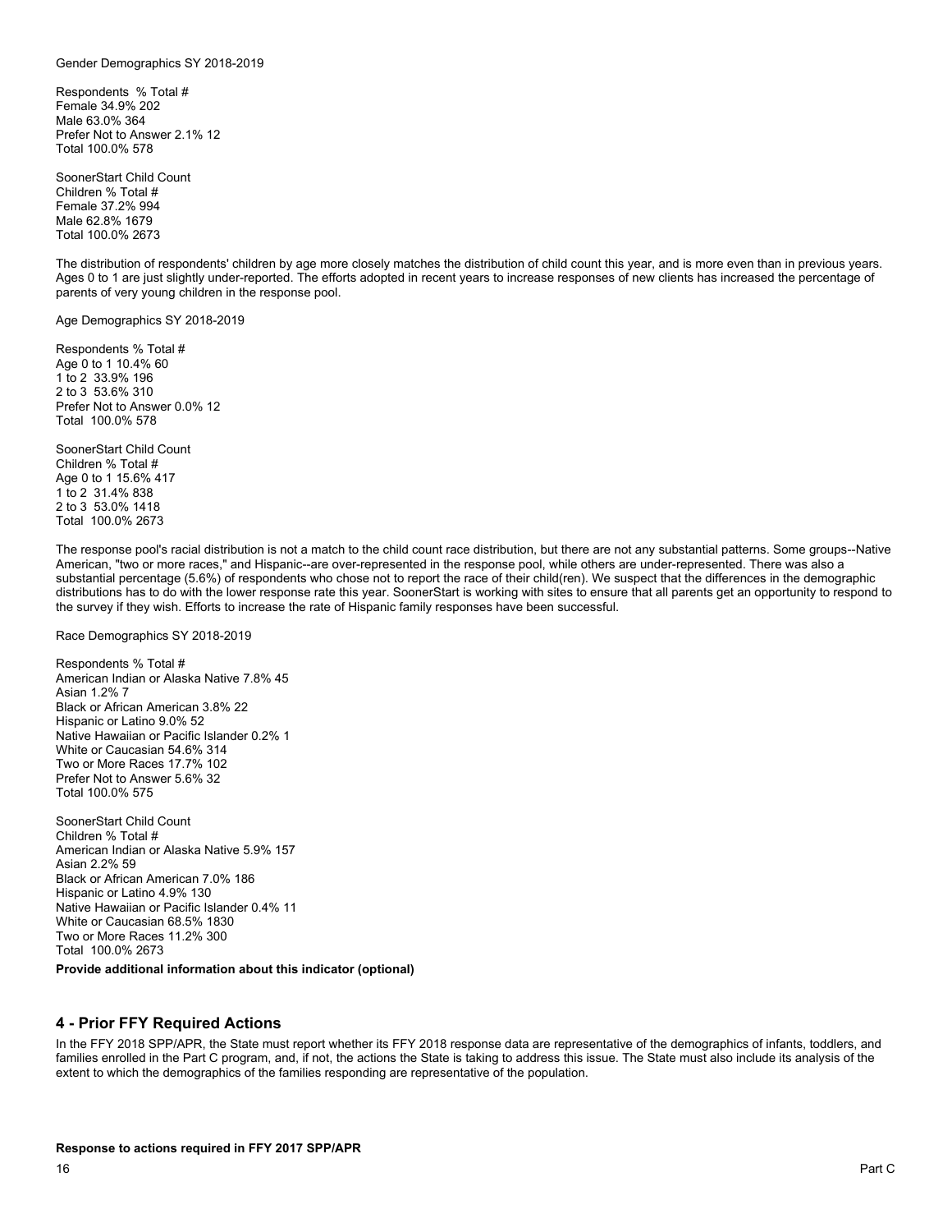Gender Demographics SY 2018-2019

| Respondents | % | Total # |
|---|---|---|
| Female | 34.9% | 202 |
| Male | 63.0% | 364 |
| Prefer Not to Answer | 2.1% | 12 |
| Total | 100.0% | 578 |

| SoonerStart Child Count Children | % | Total # |
|---|---|---|
| Female | 37.2% | 994 |
| Male | 62.8% | 1679 |
| Total | 100.0% | 2673 |

The distribution of respondents' children by age more closely matches the distribution of child count this year, and is more even than in previous years. Ages 0 to 1 are just slightly under-reported. The efforts adopted in recent years to increase responses of new clients has increased the percentage of parents of very young children in the response pool.

Age Demographics SY 2018-2019

| Respondents | % | Total # |
|---|---|---|
| Age 0 to 1 | 10.4% | 60 |
| 1 to 2 | 33.9% | 196 |
| 2 to 3 | 53.6% | 310 |
| Prefer Not to Answer | 0.0% | 12 |
| Total | 100.0% | 578 |

| SoonerStart Child Count Children | % | Total # |
|---|---|---|
| Age 0 to 1 | 15.6% | 417 |
| 1 to 2 | 31.4% | 838 |
| 2 to 3 | 53.0% | 1418 |
| Total | 100.0% | 2673 |

The response pool's racial distribution is not a match to the child count race distribution, but there are not any substantial patterns. Some groups--Native American, "two or more races," and Hispanic--are over-represented in the response pool, while others are under-represented. There was also a substantial percentage (5.6%) of respondents who chose not to report the race of their child(ren). We suspect that the differences in the demographic distributions has to do with the lower response rate this year. SoonerStart is working with sites to ensure that all parents get an opportunity to respond to the survey if they wish. Efforts to increase the rate of Hispanic family responses have been successful.

Race Demographics SY 2018-2019

| Respondents | % | Total # |
|---|---|---|
| American Indian or Alaska Native | 7.8% | 45 |
| Asian | 1.2% | 7 |
| Black or African American | 3.8% | 22 |
| Hispanic or Latino | 9.0% | 52 |
| Native Hawaiian or Pacific Islander | 0.2% | 1 |
| White or Caucasian | 54.6% | 314 |
| Two or More Races | 17.7% | 102 |
| Prefer Not to Answer | 5.6% | 32 |
| Total | 100.0% | 575 |

| SoonerStart Child Count Children | % | Total # |
|---|---|---|
| American Indian or Alaska Native | 5.9% | 157 |
| Asian | 2.2% | 59 |
| Black or African American | 7.0% | 186 |
| Hispanic or Latino | 4.9% | 130 |
| Native Hawaiian or Pacific Islander | 0.4% | 11 |
| White or Caucasian | 68.5% | 1830 |
| Two or More Races | 11.2% | 300 |
| Total | 100.0% | 2673 |

**Provide additional information about this indicator (optional)**

## 4 - Prior FFY Required Actions

In the FFY 2018 SPP/APR, the State must report whether its FFY 2018 response data are representative of the demographics of infants, toddlers, and families enrolled in the Part C program, and, if not, the actions the State is taking to address this issue. The State must also include its analysis of the extent to which the demographics of the families responding are representative of the population.

**Response to actions required in FFY 2017 SPP/APR**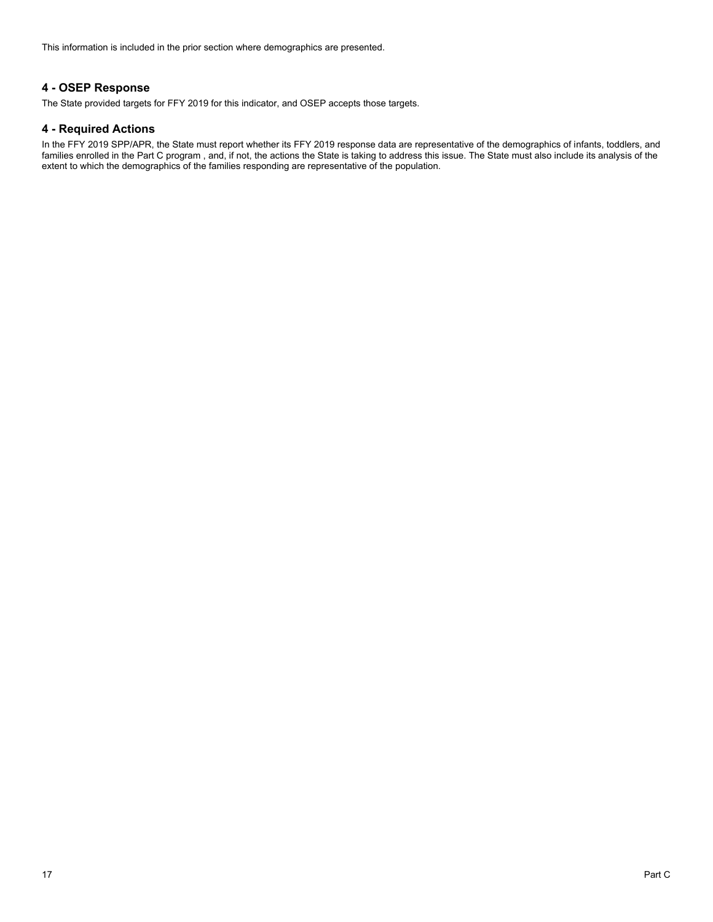This information is included in the prior section where demographics are presented.

### 4 - OSEP Response

The State provided targets for FFY 2019 for this indicator, and OSEP accepts those targets.

### 4 - Required Actions

In the FFY 2019 SPP/APR, the State must report whether its FFY 2019 response data are representative of the demographics of infants, toddlers, and families enrolled in the Part C program , and, if not, the actions the State is taking to address this issue. The State must also include its analysis of the extent to which the demographics of the families responding are representative of the population.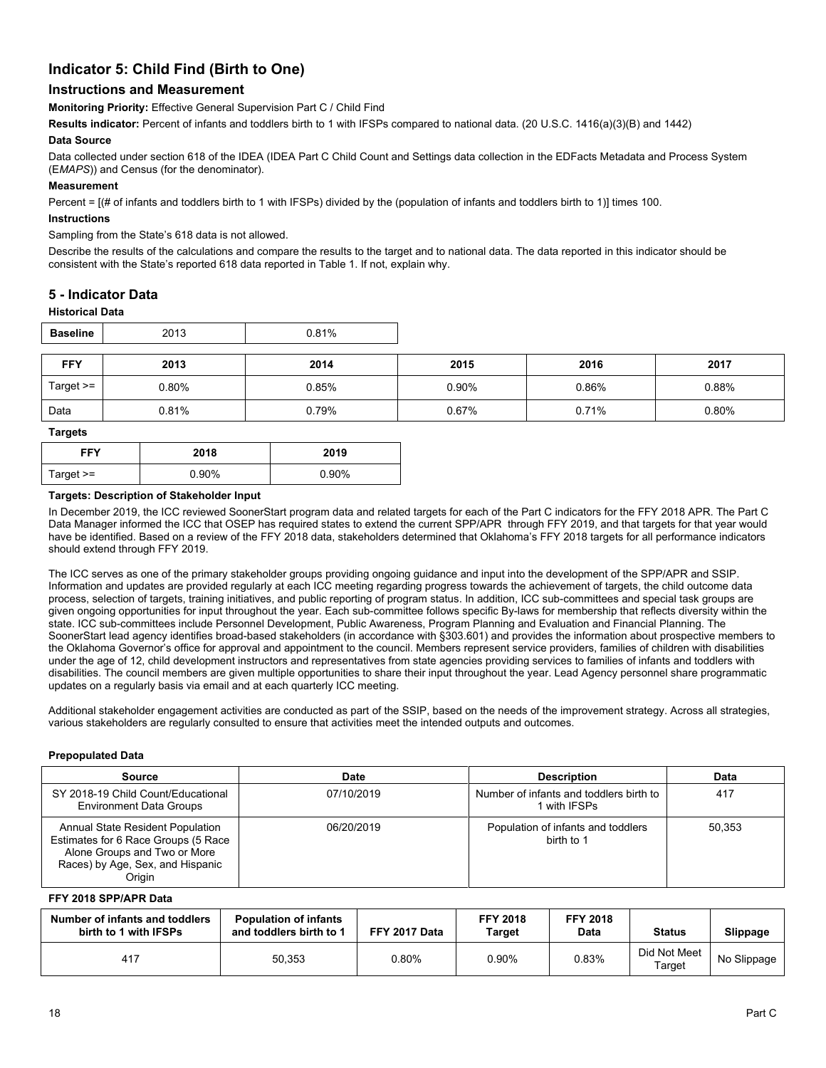## Indicator 5: Child Find (Birth to One)

### Instructions and Measurement

**Monitoring Priority:** Effective General Supervision Part C / Child Find

**Results indicator:** Percent of infants and toddlers birth to 1 with IFSPs compared to national data. (20 U.S.C. 1416(a)(3)(B) and 1442)

**Data Source**

Data collected under section 618 of the IDEA (IDEA Part C Child Count and Settings data collection in the EDFacts Metadata and Process System (E*MAPS*)) and Census (for the denominator).

**Measurement**

Percent = [(# of infants and toddlers birth to 1 with IFSPs) divided by the (population of infants and toddlers birth to 1)] times 100.

**Instructions**

Sampling from the State's 618 data is not allowed.

Describe the results of the calculations and compare the results to the target and to national data. The data reported in this indicator should be consistent with the State's reported 618 data reported in Table 1. If not, explain why.

## 5 - Indicator Data

**Historical Data**

| Baseline | 2013 | 0.81% |
|---|---|---|

| FFY | 2013 | 2014 | 2015 | 2016 | 2017 |
|---|---|---|---|---|---|
| Target >= | 0.80% | 0.85% | 0.90% | 0.86% | 0.88% |
| Data | 0.81% | 0.79% | 0.67% | 0.71% | 0.80% |

**Targets**

| FFY | 2018 | 2019 |
|---|---|---|
| Target >= | 0.90% | 0.90% |

**Targets: Description of Stakeholder Input**

In December 2019, the ICC reviewed SoonerStart program data and related targets for each of the Part C indicators for the FFY 2018 APR. The Part C Data Manager informed the ICC that OSEP has required states to extend the current SPP/APR through FFY 2019, and that targets for that year would have be identified. Based on a review of the FFY 2018 data, stakeholders determined that Oklahoma's FFY 2018 targets for all performance indicators should extend through FFY 2019.

The ICC serves as one of the primary stakeholder groups providing ongoing guidance and input into the development of the SPP/APR and SSIP. Information and updates are provided regularly at each ICC meeting regarding progress towards the achievement of targets, the child outcome data process, selection of targets, training initiatives, and public reporting of program status. In addition, ICC sub-committees and special task groups are given ongoing opportunities for input throughout the year. Each sub-committee follows specific By-laws for membership that reflects diversity within the state. ICC sub-committees include Personnel Development, Public Awareness, Program Planning and Evaluation and Financial Planning. The SoonerStart lead agency identifies broad-based stakeholders (in accordance with §303.601) and provides the information about prospective members to the Oklahoma Governor's office for approval and appointment to the council. Members represent service providers, families of children with disabilities under the age of 12, child development instructors and representatives from state agencies providing services to families of infants and toddlers with disabilities. The council members are given multiple opportunities to share their input throughout the year. Lead Agency personnel share programmatic updates on a regularly basis via email and at each quarterly ICC meeting.

Additional stakeholder engagement activities are conducted as part of the SSIP, based on the needs of the improvement strategy. Across all strategies, various stakeholders are regularly consulted to ensure that activities meet the intended outputs and outcomes.

**Prepopulated Data**

| Source | Date | Description | Data |
|---|---|---|---|
| SY 2018-19 Child Count/Educational Environment Data Groups | 07/10/2019 | Number of infants and toddlers birth to 1 with IFSPs | 417 |
| Annual State Resident Population Estimates for 6 Race Groups (5 Race Alone Groups and Two or More Races) by Age, Sex, and Hispanic Origin | 06/20/2019 | Population of infants and toddlers birth to 1 | 50,353 |

**FFY 2018 SPP/APR Data**

| Number of infants and toddlers birth to 1 with IFSPs | Population of infants and toddlers birth to 1 | FFY 2017 Data | FFY 2018 Target | FFY 2018 Data | Status | Slippage |
|---|---|---|---|---|---|---|
| 417 | 50,353 | 0.80% | 0.90% | 0.83% | Did Not Meet Target | No Slippage |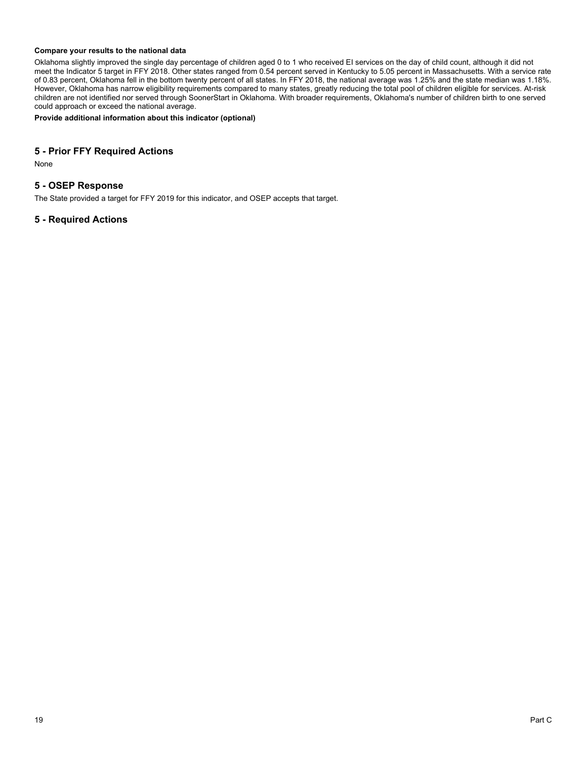**Compare your results to the national data**

Oklahoma slightly improved the single day percentage of children aged 0 to 1 who received EI services on the day of child count, although it did not meet the Indicator 5 target in FFY 2018. Other states ranged from 0.54 percent served in Kentucky to 5.05 percent in Massachusetts. With a service rate of 0.83 percent, Oklahoma fell in the bottom twenty percent of all states. In FFY 2018, the national average was 1.25% and the state median was 1.18%. However, Oklahoma has narrow eligibility requirements compared to many states, greatly reducing the total pool of children eligible for services. At-risk children are not identified nor served through SoonerStart in Oklahoma. With broader requirements, Oklahoma's number of children birth to one served could approach or exceed the national average.

**Provide additional information about this indicator (optional)**

## 5 - Prior FFY Required Actions

None

## 5 - OSEP Response

The State provided a target for FFY 2019 for this indicator, and OSEP accepts that target.

## 5 - Required Actions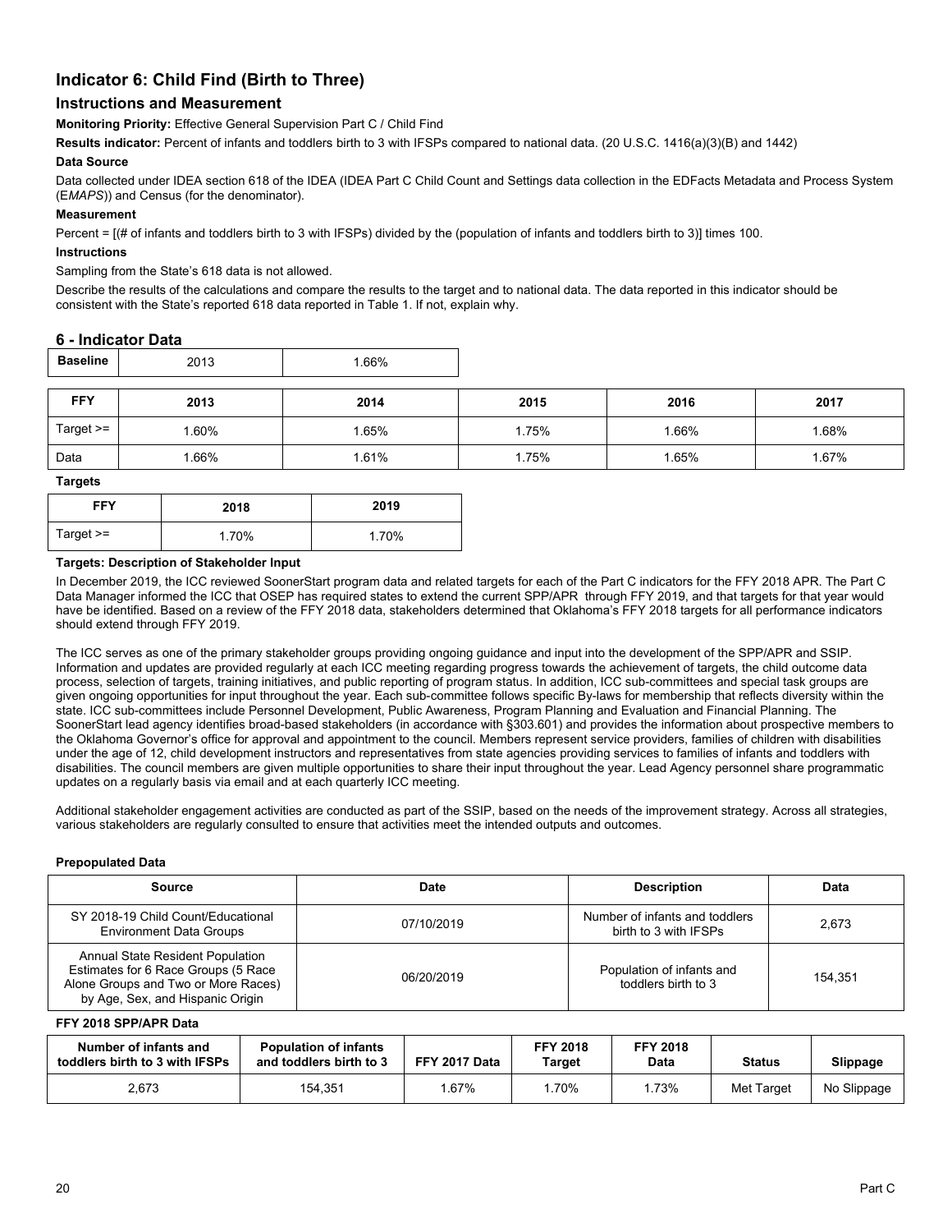## Indicator 6: Child Find (Birth to Three)

### Instructions and Measurement

**Monitoring Priority:** Effective General Supervision Part C / Child Find

**Results indicator:** Percent of infants and toddlers birth to 3 with IFSPs compared to national data. (20 U.S.C. 1416(a)(3)(B) and 1442)

**Data Source**

Data collected under IDEA section 618 of the IDEA (IDEA Part C Child Count and Settings data collection in the EDFacts Metadata and Process System (E*MAPS*)) and Census (for the denominator).

**Measurement**

Percent = [(# of infants and toddlers birth to 3 with IFSPs) divided by the (population of infants and toddlers birth to 3)] times 100.

**Instructions**

Sampling from the State's 618 data is not allowed.

Describe the results of the calculations and compare the results to the target and to national data. The data reported in this indicator should be consistent with the State's reported 618 data reported in Table 1. If not, explain why.

### 6 - Indicator Data

| Baseline | 2013 | 1.66% |
|---|---|---|

| FFY | 2013 | 2014 | 2015 | 2016 | 2017 |
|---|---|---|---|---|---|
| Target >= | 1.60% | 1.65% | 1.75% | 1.66% | 1.68% |
| Data | 1.66% | 1.61% | 1.75% | 1.65% | 1.67% |

**Targets**

| FFY | 2018 | 2019 |
|---|---|---|
| Target >= | 1.70% | 1.70% |

**Targets: Description of Stakeholder Input**

In December 2019, the ICC reviewed SoonerStart program data and related targets for each of the Part C indicators for the FFY 2018 APR. The Part C Data Manager informed the ICC that OSEP has required states to extend the current SPP/APR through FFY 2019, and that targets for that year would have be identified. Based on a review of the FFY 2018 data, stakeholders determined that Oklahoma's FFY 2018 targets for all performance indicators should extend through FFY 2019.

The ICC serves as one of the primary stakeholder groups providing ongoing guidance and input into the development of the SPP/APR and SSIP. Information and updates are provided regularly at each ICC meeting regarding progress towards the achievement of targets, the child outcome data process, selection of targets, training initiatives, and public reporting of program status. In addition, ICC sub-committees and special task groups are given ongoing opportunities for input throughout the year. Each sub-committee follows specific By-laws for membership that reflects diversity within the state. ICC sub-committees include Personnel Development, Public Awareness, Program Planning and Evaluation and Financial Planning. The SoonerStart lead agency identifies broad-based stakeholders (in accordance with §303.601) and provides the information about prospective members to the Oklahoma Governor's office for approval and appointment to the council. Members represent service providers, families of children with disabilities under the age of 12, child development instructors and representatives from state agencies providing services to families of infants and toddlers with disabilities. The council members are given multiple opportunities to share their input throughout the year. Lead Agency personnel share programmatic updates on a regularly basis via email and at each quarterly ICC meeting.

Additional stakeholder engagement activities are conducted as part of the SSIP, based on the needs of the improvement strategy. Across all strategies, various stakeholders are regularly consulted to ensure that activities meet the intended outputs and outcomes.

**Prepopulated Data**

| Source | Date | Description | Data |
|---|---|---|---|
| SY 2018-19 Child Count/Educational Environment Data Groups | 07/10/2019 | Number of infants and toddlers birth to 3 with IFSPs | 2,673 |
| Annual State Resident Population Estimates for 6 Race Groups (5 Race Alone Groups and Two or More Races) by Age, Sex, and Hispanic Origin | 06/20/2019 | Population of infants and toddlers birth to 3 | 154,351 |

**FFY 2018 SPP/APR Data**

| Number of infants and toddlers birth to 3 with IFSPs | Population of infants and toddlers birth to 3 | FFY 2017 Data | FFY 2018 Target | FFY 2018 Data | Status | Slippage |
|---|---|---|---|---|---|---|
| 2,673 | 154,351 | 1.67% | 1.70% | 1.73% | Met Target | No Slippage |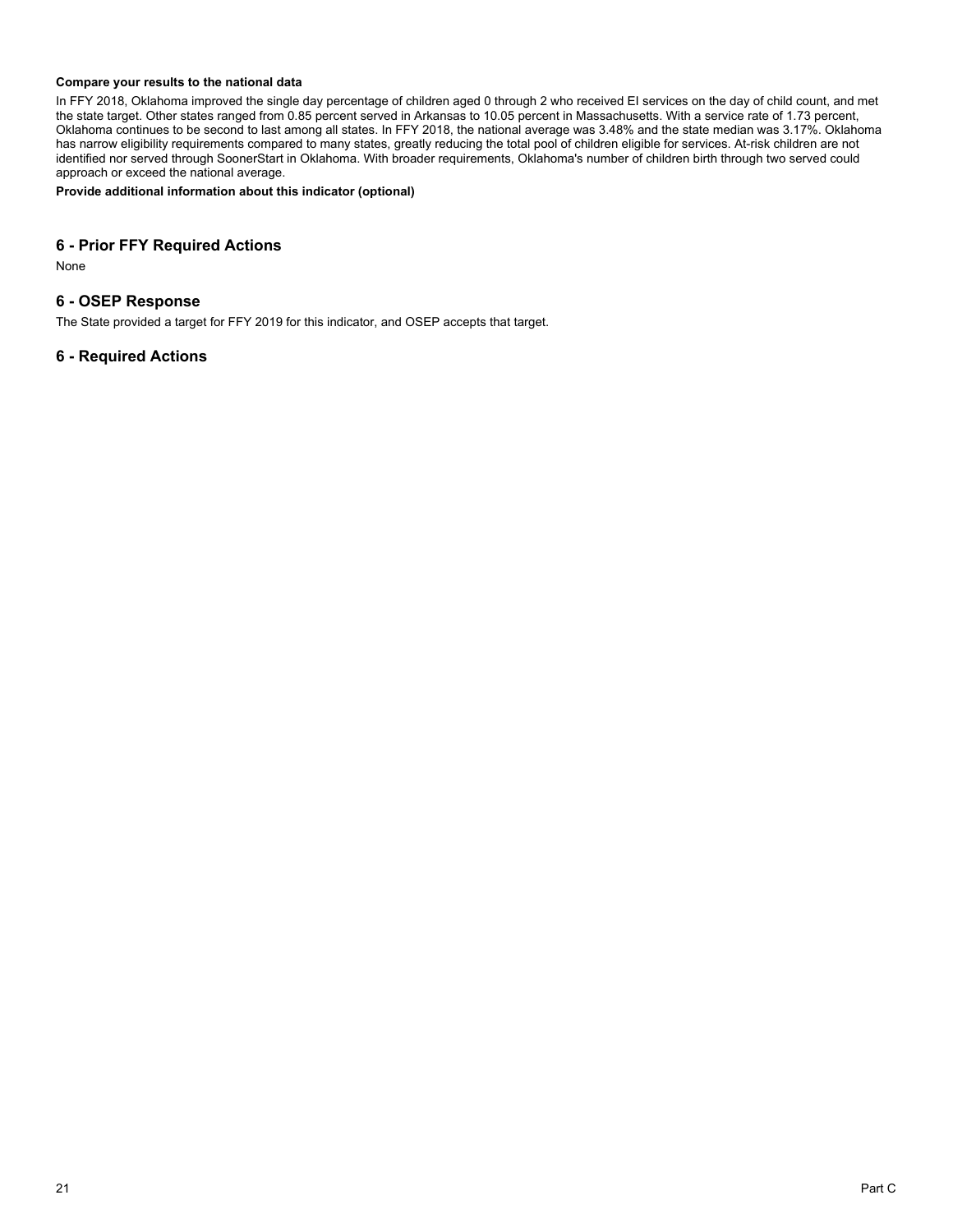**Compare your results to the national data**

In FFY 2018, Oklahoma improved the single day percentage of children aged 0 through 2 who received EI services on the day of child count, and met the state target. Other states ranged from 0.85 percent served in Arkansas to 10.05 percent in Massachusetts. With a service rate of 1.73 percent, Oklahoma continues to be second to last among all states. In FFY 2018, the national average was 3.48% and the state median was 3.17%. Oklahoma has narrow eligibility requirements compared to many states, greatly reducing the total pool of children eligible for services. At-risk children are not identified nor served through SoonerStart in Oklahoma. With broader requirements, Oklahoma's number of children birth through two served could approach or exceed the national average.

**Provide additional information about this indicator (optional)**

## 6 - Prior FFY Required Actions

None

## 6 - OSEP Response

The State provided a target for FFY 2019 for this indicator, and OSEP accepts that target.

## 6 - Required Actions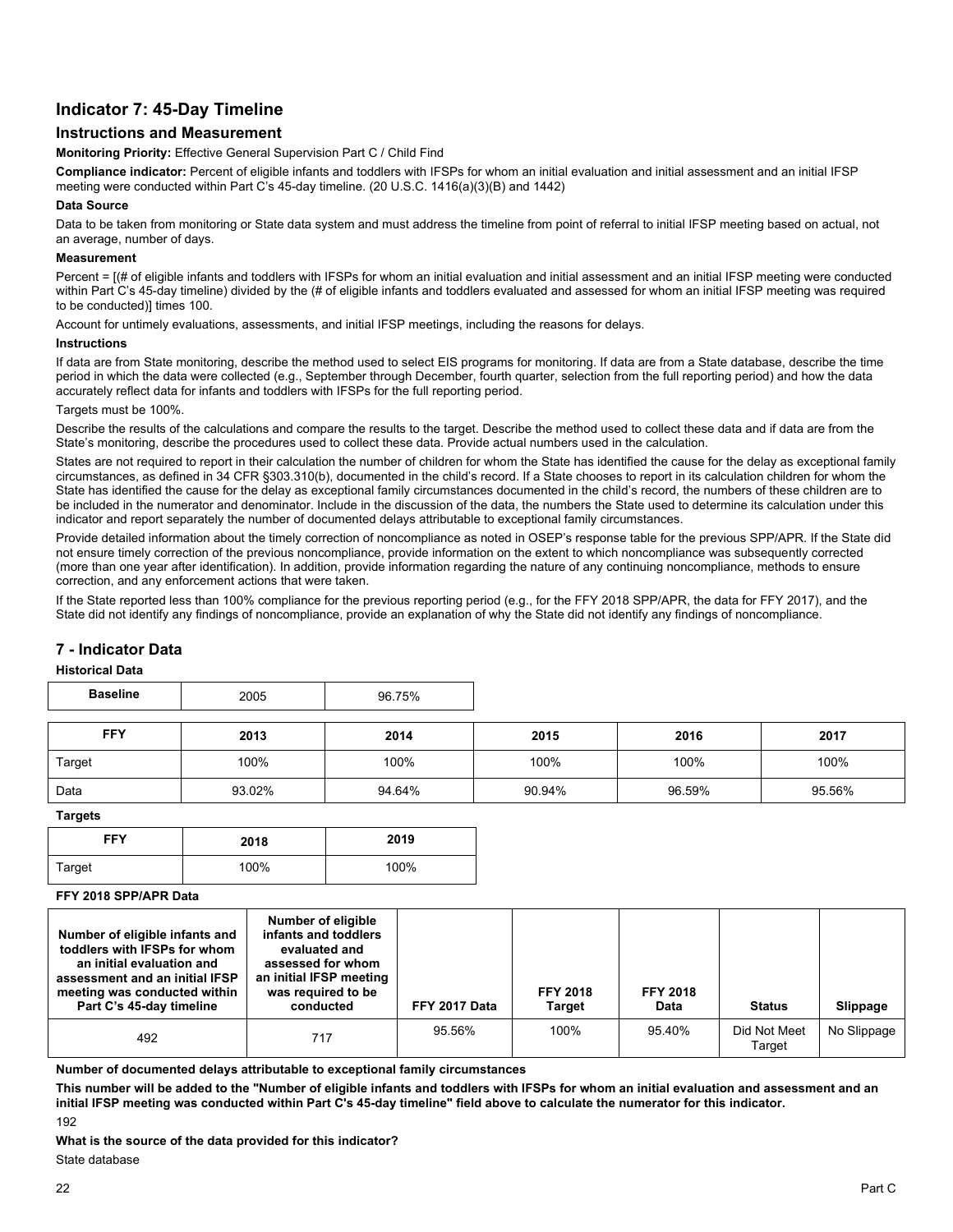## Indicator 7: 45-Day Timeline

### Instructions and Measurement

**Monitoring Priority:** Effective General Supervision Part C / Child Find

**Compliance indicator:** Percent of eligible infants and toddlers with IFSPs for whom an initial evaluation and initial assessment and an initial IFSP meeting were conducted within Part C's 45-day timeline. (20 U.S.C. 1416(a)(3)(B) and 1442)

**Data Source**

Data to be taken from monitoring or State data system and must address the timeline from point of referral to initial IFSP meeting based on actual, not an average, number of days.

**Measurement**

Percent = [(# of eligible infants and toddlers with IFSPs for whom an initial evaluation and initial assessment and an initial IFSP meeting were conducted within Part C's 45-day timeline) divided by the (# of eligible infants and toddlers evaluated and assessed for whom an initial IFSP meeting was required to be conducted)] times 100.

Account for untimely evaluations, assessments, and initial IFSP meetings, including the reasons for delays.

**Instructions**

If data are from State monitoring, describe the method used to select EIS programs for monitoring. If data are from a State database, describe the time period in which the data were collected (e.g., September through December, fourth quarter, selection from the full reporting period) and how the data accurately reflect data for infants and toddlers with IFSPs for the full reporting period.

Targets must be 100%.

Describe the results of the calculations and compare the results to the target. Describe the method used to collect these data and if data are from the State's monitoring, describe the procedures used to collect these data. Provide actual numbers used in the calculation.

States are not required to report in their calculation the number of children for whom the State has identified the cause for the delay as exceptional family circumstances, as defined in 34 CFR §303.310(b), documented in the child's record. If a State chooses to report in its calculation children for whom the State has identified the cause for the delay as exceptional family circumstances documented in the child's record, the numbers of these children are to be included in the numerator and denominator. Include in the discussion of the data, the numbers the State used to determine its calculation under this indicator and report separately the number of documented delays attributable to exceptional family circumstances.

Provide detailed information about the timely correction of noncompliance as noted in OSEP's response table for the previous SPP/APR. If the State did not ensure timely correction of the previous noncompliance, provide information on the extent to which noncompliance was subsequently corrected (more than one year after identification). In addition, provide information regarding the nature of any continuing noncompliance, methods to ensure correction, and any enforcement actions that were taken.

If the State reported less than 100% compliance for the previous reporting period (e.g., for the FFY 2018 SPP/APR, the data for FFY 2017), and the State did not identify any findings of noncompliance, provide an explanation of why the State did not identify any findings of noncompliance.

## 7 - Indicator Data

**Historical Data**

| Baseline | 2005 | 96.75% |
|---|---|---|

| FFY | 2013 | 2014 | 2015 | 2016 | 2017 |
|---|---|---|---|---|---|
| Target | 100% | 100% | 100% | 100% | 100% |
| Data | 93.02% | 94.64% | 90.94% | 96.59% | 95.56% |

**Targets**

| FFY | 2018 | 2019 |
|---|---|---|
| Target | 100% | 100% |

**FFY 2018 SPP/APR Data**

| Number of eligible infants and toddlers with IFSPs for whom an initial evaluation and assessment and an initial IFSP meeting was conducted within Part C's 45-day timeline | Number of eligible infants and toddlers evaluated and assessed for whom an initial IFSP meeting was required to be conducted | FFY 2017 Data | FFY 2018 Target | FFY 2018 Data | Status | Slippage |
|---|---|---|---|---|---|---|
| 492 | 717 | 95.56% | 100% | 95.40% | Did Not Meet Target | No Slippage |

**Number of documented delays attributable to exceptional family circumstances**

**This number will be added to the "Number of eligible infants and toddlers with IFSPs for whom an initial evaluation and assessment and an initial IFSP meeting was conducted within Part C's 45-day timeline" field above to calculate the numerator for this indicator.**

192

**What is the source of the data provided for this indicator?**

State database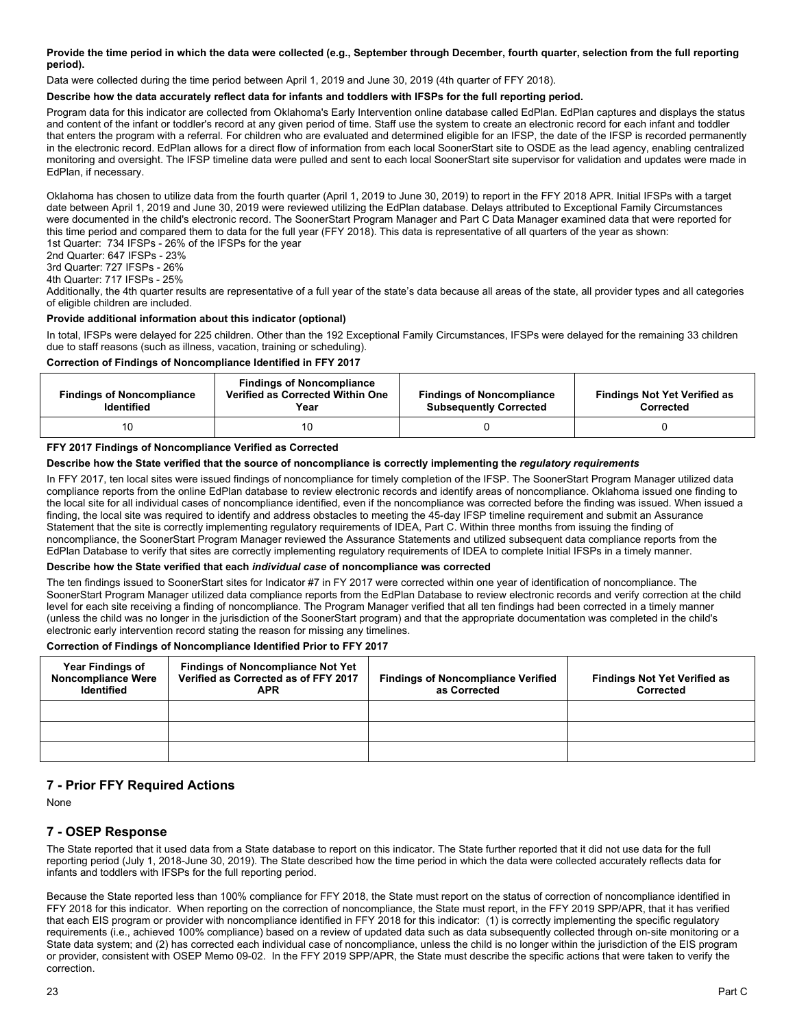**Provide the time period in which the data were collected (e.g., September through December, fourth quarter, selection from the full reporting period).**

Data were collected during the time period between April 1, 2019 and June 30, 2019 (4th quarter of FFY 2018).

**Describe how the data accurately reflect data for infants and toddlers with IFSPs for the full reporting period.**

Program data for this indicator are collected from Oklahoma's Early Intervention online database called EdPlan. EdPlan captures and displays the status and content of the infant or toddler's record at any given period of time. Staff use the system to create an electronic record for each infant and toddler that enters the program with a referral. For children who are evaluated and determined eligible for an IFSP, the date of the IFSP is recorded permanently in the electronic record. EdPlan allows for a direct flow of information from each local SoonerStart site to OSDE as the lead agency, enabling centralized monitoring and oversight. The IFSP timeline data were pulled and sent to each local SoonerStart site supervisor for validation and updates were made in EdPlan, if necessary.

Oklahoma has chosen to utilize data from the fourth quarter (April 1, 2019 to June 30, 2019) to report in the FFY 2018 APR. Initial IFSPs with a target date between April 1, 2019 and June 30, 2019 were reviewed utilizing the EdPlan database. Delays attributed to Exceptional Family Circumstances were documented in the child's electronic record. The SoonerStart Program Manager and Part C Data Manager examined data that were reported for this time period and compared them to data for the full year (FFY 2018). This data is representative of all quarters of the year as shown:
1st Quarter: 734 IFSPs - 26% of the IFSPs for the year
2nd Quarter: 647 IFSPs - 23%
3rd Quarter: 727 IFSPs - 26%
4th Quarter: 717 IFSPs - 25%
Additionally, the 4th quarter results are representative of a full year of the state's data because all areas of the state, all provider types and all categories of eligible children are included.

**Provide additional information about this indicator (optional)**

In total, IFSPs were delayed for 225 children. Other than the 192 Exceptional Family Circumstances, IFSPs were delayed for the remaining 33 children due to staff reasons (such as illness, vacation, training or scheduling).

**Correction of Findings of Noncompliance Identified in FFY 2017**

| Findings of Noncompliance Identified | Findings of Noncompliance Verified as Corrected Within One Year | Findings of Noncompliance Subsequently Corrected | Findings Not Yet Verified as Corrected |
|---|---|---|---|
| 10 | 10 | 0 | 0 |

**FFY 2017 Findings of Noncompliance Verified as Corrected**

**Describe how the State verified that the source of noncompliance is correctly implementing the *regulatory requirements***

In FFY 2017, ten local sites were issued findings of noncompliance for timely completion of the IFSP. The SoonerStart Program Manager utilized data compliance reports from the online EdPlan database to review electronic records and identify areas of noncompliance. Oklahoma issued one finding to the local site for all individual cases of noncompliance identified, even if the noncompliance was corrected before the finding was issued. When issued a finding, the local site was required to identify and address obstacles to meeting the 45-day IFSP timeline requirement and submit an Assurance Statement that the site is correctly implementing regulatory requirements of IDEA, Part C. Within three months from issuing the finding of noncompliance, the SoonerStart Program Manager reviewed the Assurance Statements and utilized subsequent data compliance reports from the EdPlan Database to verify that sites are correctly implementing regulatory requirements of IDEA to complete Initial IFSPs in a timely manner.

**Describe how the State verified that each *individual case* of noncompliance was corrected**

The ten findings issued to SoonerStart sites for Indicator #7 in FY 2017 were corrected within one year of identification of noncompliance. The SoonerStart Program Manager utilized data compliance reports from the EdPlan Database to review electronic records and verify correction at the child level for each site receiving a finding of noncompliance. The Program Manager verified that all ten findings had been corrected in a timely manner (unless the child was no longer in the jurisdiction of the SoonerStart program) and that the appropriate documentation was completed in the child's electronic early intervention record stating the reason for missing any timelines.

**Correction of Findings of Noncompliance Identified Prior to FFY 2017**

| Year Findings of Noncompliance Were Identified | Findings of Noncompliance Not Yet Verified as Corrected as of FFY 2017 APR | Findings of Noncompliance Verified as Corrected | Findings Not Yet Verified as Corrected |
|---|---|---|---|
| | | | |
| | | | |
| | | | |

## 7 - Prior FFY Required Actions

None

## 7 - OSEP Response

The State reported that it used data from a State database to report on this indicator. The State further reported that it did not use data for the full reporting period (July 1, 2018-June 30, 2019). The State described how the time period in which the data were collected accurately reflects data for infants and toddlers with IFSPs for the full reporting period.

Because the State reported less than 100% compliance for FFY 2018, the State must report on the status of correction of noncompliance identified in FFY 2018 for this indicator. When reporting on the correction of noncompliance, the State must report, in the FFY 2019 SPP/APR, that it has verified that each EIS program or provider with noncompliance identified in FFY 2018 for this indicator: (1) is correctly implementing the specific regulatory requirements (i.e., achieved 100% compliance) based on a review of updated data such as data subsequently collected through on-site monitoring or a State data system; and (2) has corrected each individual case of noncompliance, unless the child is no longer within the jurisdiction of the EIS program or provider, consistent with OSEP Memo 09-02. In the FFY 2019 SPP/APR, the State must describe the specific actions that were taken to verify the correction.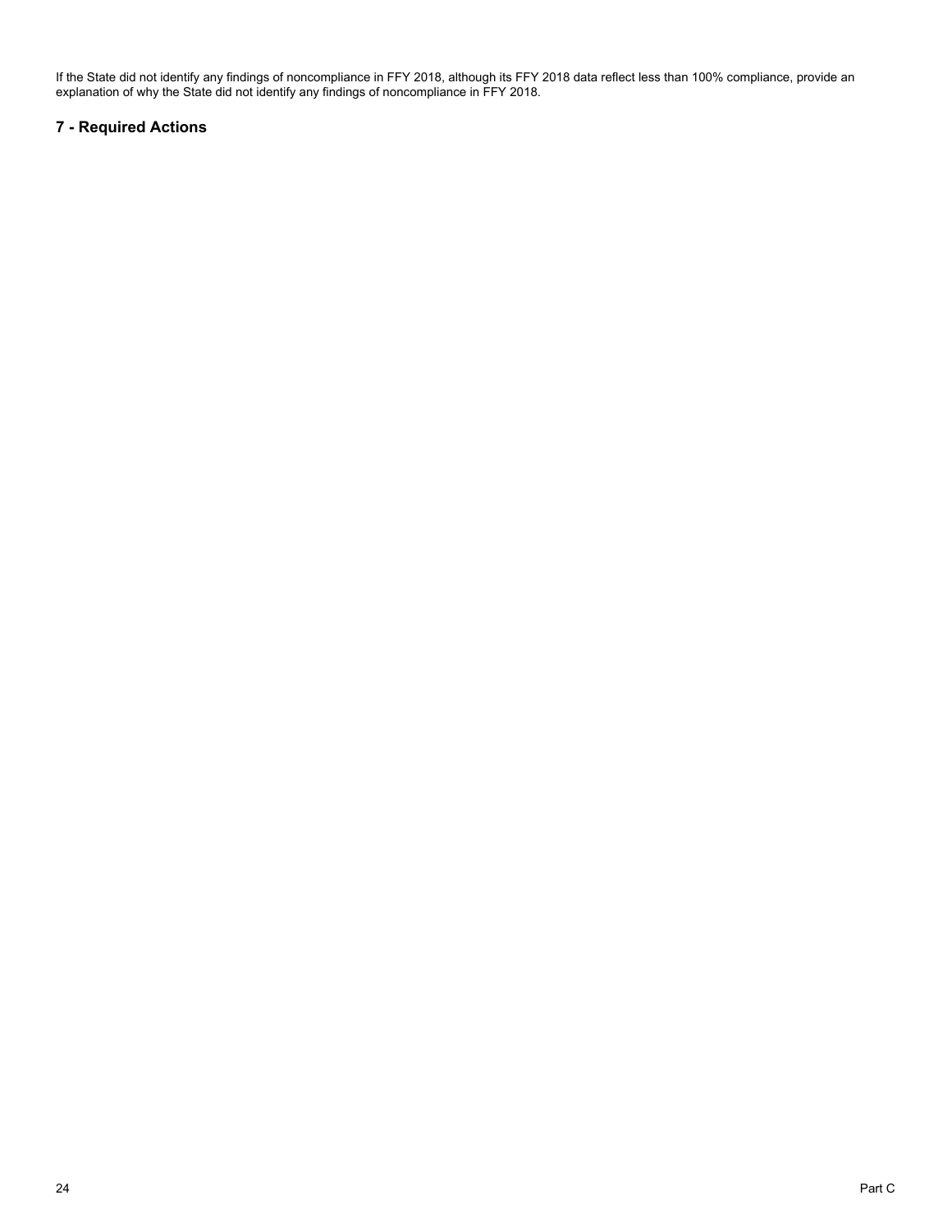If the State did not identify any findings of noncompliance in FFY 2018, although its FFY 2018 data reflect less than 100% compliance, provide an explanation of why the State did not identify any findings of noncompliance in FFY 2018.

## 7 - Required Actions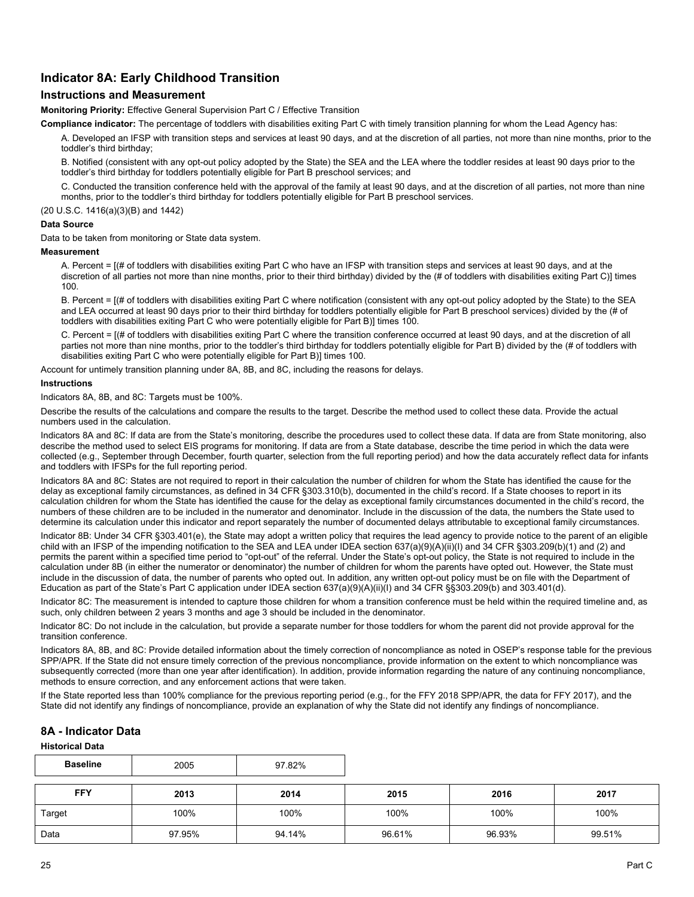## Indicator 8A: Early Childhood Transition

### Instructions and Measurement

**Monitoring Priority:** Effective General Supervision Part C / Effective Transition

**Compliance indicator:** The percentage of toddlers with disabilities exiting Part C with timely transition planning for whom the Lead Agency has:

A. Developed an IFSP with transition steps and services at least 90 days, and at the discretion of all parties, not more than nine months, prior to the toddler's third birthday;

B. Notified (consistent with any opt-out policy adopted by the State) the SEA and the LEA where the toddler resides at least 90 days prior to the toddler's third birthday for toddlers potentially eligible for Part B preschool services; and

C. Conducted the transition conference held with the approval of the family at least 90 days, and at the discretion of all parties, not more than nine months, prior to the toddler's third birthday for toddlers potentially eligible for Part B preschool services.

(20 U.S.C. 1416(a)(3)(B) and 1442)

#### Data Source

Data to be taken from monitoring or State data system.

#### Measurement

A. Percent = [(# of toddlers with disabilities exiting Part C who have an IFSP with transition steps and services at least 90 days, and at the discretion of all parties not more than nine months, prior to their third birthday) divided by the (# of toddlers with disabilities exiting Part C)] times 100.

B. Percent = [(# of toddlers with disabilities exiting Part C where notification (consistent with any opt-out policy adopted by the State) to the SEA and LEA occurred at least 90 days prior to their third birthday for toddlers potentially eligible for Part B preschool services) divided by the (# of toddlers with disabilities exiting Part C who were potentially eligible for Part B)] times 100.

C. Percent = [(# of toddlers with disabilities exiting Part C where the transition conference occurred at least 90 days, and at the discretion of all parties not more than nine months, prior to the toddler's third birthday for toddlers potentially eligible for Part B) divided by the (# of toddlers with disabilities exiting Part C who were potentially eligible for Part B)] times 100.

Account for untimely transition planning under 8A, 8B, and 8C, including the reasons for delays.

#### Instructions

Indicators 8A, 8B, and 8C: Targets must be 100%.

Describe the results of the calculations and compare the results to the target. Describe the method used to collect these data. Provide the actual numbers used in the calculation.

Indicators 8A and 8C: If data are from the State's monitoring, describe the procedures used to collect these data. If data are from State monitoring, also describe the method used to select EIS programs for monitoring. If data are from a State database, describe the time period in which the data were collected (e.g., September through December, fourth quarter, selection from the full reporting period) and how the data accurately reflect data for infants and toddlers with IFSPs for the full reporting period.

Indicators 8A and 8C: States are not required to report in their calculation the number of children for whom the State has identified the cause for the delay as exceptional family circumstances, as defined in 34 CFR §303.310(b), documented in the child's record. If a State chooses to report in its calculation children for whom the State has identified the cause for the delay as exceptional family circumstances documented in the child's record, the numbers of these children are to be included in the numerator and denominator. Include in the discussion of the data, the numbers the State used to determine its calculation under this indicator and report separately the number of documented delays attributable to exceptional family circumstances.

Indicator 8B: Under 34 CFR §303.401(e), the State may adopt a written policy that requires the lead agency to provide notice to the parent of an eligible child with an IFSP of the impending notification to the SEA and LEA under IDEA section 637(a)(9)(A)(ii)(I) and 34 CFR §303.209(b)(1) and (2) and permits the parent within a specified time period to "opt-out" of the referral. Under the State's opt-out policy, the State is not required to include in the calculation under 8B (in either the numerator or denominator) the number of children for whom the parents have opted out. However, the State must include in the discussion of data, the number of parents who opted out. In addition, any written opt-out policy must be on file with the Department of Education as part of the State's Part C application under IDEA section 637(a)(9)(A)(ii)(I) and 34 CFR §§303.209(b) and 303.401(d).

Indicator 8C: The measurement is intended to capture those children for whom a transition conference must be held within the required timeline and, as such, only children between 2 years 3 months and age 3 should be included in the denominator.

Indicator 8C: Do not include in the calculation, but provide a separate number for those toddlers for whom the parent did not provide approval for the transition conference.

Indicators 8A, 8B, and 8C: Provide detailed information about the timely correction of noncompliance as noted in OSEP's response table for the previous SPP/APR. If the State did not ensure timely correction of the previous noncompliance, provide information on the extent to which noncompliance was subsequently corrected (more than one year after identification). In addition, provide information regarding the nature of any continuing noncompliance, methods to ensure correction, and any enforcement actions that were taken.

If the State reported less than 100% compliance for the previous reporting period (e.g., for the FFY 2018 SPP/APR, the data for FFY 2017), and the State did not identify any findings of noncompliance, provide an explanation of why the State did not identify any findings of noncompliance.

## 8A - Indicator Data

#### Historical Data

| Baseline | 2005 | 97.82% |
|---|---|---|

| FFY | 2013 | 2014 | 2015 | 2016 | 2017 |
|---|---|---|---|---|---|
| Target | 100% | 100% | 100% | 100% | 100% |
| Data | 97.95% | 94.14% | 96.61% | 96.93% | 99.51% |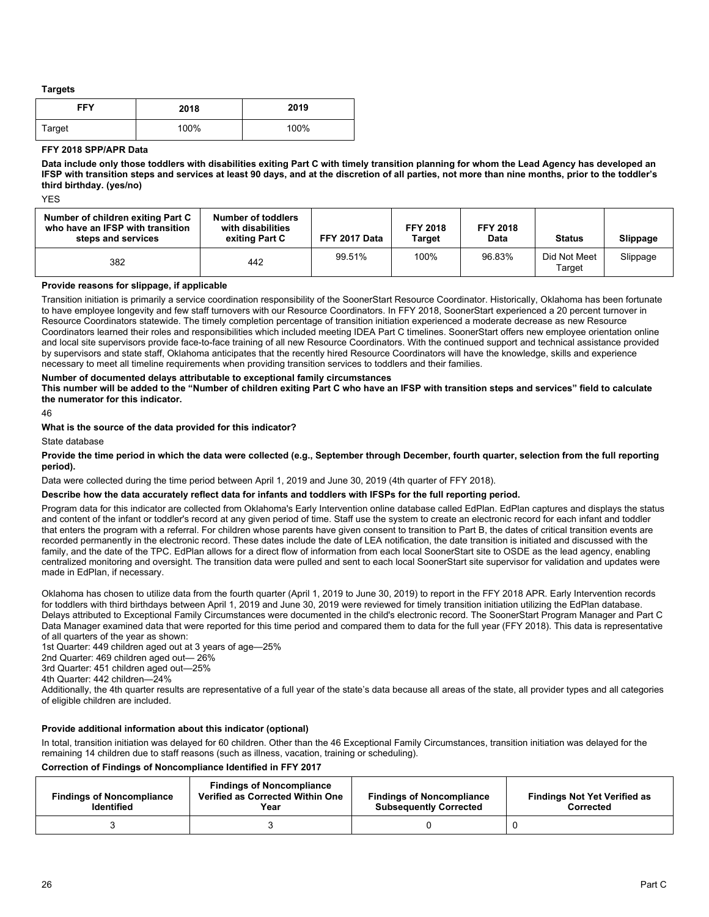**Targets**

| FFY | 2018 | 2019 |
|---|---|---|
| Target | 100% | 100% |

**FFY 2018 SPP/APR Data**

**Data include only those toddlers with disabilities exiting Part C with timely transition planning for whom the Lead Agency has developed an IFSP with transition steps and services at least 90 days, and at the discretion of all parties, not more than nine months, prior to the toddler's third birthday. (yes/no)**

YES

| Number of children exiting Part C who have an IFSP with transition steps and services | Number of toddlers with disabilities exiting Part C | FFY 2017 Data | FFY 2018 Target | FFY 2018 Data | Status | Slippage |
|---|---|---|---|---|---|---|
| 382 | 442 | 99.51% | 100% | 96.83% | Did Not Meet Target | Slippage |

**Provide reasons for slippage, if applicable**

Transition initiation is primarily a service coordination responsibility of the SoonerStart Resource Coordinator. Historically, Oklahoma has been fortunate to have employee longevity and few staff turnovers with our Resource Coordinators. In FFY 2018, SoonerStart experienced a 20 percent turnover in Resource Coordinators statewide. The timely completion percentage of transition initiation experienced a moderate decrease as new Resource Coordinators learned their roles and responsibilities which included meeting IDEA Part C timelines. SoonerStart offers new employee orientation online and local site supervisors provide face-to-face training of all new Resource Coordinators. With the continued support and technical assistance provided by supervisors and state staff, Oklahoma anticipates that the recently hired Resource Coordinators will have the knowledge, skills and experience necessary to meet all timeline requirements when providing transition services to toddlers and their families.

**Number of documented delays attributable to exceptional family circumstances**

**This number will be added to the "Number of children exiting Part C who have an IFSP with transition steps and services" field to calculate the numerator for this indicator.**

46

**What is the source of the data provided for this indicator?**

State database

**Provide the time period in which the data were collected (e.g., September through December, fourth quarter, selection from the full reporting period).**

Data were collected during the time period between April 1, 2019 and June 30, 2019 (4th quarter of FFY 2018).

**Describe how the data accurately reflect data for infants and toddlers with IFSPs for the full reporting period.**

Program data for this indicator are collected from Oklahoma's Early Intervention online database called EdPlan. EdPlan captures and displays the status and content of the infant or toddler's record at any given period of time. Staff use the system to create an electronic record for each infant and toddler that enters the program with a referral. For children whose parents have given consent to transition to Part B, the dates of critical transition events are recorded permanently in the electronic record. These dates include the date of LEA notification, the date transition is initiated and discussed with the family, and the date of the TPC. EdPlan allows for a direct flow of information from each local SoonerStart site to OSDE as the lead agency, enabling centralized monitoring and oversight. The transition data were pulled and sent to each local SoonerStart site supervisor for validation and updates were made in EdPlan, if necessary.

Oklahoma has chosen to utilize data from the fourth quarter (April 1, 2019 to June 30, 2019) to report in the FFY 2018 APR. Early Intervention records for toddlers with third birthdays between April 1, 2019 and June 30, 2019 were reviewed for timely transition initiation utilizing the EdPlan database. Delays attributed to Exceptional Family Circumstances were documented in the child's electronic record. The SoonerStart Program Manager and Part C Data Manager examined data that were reported for this time period and compared them to data for the full year (FFY 2018). This data is representative of all quarters of the year as shown:

1st Quarter: 449 children aged out at 3 years of age—25%

2nd Quarter: 469 children aged out— 26%

3rd Quarter: 451 children aged out—25%

4th Quarter: 442 children—24%

Additionally, the 4th quarter results are representative of a full year of the state's data because all areas of the state, all provider types and all categories of eligible children are included.

**Provide additional information about this indicator (optional)**

In total, transition initiation was delayed for 60 children. Other than the 46 Exceptional Family Circumstances, transition initiation was delayed for the remaining 14 children due to staff reasons (such as illness, vacation, training or scheduling).

**Correction of Findings of Noncompliance Identified in FFY 2017**

| Findings of Noncompliance Identified | Findings of Noncompliance Verified as Corrected Within One Year | Findings of Noncompliance Subsequently Corrected | Findings Not Yet Verified as Corrected |
|---|---|---|---|
| 3 | 3 | 0 | 0 |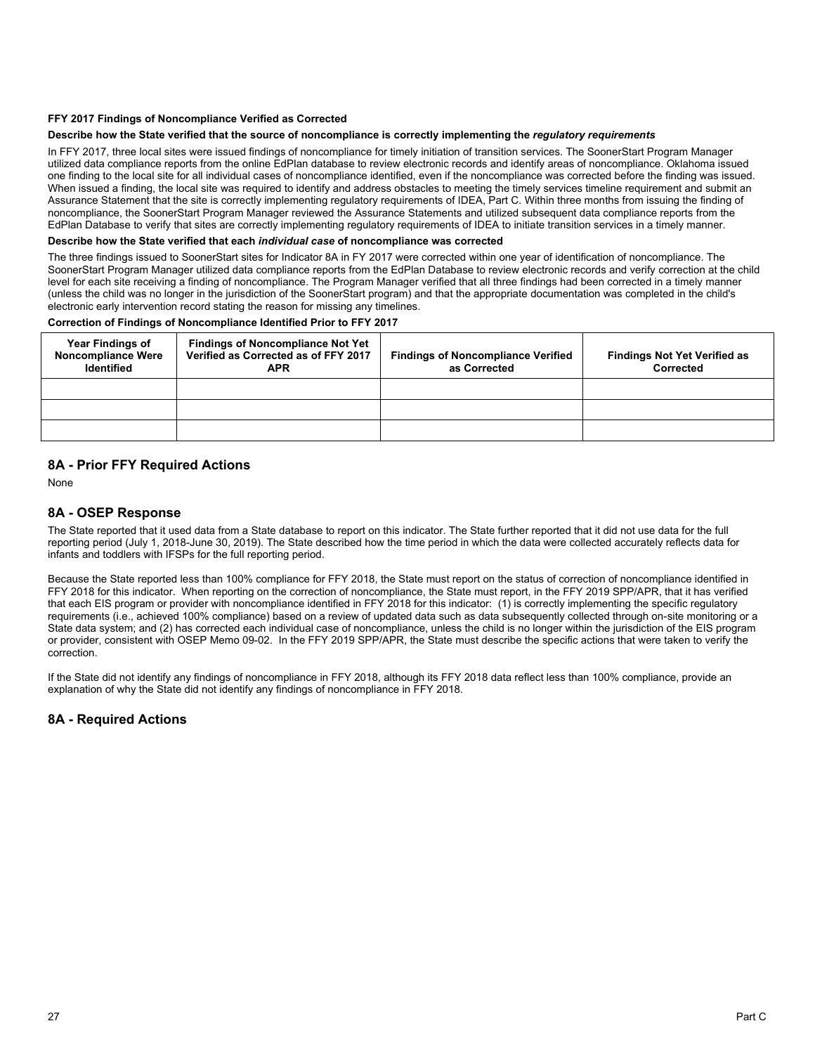**FFY 2017 Findings of Noncompliance Verified as Corrected**

**Describe how the State verified that the source of noncompliance is correctly implementing the *regulatory requirements***

In FFY 2017, three local sites were issued findings of noncompliance for timely initiation of transition services. The SoonerStart Program Manager utilized data compliance reports from the online EdPlan database to review electronic records and identify areas of noncompliance. Oklahoma issued one finding to the local site for all individual cases of noncompliance identified, even if the noncompliance was corrected before the finding was issued. When issued a finding, the local site was required to identify and address obstacles to meeting the timely services timeline requirement and submit an Assurance Statement that the site is correctly implementing regulatory requirements of IDEA, Part C. Within three months from issuing the finding of noncompliance, the SoonerStart Program Manager reviewed the Assurance Statements and utilized subsequent data compliance reports from the EdPlan Database to verify that sites are correctly implementing regulatory requirements of IDEA to initiate transition services in a timely manner.

**Describe how the State verified that each *individual case* of noncompliance was corrected**

The three findings issued to SoonerStart sites for Indicator 8A in FY 2017 were corrected within one year of identification of noncompliance. The SoonerStart Program Manager utilized data compliance reports from the EdPlan Database to review electronic records and verify correction at the child level for each site receiving a finding of noncompliance. The Program Manager verified that all three findings had been corrected in a timely manner (unless the child was no longer in the jurisdiction of the SoonerStart program) and that the appropriate documentation was completed in the child's electronic early intervention record stating the reason for missing any timelines.

**Correction of Findings of Noncompliance Identified Prior to FFY 2017**

| Year Findings of Noncompliance Were Identified | Findings of Noncompliance Not Yet Verified as Corrected as of FFY 2017 APR | Findings of Noncompliance Verified as Corrected | Findings Not Yet Verified as Corrected |
|---|---|---|---|
| | | | |
| | | | |
| | | | |

## 8A - Prior FFY Required Actions

None

## 8A - OSEP Response

The State reported that it used data from a State database to report on this indicator. The State further reported that it did not use data for the full reporting period (July 1, 2018-June 30, 2019). The State described how the time period in which the data were collected accurately reflects data for infants and toddlers with IFSPs for the full reporting period.

Because the State reported less than 100% compliance for FFY 2018, the State must report on the status of correction of noncompliance identified in FFY 2018 for this indicator. When reporting on the correction of noncompliance, the State must report, in the FFY 2019 SPP/APR, that it has verified that each EIS program or provider with noncompliance identified in FFY 2018 for this indicator: (1) is correctly implementing the specific regulatory requirements (i.e., achieved 100% compliance) based on a review of updated data such as data subsequently collected through on-site monitoring or a State data system; and (2) has corrected each individual case of noncompliance, unless the child is no longer within the jurisdiction of the EIS program or provider, consistent with OSEP Memo 09-02. In the FFY 2019 SPP/APR, the State must describe the specific actions that were taken to verify the correction.

If the State did not identify any findings of noncompliance in FFY 2018, although its FFY 2018 data reflect less than 100% compliance, provide an explanation of why the State did not identify any findings of noncompliance in FFY 2018.

## 8A - Required Actions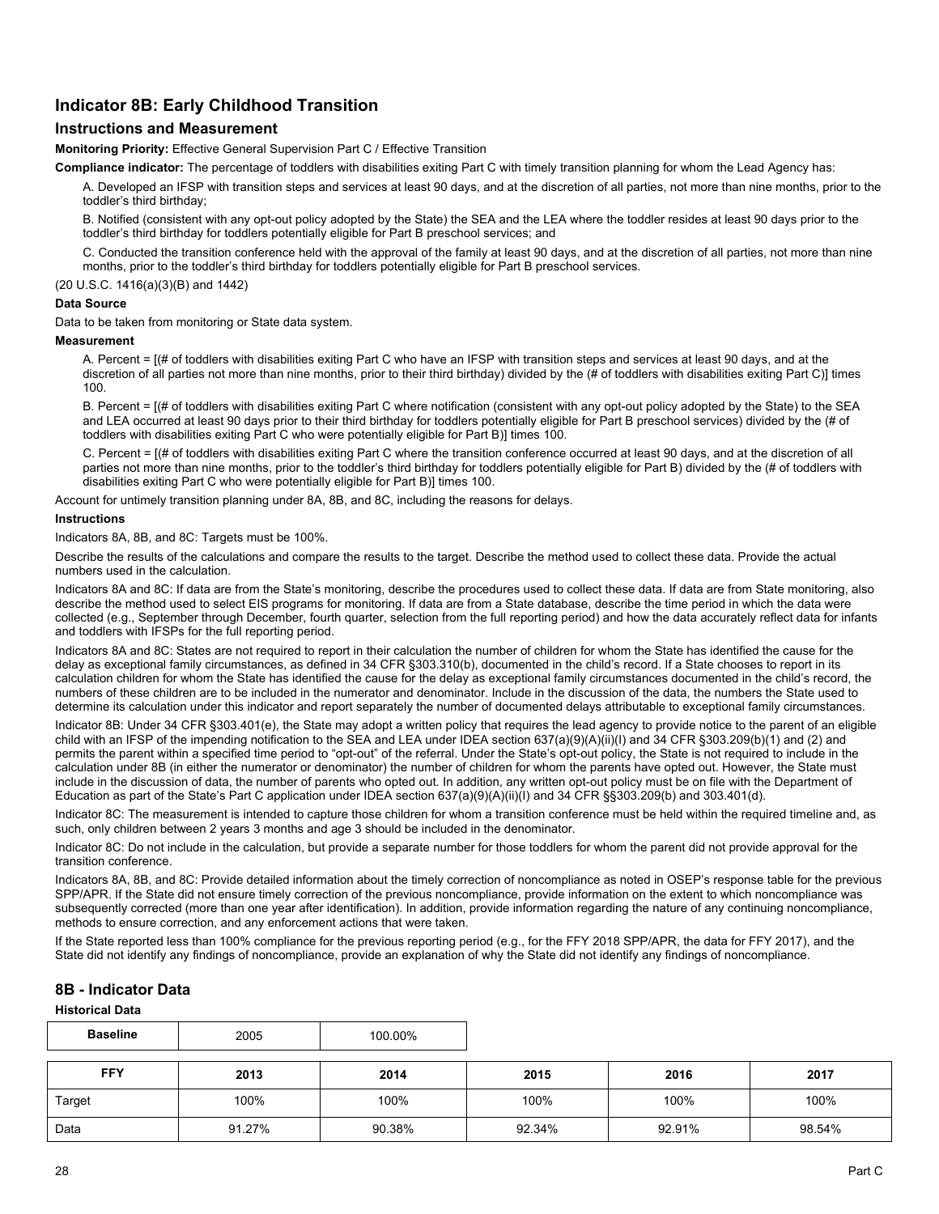## Indicator 8B: Early Childhood Transition

### Instructions and Measurement

**Monitoring Priority:** Effective General Supervision Part C / Effective Transition

**Compliance indicator:** The percentage of toddlers with disabilities exiting Part C with timely transition planning for whom the Lead Agency has:

A. Developed an IFSP with transition steps and services at least 90 days, and at the discretion of all parties, not more than nine months, prior to the toddler's third birthday;

B. Notified (consistent with any opt-out policy adopted by the State) the SEA and the LEA where the toddler resides at least 90 days prior to the toddler's third birthday for toddlers potentially eligible for Part B preschool services; and

C. Conducted the transition conference held with the approval of the family at least 90 days, and at the discretion of all parties, not more than nine months, prior to the toddler's third birthday for toddlers potentially eligible for Part B preschool services.

(20 U.S.C. 1416(a)(3)(B) and 1442)

**Data Source**

Data to be taken from monitoring or State data system.

**Measurement**

A. Percent = [(# of toddlers with disabilities exiting Part C who have an IFSP with transition steps and services at least 90 days, and at the discretion of all parties not more than nine months, prior to their third birthday) divided by the (# of toddlers with disabilities exiting Part C)] times 100.

B. Percent = [(# of toddlers with disabilities exiting Part C where notification (consistent with any opt-out policy adopted by the State) to the SEA and LEA occurred at least 90 days prior to their third birthday for toddlers potentially eligible for Part B preschool services) divided by the (# of toddlers with disabilities exiting Part C who were potentially eligible for Part B)] times 100.

C. Percent = [(# of toddlers with disabilities exiting Part C where the transition conference occurred at least 90 days, and at the discretion of all parties not more than nine months, prior to the toddler's third birthday for toddlers potentially eligible for Part B) divided by the (# of toddlers with disabilities exiting Part C who were potentially eligible for Part B)] times 100.

Account for untimely transition planning under 8A, 8B, and 8C, including the reasons for delays.

**Instructions**

Indicators 8A, 8B, and 8C: Targets must be 100%.

Describe the results of the calculations and compare the results to the target. Describe the method used to collect these data. Provide the actual numbers used in the calculation.

Indicators 8A and 8C: If data are from the State's monitoring, describe the procedures used to collect these data. If data are from State monitoring, also describe the method used to select EIS programs for monitoring. If data are from a State database, describe the time period in which the data were collected (e.g., September through December, fourth quarter, selection from the full reporting period) and how the data accurately reflect data for infants and toddlers with IFSPs for the full reporting period.

Indicators 8A and 8C: States are not required to report in their calculation the number of children for whom the State has identified the cause for the delay as exceptional family circumstances, as defined in 34 CFR §303.310(b), documented in the child's record. If a State chooses to report in its calculation children for whom the State has identified the cause for the delay as exceptional family circumstances documented in the child's record, the numbers of these children are to be included in the numerator and denominator. Include in the discussion of the data, the numbers the State used to determine its calculation under this indicator and report separately the number of documented delays attributable to exceptional family circumstances.

Indicator 8B: Under 34 CFR §303.401(e), the State may adopt a written policy that requires the lead agency to provide notice to the parent of an eligible child with an IFSP of the impending notification to the SEA and LEA under IDEA section 637(a)(9)(A)(ii)(I) and 34 CFR §303.209(b)(1) and (2) and permits the parent within a specified time period to "opt-out" of the referral. Under the State's opt-out policy, the State is not required to include in the calculation under 8B (in either the numerator or denominator) the number of children for whom the parents have opted out. However, the State must include in the discussion of data, the number of parents who opted out. In addition, any written opt-out policy must be on file with the Department of Education as part of the State's Part C application under IDEA section 637(a)(9)(A)(ii)(I) and 34 CFR §§303.209(b) and 303.401(d).

Indicator 8C: The measurement is intended to capture those children for whom a transition conference must be held within the required timeline and, as such, only children between 2 years 3 months and age 3 should be included in the denominator.

Indicator 8C: Do not include in the calculation, but provide a separate number for those toddlers for whom the parent did not provide approval for the transition conference.

Indicators 8A, 8B, and 8C: Provide detailed information about the timely correction of noncompliance as noted in OSEP's response table for the previous SPP/APR. If the State did not ensure timely correction of the previous noncompliance, provide information on the extent to which noncompliance was subsequently corrected (more than one year after identification). In addition, provide information regarding the nature of any continuing noncompliance, methods to ensure correction, and any enforcement actions that were taken.

If the State reported less than 100% compliance for the previous reporting period (e.g., for the FFY 2018 SPP/APR, the data for FFY 2017), and the State did not identify any findings of noncompliance, provide an explanation of why the State did not identify any findings of noncompliance.

## 8B - Indicator Data

**Historical Data**

| Baseline | 2005 | 100.00% |
|---|---|---|

| FFY | 2013 | 2014 | 2015 | 2016 | 2017 |
|---|---|---|---|---|---|
| Target | 100% | 100% | 100% | 100% | 100% |
| Data | 91.27% | 90.38% | 92.34% | 92.91% | 98.54% |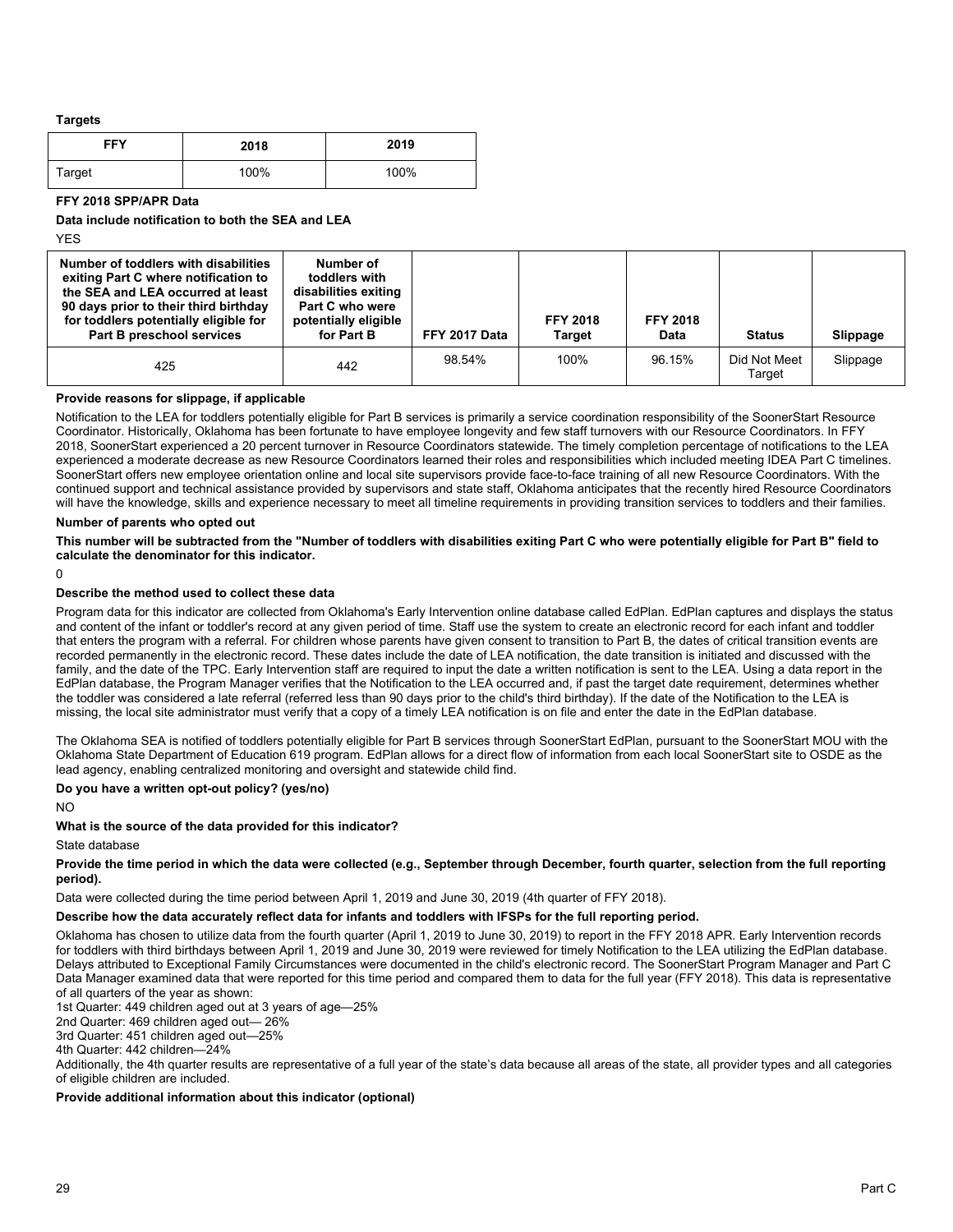**Targets**

| FFY | 2018 | 2019 |
|---|---|---|
| Target | 100% | 100% |

**FFY 2018 SPP/APR Data**

**Data include notification to both the SEA and LEA**

YES

| Number of toddlers with disabilities exiting Part C where notification to the SEA and LEA occurred at least 90 days prior to their third birthday for toddlers potentially eligible for Part B preschool services | Number of toddlers with disabilities exiting Part C who were potentially eligible for Part B | FFY 2017 Data | FFY 2018 Target | FFY 2018 Data | Status | Slippage |
|---|---|---|---|---|---|---|
| 425 | 442 | 98.54% | 100% | 96.15% | Did Not Meet Target | Slippage |

**Provide reasons for slippage, if applicable**

Notification to the LEA for toddlers potentially eligible for Part B services is primarily a service coordination responsibility of the SoonerStart Resource Coordinator. Historically, Oklahoma has been fortunate to have employee longevity and few staff turnovers with our Resource Coordinators. In FFY 2018, SoonerStart experienced a 20 percent turnover in Resource Coordinators statewide. The timely completion percentage of notifications to the LEA experienced a moderate decrease as new Resource Coordinators learned their roles and responsibilities which included meeting IDEA Part C timelines. SoonerStart offers new employee orientation online and local site supervisors provide face-to-face training of all new Resource Coordinators. With the continued support and technical assistance provided by supervisors and state staff, Oklahoma anticipates that the recently hired Resource Coordinators will have the knowledge, skills and experience necessary to meet all timeline requirements in providing transition services to toddlers and their families.

**Number of parents who opted out**

**This number will be subtracted from the "Number of toddlers with disabilities exiting Part C who were potentially eligible for Part B" field to calculate the denominator for this indicator.**

0

**Describe the method used to collect these data**

Program data for this indicator are collected from Oklahoma's Early Intervention online database called EdPlan. EdPlan captures and displays the status and content of the infant or toddler's record at any given period of time. Staff use the system to create an electronic record for each infant and toddler that enters the program with a referral. For children whose parents have given consent to transition to Part B, the dates of critical transition events are recorded permanently in the electronic record. These dates include the date of LEA notification, the date transition is initiated and discussed with the family, and the date of the TPC. Early Intervention staff are required to input the date a written notification is sent to the LEA. Using a data report in the EdPlan database, the Program Manager verifies that the Notification to the LEA occurred and, if past the target date requirement, determines whether the toddler was considered a late referral (referred less than 90 days prior to the child's third birthday). If the date of the Notification to the LEA is missing, the local site administrator must verify that a copy of a timely LEA notification is on file and enter the date in the EdPlan database.

The Oklahoma SEA is notified of toddlers potentially eligible for Part B services through SoonerStart EdPlan, pursuant to the SoonerStart MOU with the Oklahoma State Department of Education 619 program. EdPlan allows for a direct flow of information from each local SoonerStart site to OSDE as the lead agency, enabling centralized monitoring and oversight and statewide child find.

**Do you have a written opt-out policy? (yes/no)**

NO

**What is the source of the data provided for this indicator?**

State database

**Provide the time period in which the data were collected (e.g., September through December, fourth quarter, selection from the full reporting period).**

Data were collected during the time period between April 1, 2019 and June 30, 2019 (4th quarter of FFY 2018).

**Describe how the data accurately reflect data for infants and toddlers with IFSPs for the full reporting period.**

Oklahoma has chosen to utilize data from the fourth quarter (April 1, 2019 to June 30, 2019) to report in the FFY 2018 APR. Early Intervention records for toddlers with third birthdays between April 1, 2019 and June 30, 2019 were reviewed for timely Notification to the LEA utilizing the EdPlan database. Delays attributed to Exceptional Family Circumstances were documented in the child's electronic record. The SoonerStart Program Manager and Part C Data Manager examined data that were reported for this time period and compared them to data for the full year (FFY 2018). This data is representative of all quarters of the year as shown:

1st Quarter: 449 children aged out at 3 years of age—25%
2nd Quarter: 469 children aged out— 26%
3rd Quarter: 451 children aged out—25%
4th Quarter: 442 children—24%

Additionally, the 4th quarter results are representative of a full year of the state's data because all areas of the state, all provider types and all categories of eligible children are included.

**Provide additional information about this indicator (optional)**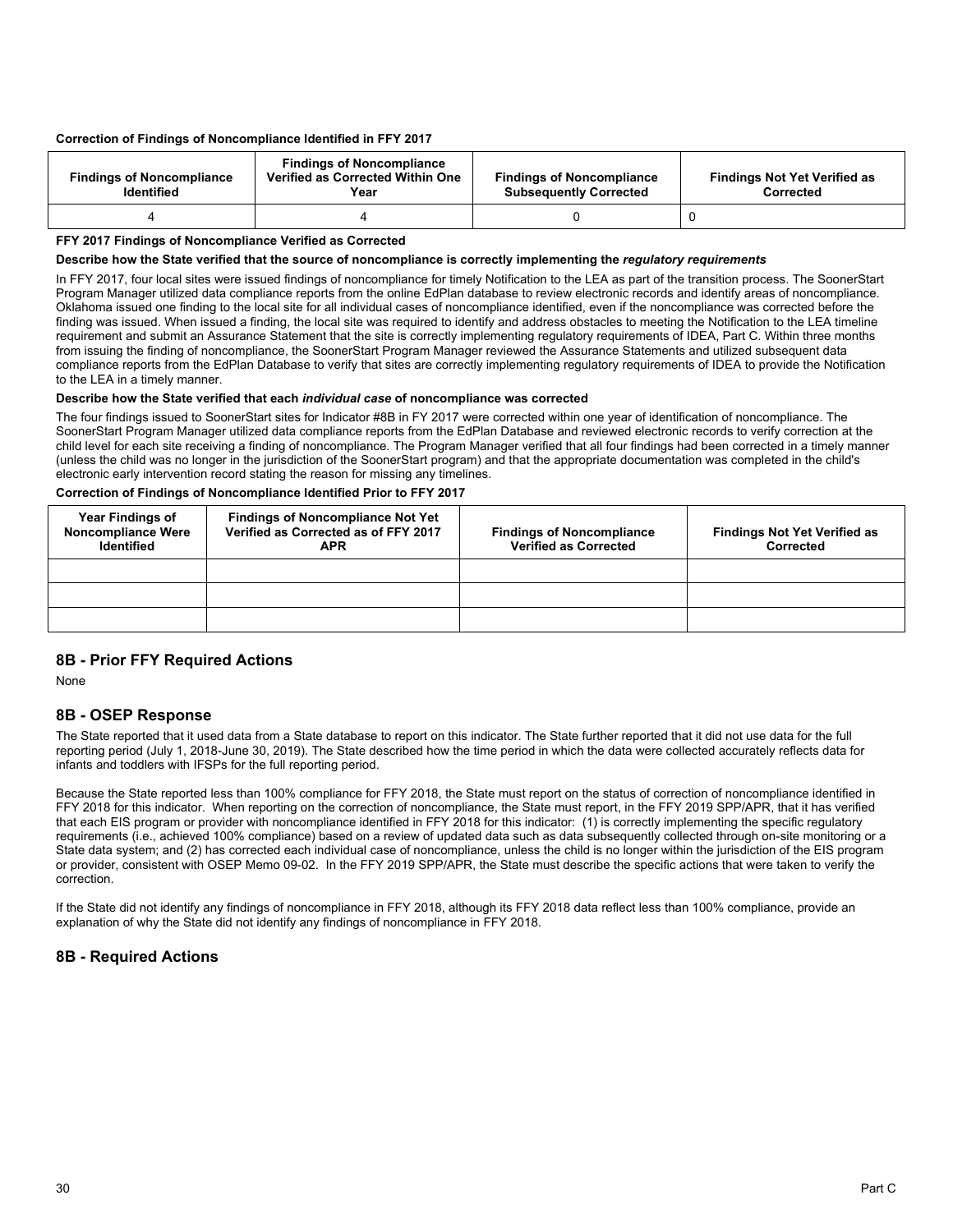**Correction of Findings of Noncompliance Identified in FFY 2017**

| Findings of Noncompliance Identified | Findings of Noncompliance Verified as Corrected Within One Year | Findings of Noncompliance Subsequently Corrected | Findings Not Yet Verified as Corrected |
| --- | --- | --- | --- |
| 4 | 4 | 0 | 0 |

**FFY 2017 Findings of Noncompliance Verified as Corrected**

**Describe how the State verified that the source of noncompliance is correctly implementing the *regulatory requirements***

In FFY 2017, four local sites were issued findings of noncompliance for timely Notification to the LEA as part of the transition process. The SoonerStart Program Manager utilized data compliance reports from the online EdPlan database to review electronic records and identify areas of noncompliance. Oklahoma issued one finding to the local site for all individual cases of noncompliance identified, even if the noncompliance was corrected before the finding was issued. When issued a finding, the local site was required to identify and address obstacles to meeting the Notification to the LEA timeline requirement and submit an Assurance Statement that the site is correctly implementing regulatory requirements of IDEA, Part C. Within three months from issuing the finding of noncompliance, the SoonerStart Program Manager reviewed the Assurance Statements and utilized subsequent data compliance reports from the EdPlan Database to verify that sites are correctly implementing regulatory requirements of IDEA to provide the Notification to the LEA in a timely manner.

**Describe how the State verified that each *individual case* of noncompliance was corrected**

The four findings issued to SoonerStart sites for Indicator #8B in FY 2017 were corrected within one year of identification of noncompliance. The SoonerStart Program Manager utilized data compliance reports from the EdPlan Database and reviewed electronic records to verify correction at the child level for each site receiving a finding of noncompliance. The Program Manager verified that all four findings had been corrected in a timely manner (unless the child was no longer in the jurisdiction of the SoonerStart program) and that the appropriate documentation was completed in the child's electronic early intervention record stating the reason for missing any timelines.

**Correction of Findings of Noncompliance Identified Prior to FFY 2017**

| Year Findings of Noncompliance Were Identified | Findings of Noncompliance Not Yet Verified as Corrected as of FFY 2017 APR | Findings of Noncompliance Verified as Corrected | Findings Not Yet Verified as Corrected |
| --- | --- | --- | --- |
| | | | |
| | | | |
| | | | |

## 8B - Prior FFY Required Actions

None

## 8B - OSEP Response

The State reported that it used data from a State database to report on this indicator. The State further reported that it did not use data for the full reporting period (July 1, 2018-June 30, 2019). The State described how the time period in which the data were collected accurately reflects data for infants and toddlers with IFSPs for the full reporting period.

Because the State reported less than 100% compliance for FFY 2018, the State must report on the status of correction of noncompliance identified in FFY 2018 for this indicator. When reporting on the correction of noncompliance, the State must report, in the FFY 2019 SPP/APR, that it has verified that each EIS program or provider with noncompliance identified in FFY 2018 for this indicator: (1) is correctly implementing the specific regulatory requirements (i.e., achieved 100% compliance) based on a review of updated data such as data subsequently collected through on-site monitoring or a State data system; and (2) has corrected each individual case of noncompliance, unless the child is no longer within the jurisdiction of the EIS program or provider, consistent with OSEP Memo 09-02. In the FFY 2019 SPP/APR, the State must describe the specific actions that were taken to verify the correction.

If the State did not identify any findings of noncompliance in FFY 2018, although its FFY 2018 data reflect less than 100% compliance, provide an explanation of why the State did not identify any findings of noncompliance in FFY 2018.

## 8B - Required Actions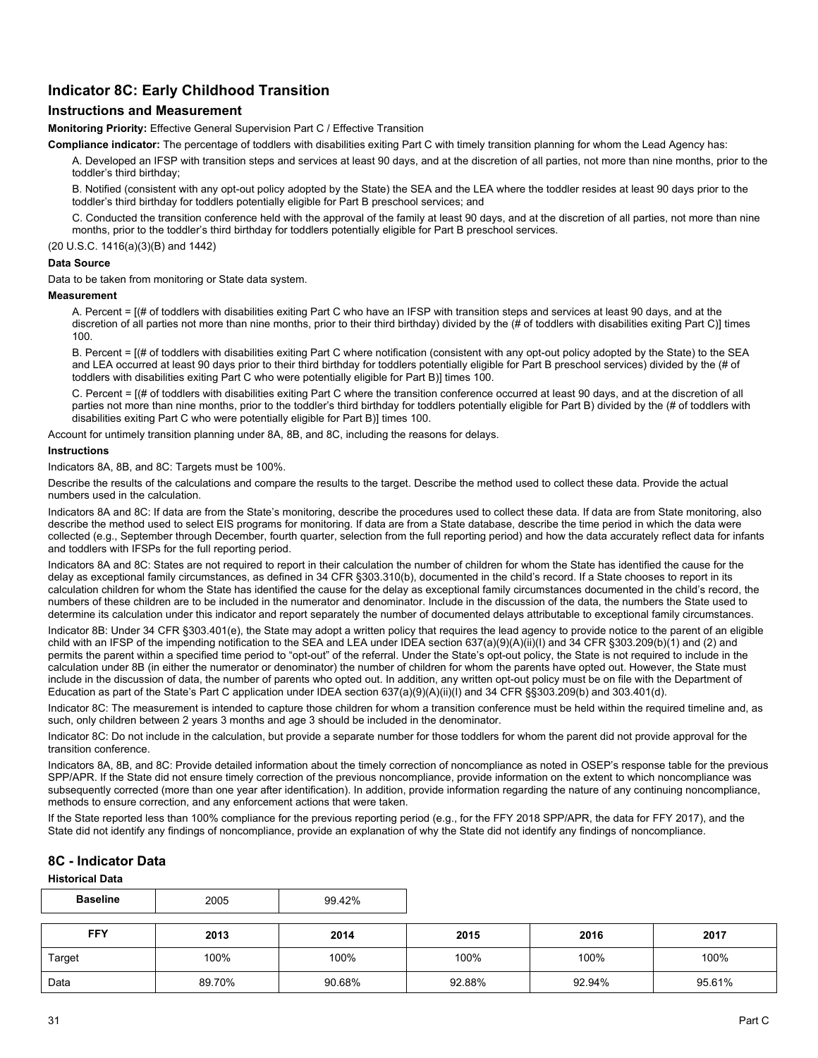## Indicator 8C: Early Childhood Transition

### Instructions and Measurement

**Monitoring Priority:** Effective General Supervision Part C / Effective Transition

**Compliance indicator:** The percentage of toddlers with disabilities exiting Part C with timely transition planning for whom the Lead Agency has:

A. Developed an IFSP with transition steps and services at least 90 days, and at the discretion of all parties, not more than nine months, prior to the toddler's third birthday;

B. Notified (consistent with any opt-out policy adopted by the State) the SEA and the LEA where the toddler resides at least 90 days prior to the toddler's third birthday for toddlers potentially eligible for Part B preschool services; and

C. Conducted the transition conference held with the approval of the family at least 90 days, and at the discretion of all parties, not more than nine months, prior to the toddler's third birthday for toddlers potentially eligible for Part B preschool services.

(20 U.S.C. 1416(a)(3)(B) and 1442)

**Data Source**

Data to be taken from monitoring or State data system.

**Measurement**

A. Percent = [(# of toddlers with disabilities exiting Part C who have an IFSP with transition steps and services at least 90 days, and at the discretion of all parties not more than nine months, prior to their third birthday) divided by the (# of toddlers with disabilities exiting Part C)] times 100.

B. Percent = [(# of toddlers with disabilities exiting Part C where notification (consistent with any opt-out policy adopted by the State) to the SEA and LEA occurred at least 90 days prior to their third birthday for toddlers potentially eligible for Part B preschool services) divided by the (# of toddlers with disabilities exiting Part C who were potentially eligible for Part B)] times 100.

C. Percent = [(# of toddlers with disabilities exiting Part C where the transition conference occurred at least 90 days, and at the discretion of all parties not more than nine months, prior to the toddler's third birthday for toddlers potentially eligible for Part B) divided by the (# of toddlers with disabilities exiting Part C who were potentially eligible for Part B)] times 100.

Account for untimely transition planning under 8A, 8B, and 8C, including the reasons for delays.

**Instructions**

Indicators 8A, 8B, and 8C: Targets must be 100%.

Describe the results of the calculations and compare the results to the target. Describe the method used to collect these data. Provide the actual numbers used in the calculation.

Indicators 8A and 8C: If data are from the State's monitoring, describe the procedures used to collect these data. If data are from State monitoring, also describe the method used to select EIS programs for monitoring. If data are from a State database, describe the time period in which the data were collected (e.g., September through December, fourth quarter, selection from the full reporting period) and how the data accurately reflect data for infants and toddlers with IFSPs for the full reporting period.

Indicators 8A and 8C: States are not required to report in their calculation the number of children for whom the State has identified the cause for the delay as exceptional family circumstances, as defined in 34 CFR §303.310(b), documented in the child's record. If a State chooses to report in its calculation children for whom the State has identified the cause for the delay as exceptional family circumstances documented in the child's record, the numbers of these children are to be included in the numerator and denominator. Include in the discussion of the data, the numbers the State used to determine its calculation under this indicator and report separately the number of documented delays attributable to exceptional family circumstances.

Indicator 8B: Under 34 CFR §303.401(e), the State may adopt a written policy that requires the lead agency to provide notice to the parent of an eligible child with an IFSP of the impending notification to the SEA and LEA under IDEA section 637(a)(9)(A)(ii)(I) and 34 CFR §303.209(b)(1) and (2) and permits the parent within a specified time period to "opt-out" of the referral. Under the State's opt-out policy, the State is not required to include in the calculation under 8B (in either the numerator or denominator) the number of children for whom the parents have opted out. However, the State must include in the discussion of data, the number of parents who opted out. In addition, any written opt-out policy must be on file with the Department of Education as part of the State's Part C application under IDEA section 637(a)(9)(A)(ii)(I) and 34 CFR §§303.209(b) and 303.401(d).

Indicator 8C: The measurement is intended to capture those children for whom a transition conference must be held within the required timeline and, as such, only children between 2 years 3 months and age 3 should be included in the denominator.

Indicator 8C: Do not include in the calculation, but provide a separate number for those toddlers for whom the parent did not provide approval for the transition conference.

Indicators 8A, 8B, and 8C: Provide detailed information about the timely correction of noncompliance as noted in OSEP's response table for the previous SPP/APR. If the State did not ensure timely correction of the previous noncompliance, provide information on the extent to which noncompliance was subsequently corrected (more than one year after identification). In addition, provide information regarding the nature of any continuing noncompliance, methods to ensure correction, and any enforcement actions that were taken.

If the State reported less than 100% compliance for the previous reporting period (e.g., for the FFY 2018 SPP/APR, the data for FFY 2017), and the State did not identify any findings of noncompliance, provide an explanation of why the State did not identify any findings of noncompliance.

## 8C - Indicator Data

**Historical Data**

| Baseline | 2005 | 99.42% |
|---|---|---|

| FFY | 2013 | 2014 | 2015 | 2016 | 2017 |
|---|---|---|---|---|---|
| Target | 100% | 100% | 100% | 100% | 100% |
| Data | 89.70% | 90.68% | 92.88% | 92.94% | 95.61% |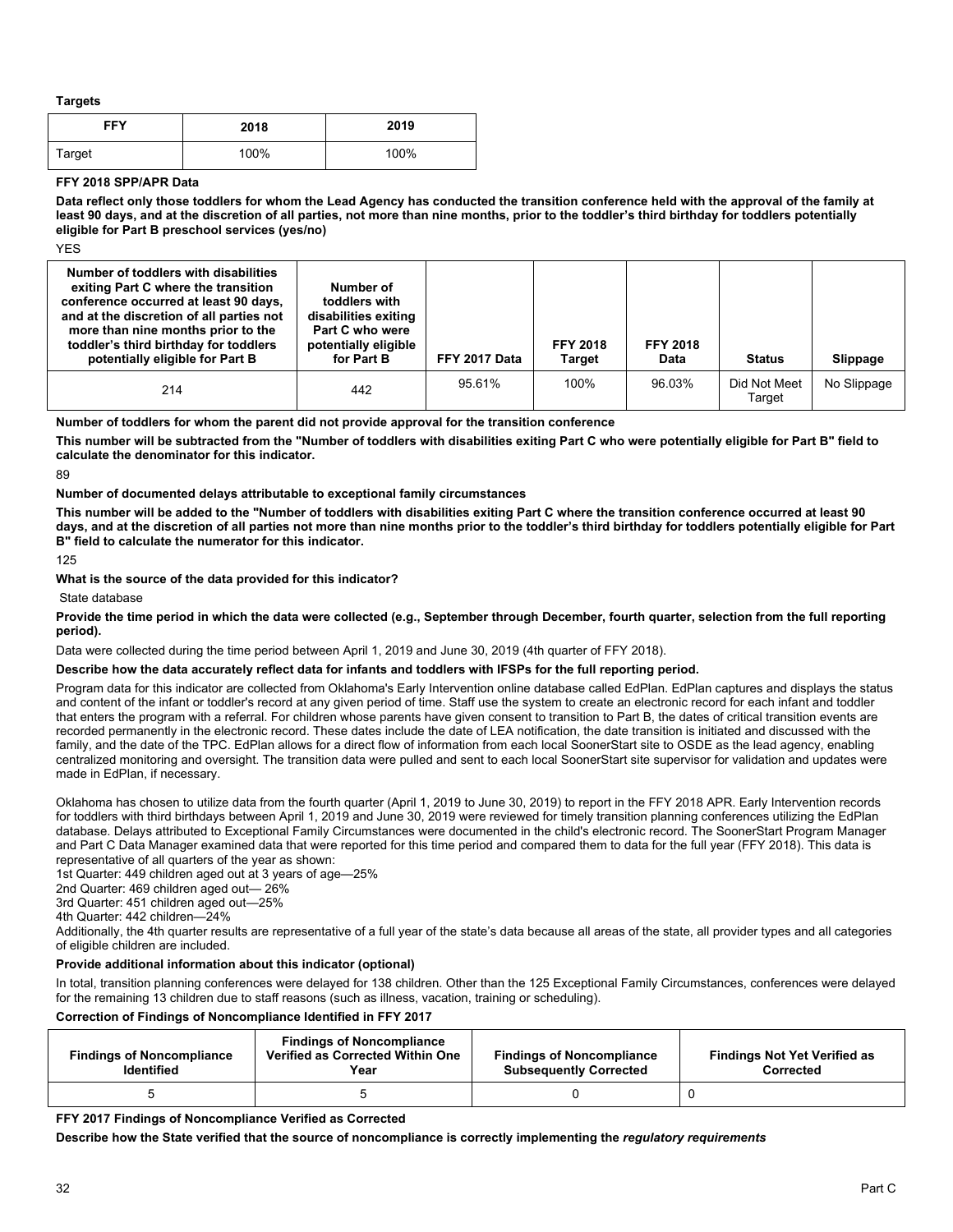**Targets**

| FFY | 2018 | 2019 |
| --- | --- | --- |
| Target | 100% | 100% |

**FFY 2018 SPP/APR Data**

**Data reflect only those toddlers for whom the Lead Agency has conducted the transition conference held with the approval of the family at least 90 days, and at the discretion of all parties, not more than nine months, prior to the toddler's third birthday for toddlers potentially eligible for Part B preschool services (yes/no)**

YES

| Number of toddlers with disabilities exiting Part C where the transition conference occurred at least 90 days, and at the discretion of all parties not more than nine months prior to the toddler's third birthday for toddlers potentially eligible for Part B | Number of toddlers with disabilities exiting Part C who were potentially eligible for Part B | FFY 2017 Data | FFY 2018 Target | FFY 2018 Data | Status | Slippage |
| --- | --- | --- | --- | --- | --- | --- |
| 214 | 442 | 95.61% | 100% | 96.03% | Did Not Meet Target | No Slippage |

**Number of toddlers for whom the parent did not provide approval for the transition conference**

**This number will be subtracted from the "Number of toddlers with disabilities exiting Part C who were potentially eligible for Part B" field to calculate the denominator for this indicator.**

89

**Number of documented delays attributable to exceptional family circumstances**

**This number will be added to the "Number of toddlers with disabilities exiting Part C where the transition conference occurred at least 90 days, and at the discretion of all parties not more than nine months prior to the toddler's third birthday for toddlers potentially eligible for Part B" field to calculate the numerator for this indicator.**

125

**What is the source of the data provided for this indicator?**

State database

**Provide the time period in which the data were collected (e.g., September through December, fourth quarter, selection from the full reporting period).**

Data were collected during the time period between April 1, 2019 and June 30, 2019 (4th quarter of FFY 2018).

**Describe how the data accurately reflect data for infants and toddlers with IFSPs for the full reporting period.**

Program data for this indicator are collected from Oklahoma's Early Intervention online database called EdPlan. EdPlan captures and displays the status and content of the infant or toddler's record at any given period of time. Staff use the system to create an electronic record for each infant and toddler that enters the program with a referral. For children whose parents have given consent to transition to Part B, the dates of critical transition events are recorded permanently in the electronic record. These dates include the date of LEA notification, the date transition is initiated and discussed with the family, and the date of the TPC. EdPlan allows for a direct flow of information from each local SoonerStart site to OSDE as the lead agency, enabling centralized monitoring and oversight. The transition data were pulled and sent to each local SoonerStart site supervisor for validation and updates were made in EdPlan, if necessary.

Oklahoma has chosen to utilize data from the fourth quarter (April 1, 2019 to June 30, 2019) to report in the FFY 2018 APR. Early Intervention records for toddlers with third birthdays between April 1, 2019 and June 30, 2019 were reviewed for timely transition planning conferences utilizing the EdPlan database. Delays attributed to Exceptional Family Circumstances were documented in the child's electronic record. The SoonerStart Program Manager and Part C Data Manager examined data that were reported for this time period and compared them to data for the full year (FFY 2018). This data is representative of all quarters of the year as shown:
1st Quarter: 449 children aged out at 3 years of age—25%
2nd Quarter: 469 children aged out— 26%
3rd Quarter: 451 children aged out—25%
4th Quarter: 442 children—24%
Additionally, the 4th quarter results are representative of a full year of the state's data because all areas of the state, all provider types and all categories of eligible children are included.

**Provide additional information about this indicator (optional)**

In total, transition planning conferences were delayed for 138 children. Other than the 125 Exceptional Family Circumstances, conferences were delayed for the remaining 13 children due to staff reasons (such as illness, vacation, training or scheduling).

**Correction of Findings of Noncompliance Identified in FFY 2017**

| Findings of Noncompliance Identified | Findings of Noncompliance Verified as Corrected Within One Year | Findings of Noncompliance Subsequently Corrected | Findings Not Yet Verified as Corrected |
| --- | --- | --- | --- |
| 5 | 5 | 0 | 0 |

**FFY 2017 Findings of Noncompliance Verified as Corrected**

**Describe how the State verified that the source of noncompliance is correctly implementing the *regulatory requirements***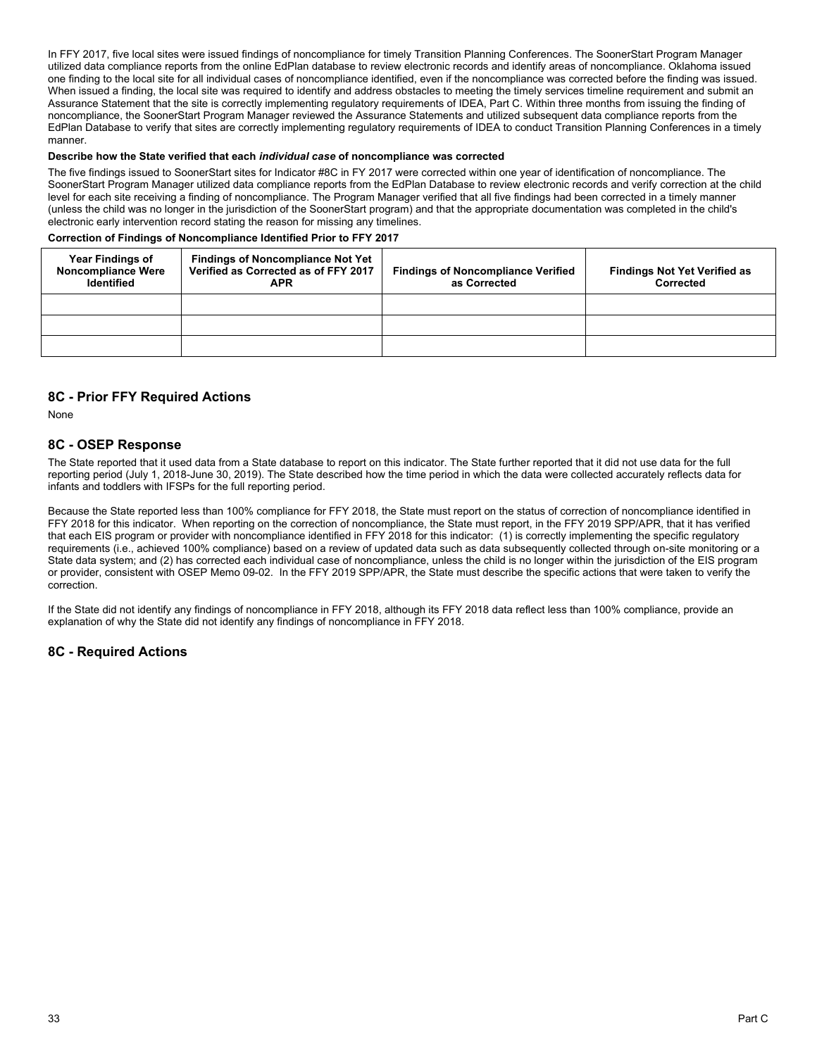In FFY 2017, five local sites were issued findings of noncompliance for timely Transition Planning Conferences. The SoonerStart Program Manager utilized data compliance reports from the online EdPlan database to review electronic records and identify areas of noncompliance. Oklahoma issued one finding to the local site for all individual cases of noncompliance identified, even if the noncompliance was corrected before the finding was issued. When issued a finding, the local site was required to identify and address obstacles to meeting the timely services timeline requirement and submit an Assurance Statement that the site is correctly implementing regulatory requirements of IDEA, Part C. Within three months from issuing the finding of noncompliance, the SoonerStart Program Manager reviewed the Assurance Statements and utilized subsequent data compliance reports from the EdPlan Database to verify that sites are correctly implementing regulatory requirements of IDEA to conduct Transition Planning Conferences in a timely manner.

**Describe how the State verified that each *individual case* of noncompliance was corrected**

The five findings issued to SoonerStart sites for Indicator #8C in FY 2017 were corrected within one year of identification of noncompliance. The SoonerStart Program Manager utilized data compliance reports from the EdPlan Database to review electronic records and verify correction at the child level for each site receiving a finding of noncompliance. The Program Manager verified that all five findings had been corrected in a timely manner (unless the child was no longer in the jurisdiction of the SoonerStart program) and that the appropriate documentation was completed in the child's electronic early intervention record stating the reason for missing any timelines.

**Correction of Findings of Noncompliance Identified Prior to FFY 2017**

| Year Findings of Noncompliance Were Identified | Findings of Noncompliance Not Yet Verified as Corrected as of FFY 2017 APR | Findings of Noncompliance Verified as Corrected | Findings Not Yet Verified as Corrected |
|---|---|---|---|
| | | | |
| | | | |
| | | | |

## 8C - Prior FFY Required Actions

None

## 8C - OSEP Response

The State reported that it used data from a State database to report on this indicator. The State further reported that it did not use data for the full reporting period (July 1, 2018-June 30, 2019). The State described how the time period in which the data were collected accurately reflects data for infants and toddlers with IFSPs for the full reporting period.

Because the State reported less than 100% compliance for FFY 2018, the State must report on the status of correction of noncompliance identified in FFY 2018 for this indicator. When reporting on the correction of noncompliance, the State must report, in the FFY 2019 SPP/APR, that it has verified that each EIS program or provider with noncompliance identified in FFY 2018 for this indicator: (1) is correctly implementing the specific regulatory requirements (i.e., achieved 100% compliance) based on a review of updated data such as data subsequently collected through on-site monitoring or a State data system; and (2) has corrected each individual case of noncompliance, unless the child is no longer within the jurisdiction of the EIS program or provider, consistent with OSEP Memo 09-02. In the FFY 2019 SPP/APR, the State must describe the specific actions that were taken to verify the correction.

If the State did not identify any findings of noncompliance in FFY 2018, although its FFY 2018 data reflect less than 100% compliance, provide an explanation of why the State did not identify any findings of noncompliance in FFY 2018.

## 8C - Required Actions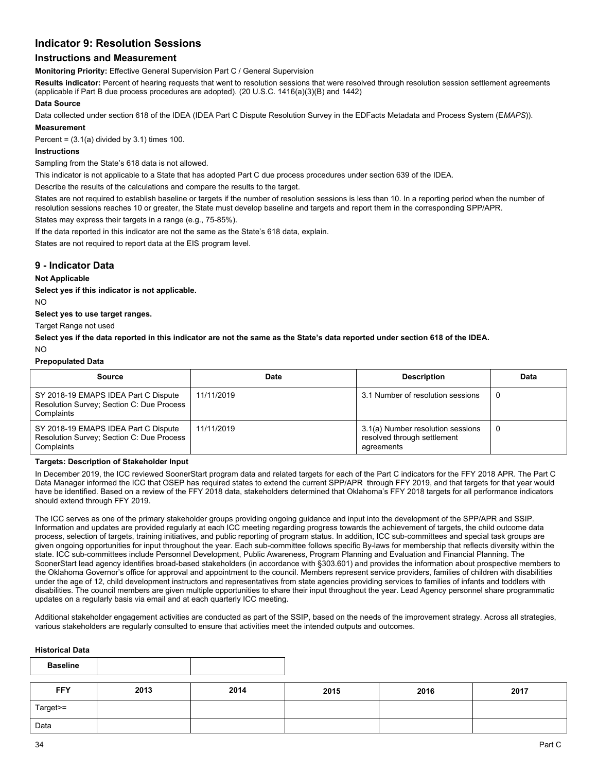## Indicator 9: Resolution Sessions

### Instructions and Measurement

**Monitoring Priority:** Effective General Supervision Part C / General Supervision

**Results indicator:** Percent of hearing requests that went to resolution sessions that were resolved through resolution session settlement agreements (applicable if Part B due process procedures are adopted). (20 U.S.C. 1416(a)(3)(B) and 1442)

**Data Source**

Data collected under section 618 of the IDEA (IDEA Part C Dispute Resolution Survey in the EDFacts Metadata and Process System (E*MAPS*)).

**Measurement**

Percent = (3.1(a) divided by 3.1) times 100.

**Instructions**

Sampling from the State's 618 data is not allowed.

This indicator is not applicable to a State that has adopted Part C due process procedures under section 639 of the IDEA.

Describe the results of the calculations and compare the results to the target.

States are not required to establish baseline or targets if the number of resolution sessions is less than 10. In a reporting period when the number of resolution sessions reaches 10 or greater, the State must develop baseline and targets and report them in the corresponding SPP/APR.

States may express their targets in a range (e.g., 75-85%).

If the data reported in this indicator are not the same as the State's 618 data, explain.

States are not required to report data at the EIS program level.

### 9 - Indicator Data

**Not Applicable**

**Select yes if this indicator is not applicable.**

NO

**Select yes to use target ranges.**

Target Range not used

**Select yes if the data reported in this indicator are not the same as the State's data reported under section 618 of the IDEA.**

NO

**Prepopulated Data**

| Source | Date | Description | Data |
|---|---|---|---|
| SY 2018-19 EMAPS IDEA Part C Dispute Resolution Survey; Section C: Due Process Complaints | 11/11/2019 | 3.1 Number of resolution sessions | 0 |
| SY 2018-19 EMAPS IDEA Part C Dispute Resolution Survey; Section C: Due Process Complaints | 11/11/2019 | 3.1(a) Number resolution sessions resolved through settlement agreements | 0 |

**Targets: Description of Stakeholder Input**

In December 2019, the ICC reviewed SoonerStart program data and related targets for each of the Part C indicators for the FFY 2018 APR. The Part C Data Manager informed the ICC that OSEP has required states to extend the current SPP/APR through FFY 2019, and that targets for that year would have be identified. Based on a review of the FFY 2018 data, stakeholders determined that Oklahoma's FFY 2018 targets for all performance indicators should extend through FFY 2019.

The ICC serves as one of the primary stakeholder groups providing ongoing guidance and input into the development of the SPP/APR and SSIP. Information and updates are provided regularly at each ICC meeting regarding progress towards the achievement of targets, the child outcome data process, selection of targets, training initiatives, and public reporting of program status. In addition, ICC sub-committees and special task groups are given ongoing opportunities for input throughout the year. Each sub-committee follows specific By-laws for membership that reflects diversity within the state. ICC sub-committees include Personnel Development, Public Awareness, Program Planning and Evaluation and Financial Planning. The SoonerStart lead agency identifies broad-based stakeholders (in accordance with §303.601) and provides the information about prospective members to the Oklahoma Governor's office for approval and appointment to the council. Members represent service providers, families of children with disabilities under the age of 12, child development instructors and representatives from state agencies providing services to families of infants and toddlers with disabilities. The council members are given multiple opportunities to share their input throughout the year. Lead Agency personnel share programmatic updates on a regularly basis via email and at each quarterly ICC meeting.

Additional stakeholder engagement activities are conducted as part of the SSIP, based on the needs of the improvement strategy. Across all strategies, various stakeholders are regularly consulted to ensure that activities meet the intended outputs and outcomes.

**Historical Data**

| Baseline | | |
|---|---|---|

| FFY | 2013 | 2014 | 2015 | 2016 | 2017 |
|---|---|---|---|---|---|
| Target>= | | | | | |
| Data | | | | | |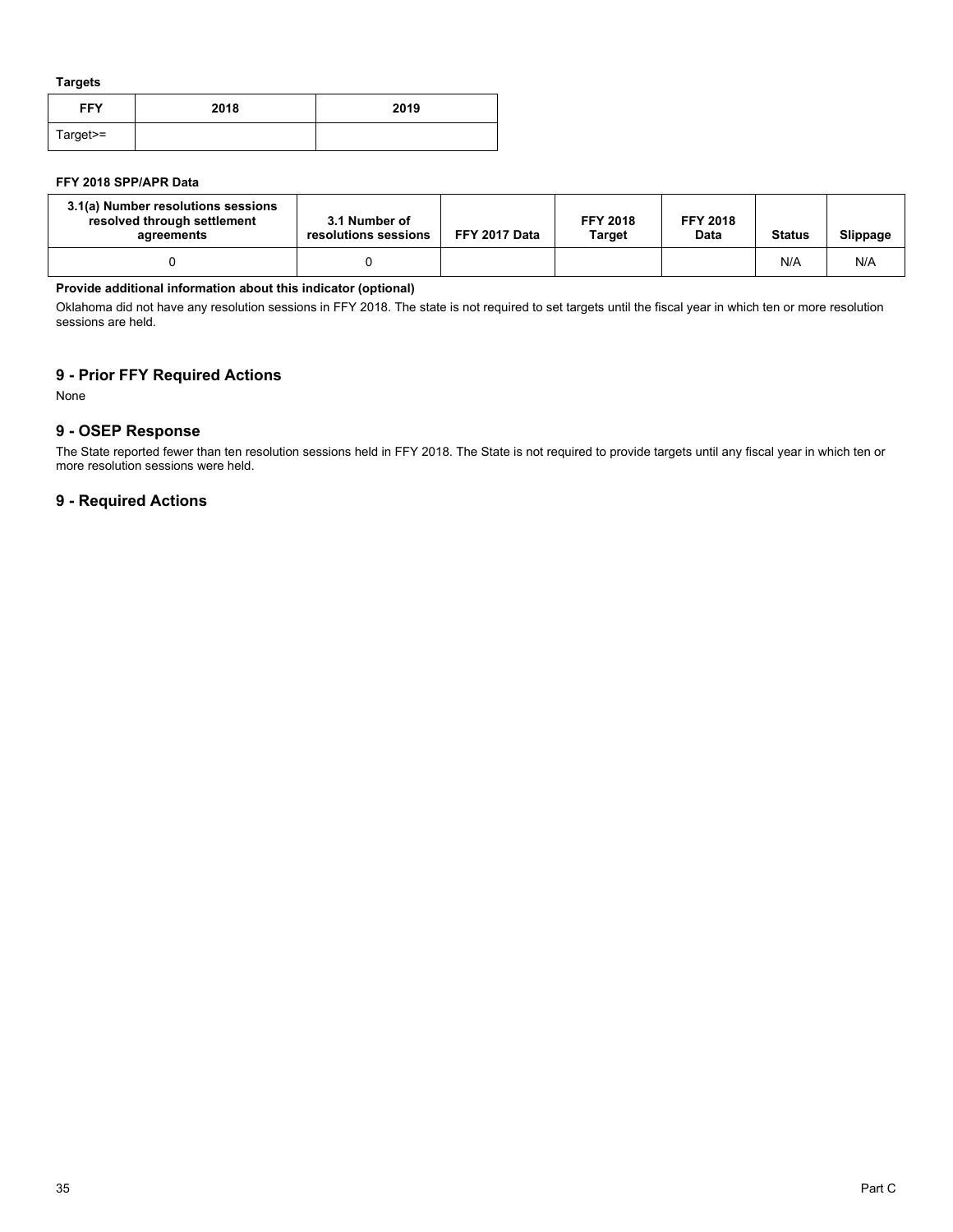**Targets**

| FFY | 2018 | 2019 |
|---|---|---|
| Target>= | | |

**FFY 2018 SPP/APR Data**

| 3.1(a) Number resolutions sessions resolved through settlement agreements | 3.1 Number of resolutions sessions | FFY 2017 Data | FFY 2018 Target | FFY 2018 Data | Status | Slippage |
|---|---|---|---|---|---|---|
| 0 | 0 | | | | N/A | N/A |

**Provide additional information about this indicator (optional)**

Oklahoma did not have any resolution sessions in FFY 2018. The state is not required to set targets until the fiscal year in which ten or more resolution sessions are held.

## 9 - Prior FFY Required Actions

None

## 9 - OSEP Response

The State reported fewer than ten resolution sessions held in FFY 2018. The State is not required to provide targets until any fiscal year in which ten or more resolution sessions were held.

## 9 - Required Actions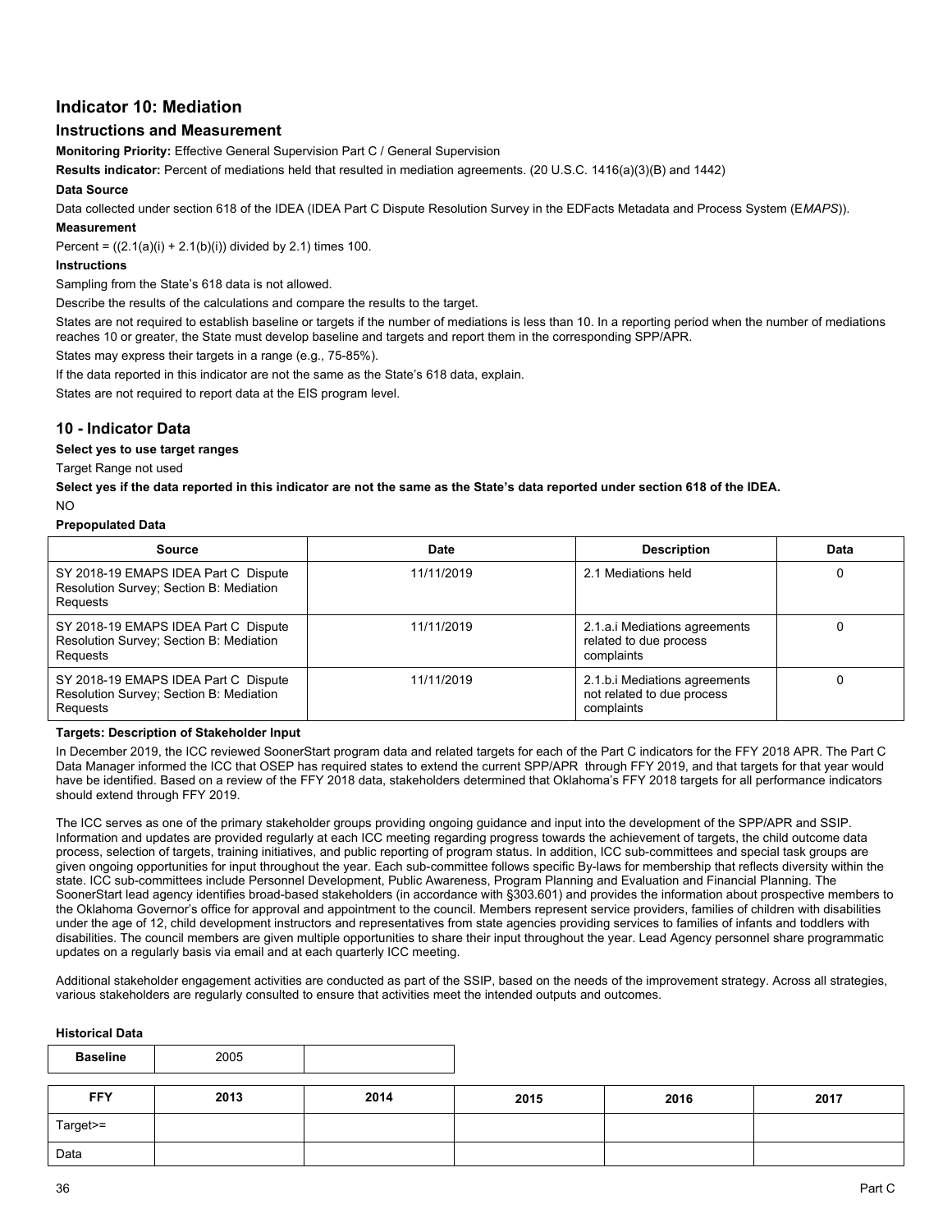## Indicator 10: Mediation

### Instructions and Measurement

**Monitoring Priority:** Effective General Supervision Part C / General Supervision

**Results indicator:** Percent of mediations held that resulted in mediation agreements. (20 U.S.C. 1416(a)(3)(B) and 1442)

**Data Source**

Data collected under section 618 of the IDEA (IDEA Part C Dispute Resolution Survey in the EDFacts Metadata and Process System (E*MAPS*)).

**Measurement**

Percent = ((2.1(a)(i) + 2.1(b)(i)) divided by 2.1) times 100.

**Instructions**

Sampling from the State's 618 data is not allowed.

Describe the results of the calculations and compare the results to the target.

States are not required to establish baseline or targets if the number of mediations is less than 10. In a reporting period when the number of mediations reaches 10 or greater, the State must develop baseline and targets and report them in the corresponding SPP/APR.

States may express their targets in a range (e.g., 75-85%).

If the data reported in this indicator are not the same as the State's 618 data, explain.

States are not required to report data at the EIS program level.

### 10 - Indicator Data

**Select yes to use target ranges**

Target Range not used

**Select yes if the data reported in this indicator are not the same as the State's data reported under section 618 of the IDEA.**

NO

**Prepopulated Data**

| Source | Date | Description | Data |
|---|---|---|---|
| SY 2018-19 EMAPS IDEA Part C Dispute Resolution Survey; Section B: Mediation Requests | 11/11/2019 | 2.1 Mediations held | 0 |
| SY 2018-19 EMAPS IDEA Part C Dispute Resolution Survey; Section B: Mediation Requests | 11/11/2019 | 2.1.a.i Mediations agreements related to due process complaints | 0 |
| SY 2018-19 EMAPS IDEA Part C Dispute Resolution Survey; Section B: Mediation Requests | 11/11/2019 | 2.1.b.i Mediations agreements not related to due process complaints | 0 |

**Targets: Description of Stakeholder Input**

In December 2019, the ICC reviewed SoonerStart program data and related targets for each of the Part C indicators for the FFY 2018 APR. The Part C Data Manager informed the ICC that OSEP has required states to extend the current SPP/APR through FFY 2019, and that targets for that year would have be identified. Based on a review of the FFY 2018 data, stakeholders determined that Oklahoma's FFY 2018 targets for all performance indicators should extend through FFY 2019.

The ICC serves as one of the primary stakeholder groups providing ongoing guidance and input into the development of the SPP/APR and SSIP. Information and updates are provided regularly at each ICC meeting regarding progress towards the achievement of targets, the child outcome data process, selection of targets, training initiatives, and public reporting of program status. In addition, ICC sub-committees and special task groups are given ongoing opportunities for input throughout the year. Each sub-committee follows specific By-laws for membership that reflects diversity within the state. ICC sub-committees include Personnel Development, Public Awareness, Program Planning and Evaluation and Financial Planning. The SoonerStart lead agency identifies broad-based stakeholders (in accordance with §303.601) and provides the information about prospective members to the Oklahoma Governor's office for approval and appointment to the council. Members represent service providers, families of children with disabilities under the age of 12, child development instructors and representatives from state agencies providing services to families of infants and toddlers with disabilities. The council members are given multiple opportunities to share their input throughout the year. Lead Agency personnel share programmatic updates on a regularly basis via email and at each quarterly ICC meeting.

Additional stakeholder engagement activities are conducted as part of the SSIP, based on the needs of the improvement strategy. Across all strategies, various stakeholders are regularly consulted to ensure that activities meet the intended outputs and outcomes.

**Historical Data**

| Baseline | 2005 | |
|---|---|---|

| FFY | 2013 | 2014 | 2015 | 2016 | 2017 |
|---|---|---|---|---|---|
| Target>= | | | | | |
| Data | | | | | |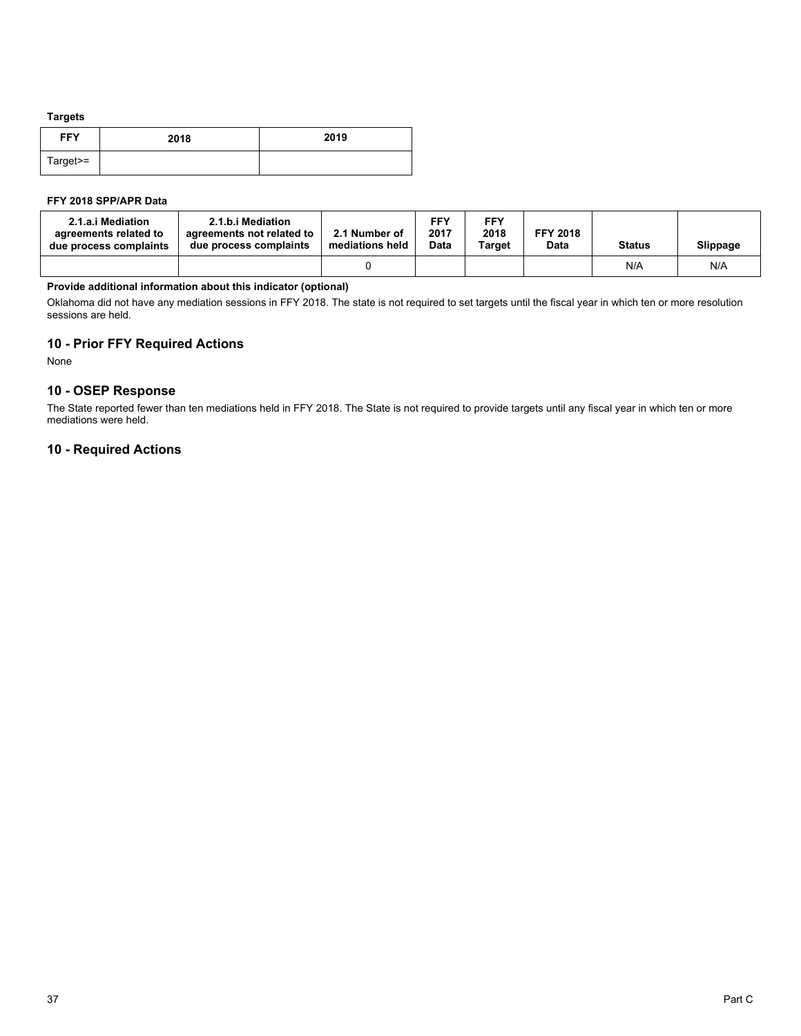**Targets**

| FFY | 2018 | 2019 |
|---|---|---|
| Target>= | | |

**FFY 2018 SPP/APR Data**

| 2.1.a.i Mediation agreements related to due process complaints | 2.1.b.i Mediation agreements not related to due process complaints | 2.1 Number of mediations held | FFY 2017 Data | FFY 2018 Target | FFY 2018 Data | Status | Slippage |
|---|---|---|---|---|---|---|---|
| | | 0 | | | | N/A | N/A |

**Provide additional information about this indicator (optional)**

Oklahoma did not have any mediation sessions in FFY 2018. The state is not required to set targets until the fiscal year in which ten or more resolution sessions are held.

## 10 - Prior FFY Required Actions

None

## 10 - OSEP Response

The State reported fewer than ten mediations held in FFY 2018. The State is not required to provide targets until any fiscal year in which ten or more mediations were held.

## 10 - Required Actions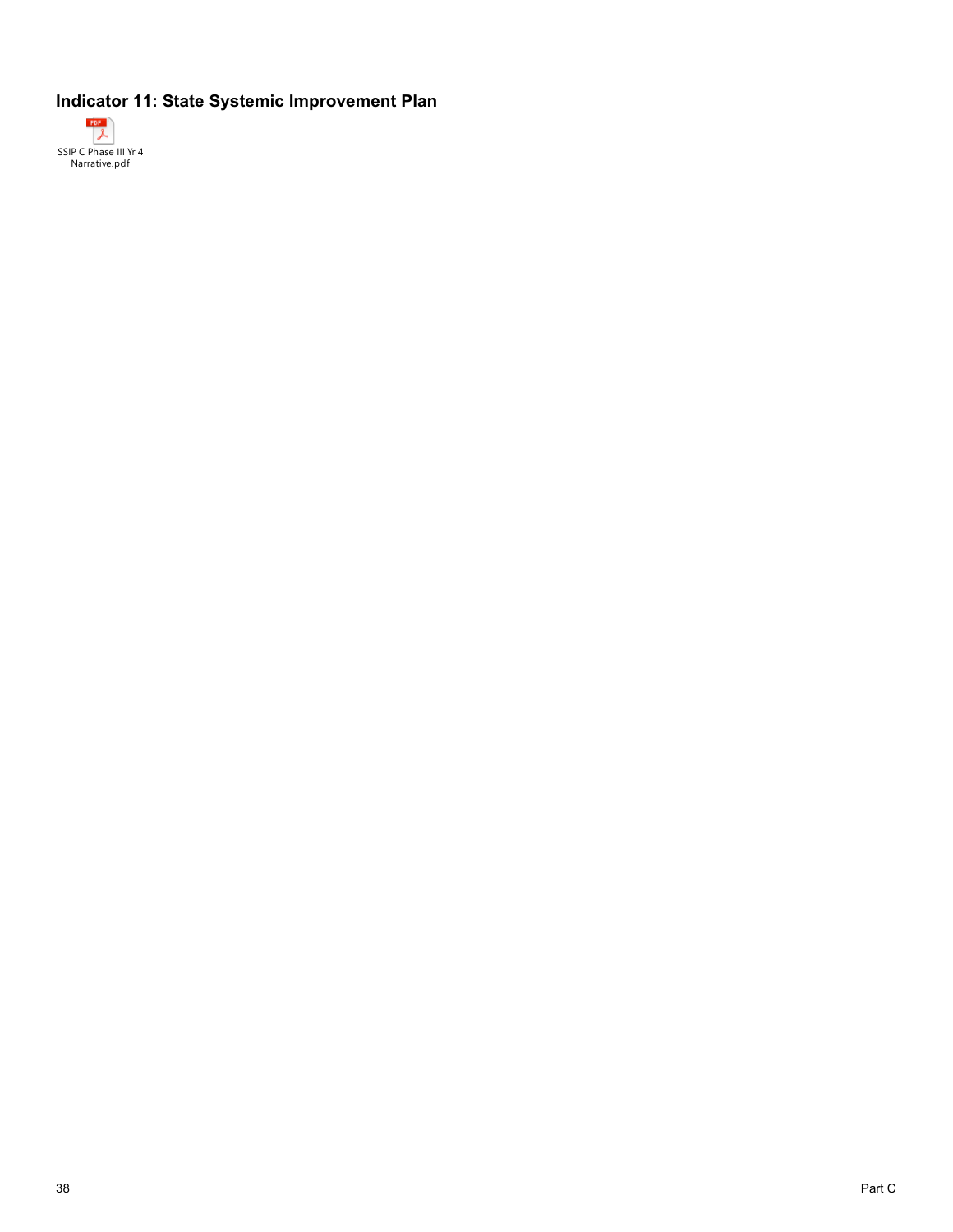## Indicator 11: State Systemic Improvement Plan

SSIP C Phase III Yr 4 Narrative.pdf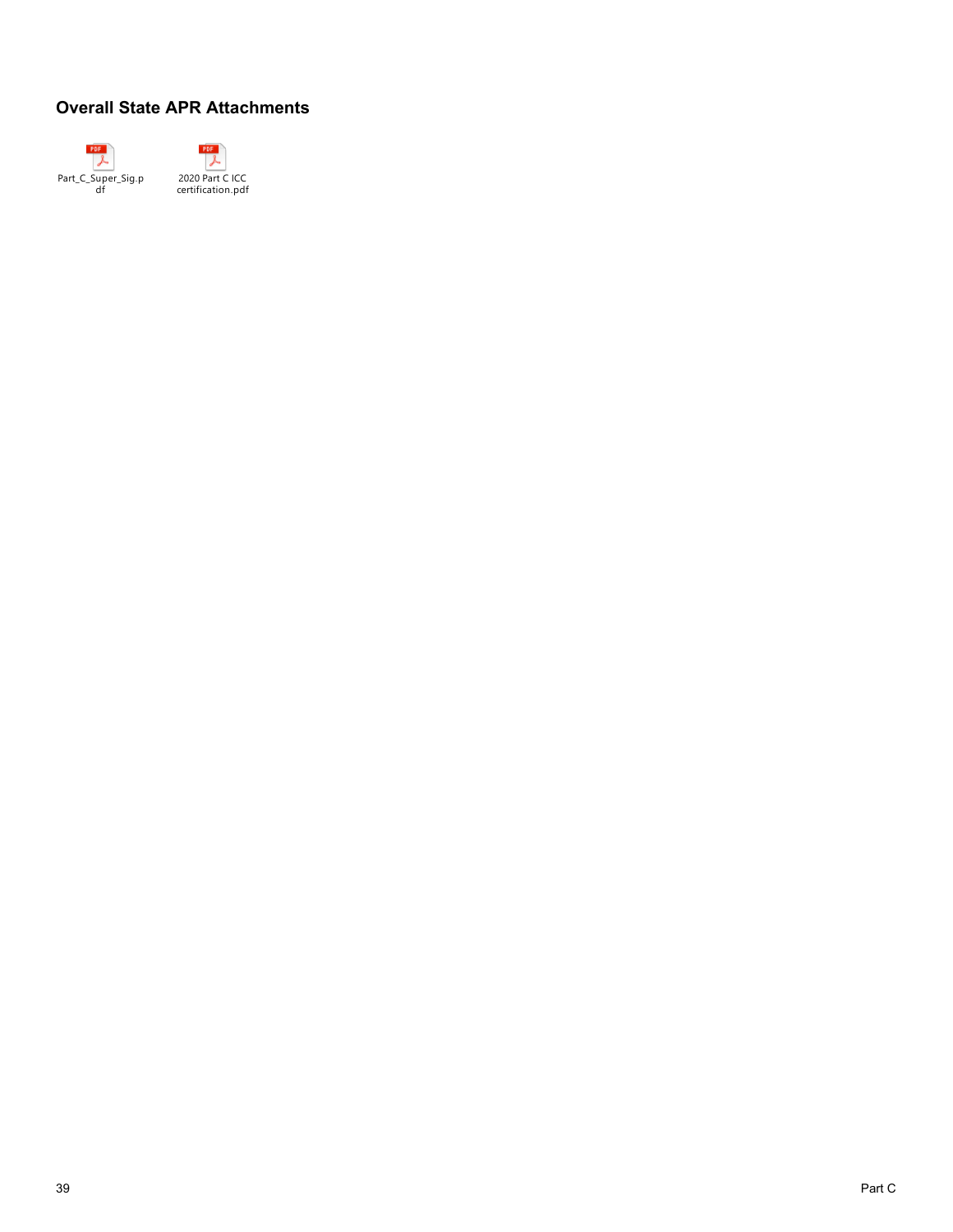## Overall State APR Attachments

Part_C_Super_Sig.pdf

2020 Part C ICC certification.pdf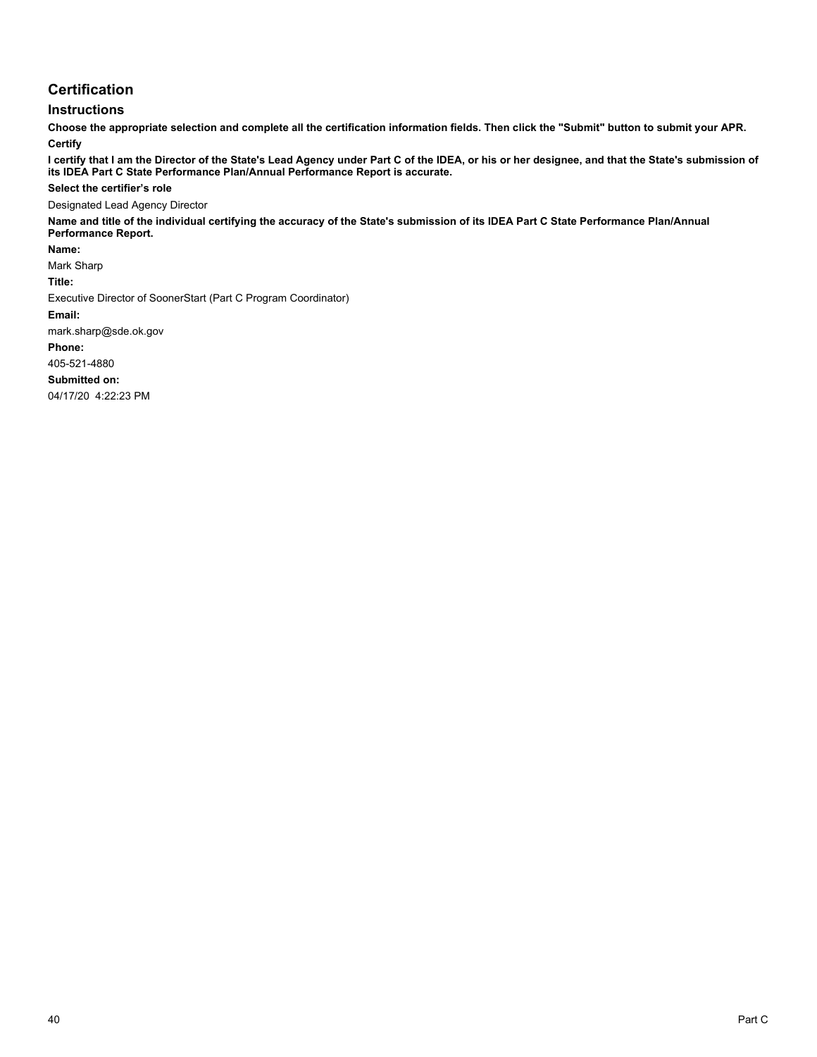## Certification

### Instructions

**Choose the appropriate selection and complete all the certification information fields. Then click the "Submit" button to submit your APR.**

**Certify**

**I certify that I am the Director of the State's Lead Agency under Part C of the IDEA, or his or her designee, and that the State's submission of its IDEA Part C State Performance Plan/Annual Performance Report is accurate.**

**Select the certifier's role**

Designated Lead Agency Director

**Name and title of the individual certifying the accuracy of the State's submission of its IDEA Part C State Performance Plan/Annual Performance Report.**

**Name:**

Mark Sharp

**Title:**

Executive Director of SoonerStart (Part C Program Coordinator)

**Email:**

mark.sharp@sde.ok.gov

**Phone:**

405-521-4880

**Submitted on:**

04/17/20 4:22:23 PM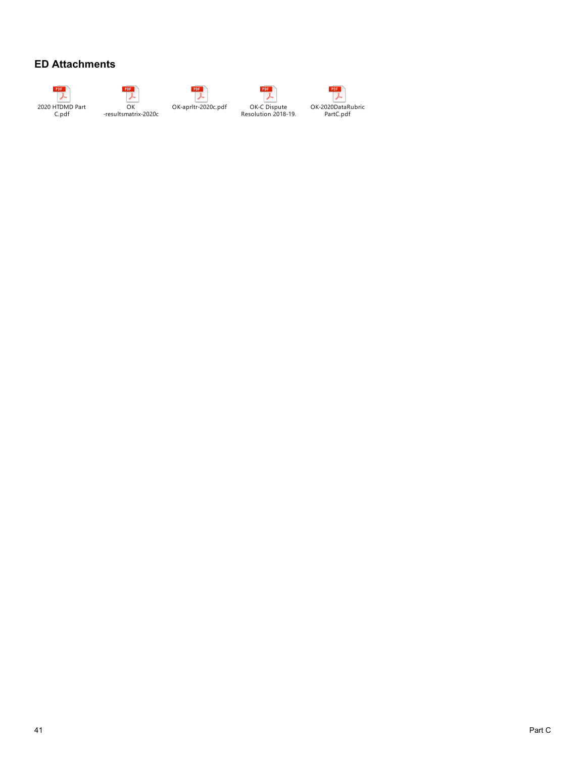## ED Attachments

2020 HTDMD Part C.pdf

OK -resultsmatrix-2020c

OK-aprltr-2020c.pdf

OK-C Dispute Resolution 2018-19.

OK-2020DataRubric PartC.pdf